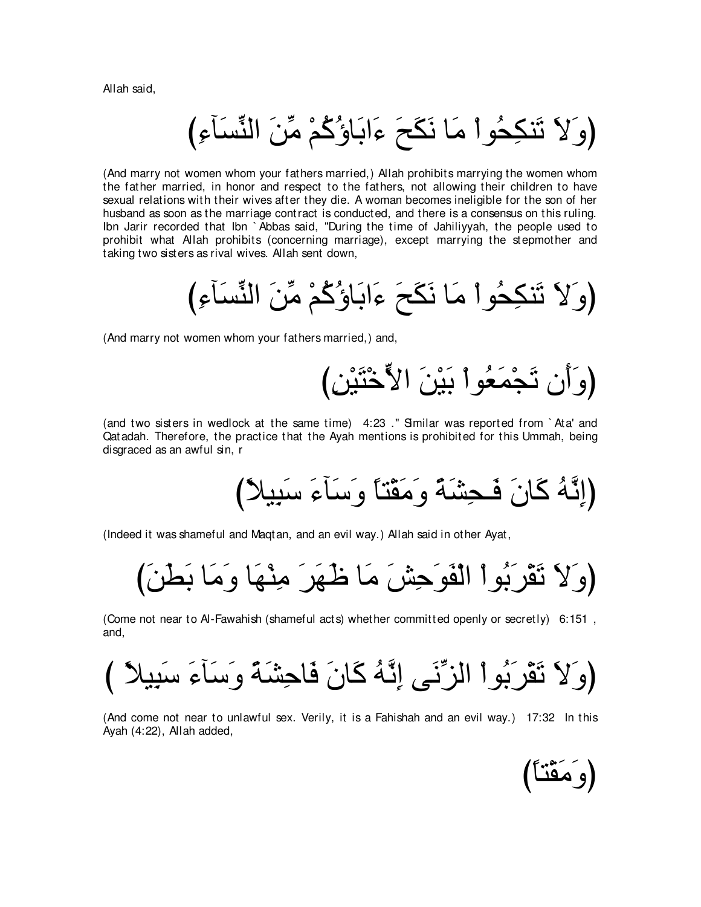Allah said,

(وَلاَ تَنكِحُواْ مَا نَكَحَ ءَابَاؤُكُمْ مِّنَ النِّسَآءِ)

(And marry not women whom your fathers married,) Allah prohibits marrying the women whom the father married, in honor and respect to the fathers, not allowing their children to have sexual relations with their wives after they die. A woman becomes ineligible for the son of her husband as soon as the marriage contract is conducted, and there is a consensus on this ruling. Ibn Jarir recorded that Ibn `Abbas said, "During the time of Jahiliyyah, the people used to prohibit what Allah prohibits (concerning marriage), except marrying the stepmother and taking two sisters as rival wives. Allah sent down,

(وَلاَ تَنكِحُواْ مَا نَكَحَ ءَابَاؤُكُمْ مِّنَ النِّسَآءِ)

(And marry not women whom your fathers married,) and,

(وَأَن تَجْمَعُواْ بَيْنَ الاٌّخْتَيْنِ)

(and two sisters in wedlock at the same time) 4:23 ." Similar was reported from `Ata' and Qatadah. Therefore, the practice that the Ayah mentions is prohibited for this Ummah, being disgraced as an awful sin, r

(إِنَّهُ كَانَ فَـحِشَةً وَمَقْتاً وَسَآءَ سَبِيلاً)

(Indeed it was shameful and Maqtan, and an evil way.) Allah said in other Ayat,

(وَلاَ تَقْرَبُواْ الْفَوَحِشَ مَا ظَـهَرَ مِنْهَا وَمَا بَطَنَ)

(Come not near to Al-Fawahish (shameful acts) whether committed openly or secretly) 6:151 , and,

(وَلاَ تَقْرَبُواْ الزِّنَى إِنَّهُ كَانَ فَاحِشَةً وَسَآءَ سَبِيلاً )

(And come not near to unlawful sex. Verily, it is a Fahishah and an evil way.) 17:32 In this Ayah (4:22), Allah added,

(وَمَقْتاً)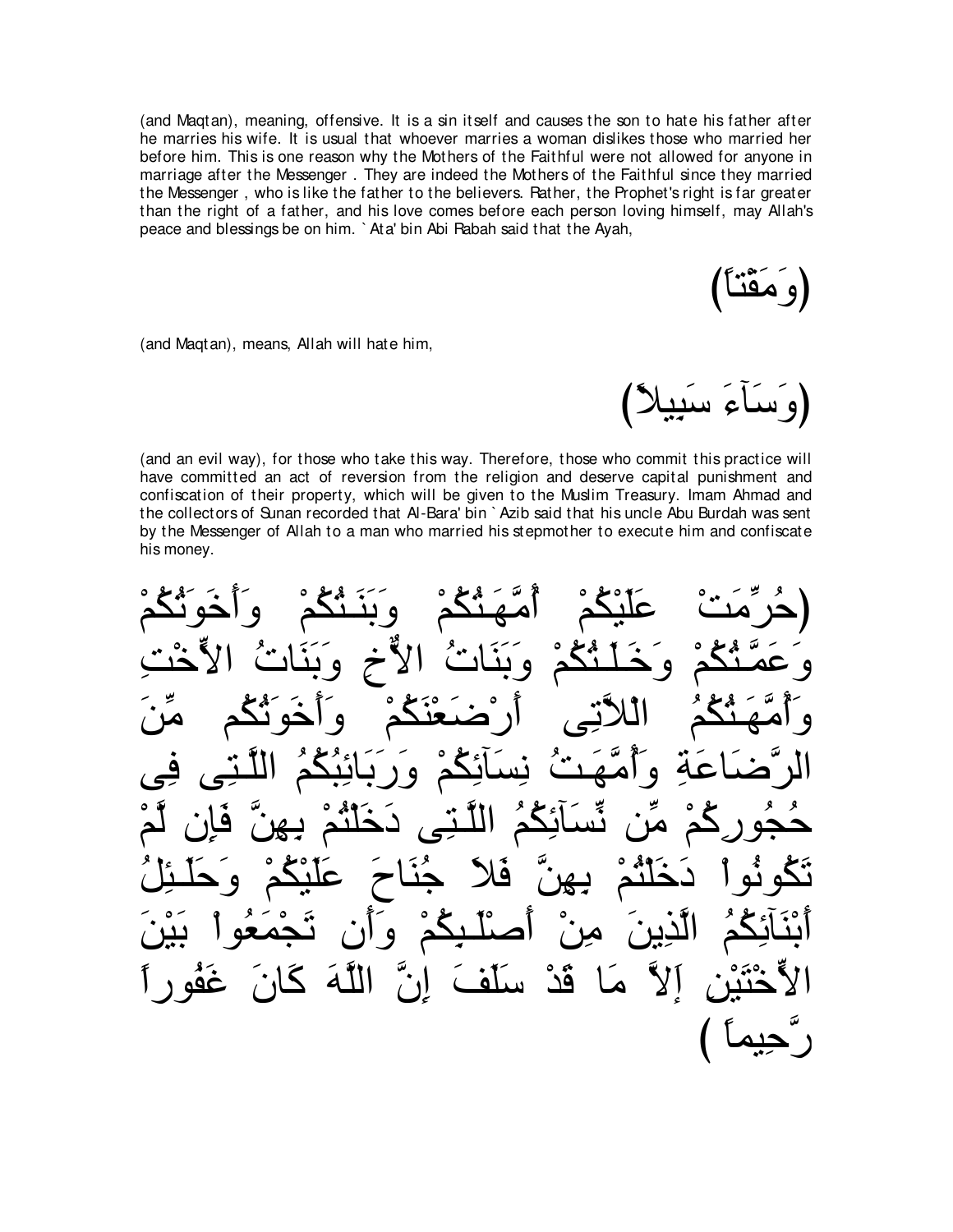(and Maqtan), meaning, offensive. It is a sin itself and causes the son to hate his father after he marries his wife. It is usual that whoever marries a woman dislikes those who married her before him. This is one reason why the Mothers of the Faithful were not allowed for anyone in marriage after the Messenger . They are indeed the Mothers of the Faithful since they married the Messenger , who is like the father to the believers. Rather, the Prophet's right is far greater than the right of a father, and his love comes before each person loving himself, may Allah's peace and blessings be on him. `Ata' bin Abi Rabah said that the Ayah,

(وَمَقْتاً)

(and Maqtan), means, Allah will hate him,

(وَسَآءَ سَبِيلاً)

(and an evil way), for those who take this way. Therefore, those who commit this practice will have committed an act of reversion from the religion and deserve capital punishment and confiscation of their property, which will be given to the Muslim Treasury. Imam Ahmad and the collectors of Sunan recorded that Al-Bara' bin `Azib said that his uncle Abu Burdah was sent by the Messenger of Allah to a man who married his stepmother to execute him and confiscate his money.

(حُرِّمَتْ عَلَيْكُمْ أُمَّهَـتُكُمْ وَبَنَـتُكُمْ وَأَخَوَتُكُمْ وَعَمَّـتُكُمْ وَخَـلَـتُكُمْ وَبَنَاتُ الاٌّخِ وَبَنَاتُ الاٍّخْتِ وَأُمَّهَـتُكُمُ اللاَّتِى أَرْضَعْنَكُمْ وَأَخَوَتُكُم مِّنَ الرَّضَاعَةِ وَأُمَّهَـتُ نِسَآئِكُمْ وَرَبَائِبُكُمُ اللَّـتِى فِى حُجُورِكُمْ مِّن نِّسَآئِكُمُ اللَّـتِى دَخَلْتُمْ بِهِنَّ فَإِن لَّمْ تَكُونُواْ دَخَلْتُمْ بِهِنَّ فَلاَ جُنَاحَ عَلَيْكُمْ وَحَلَـئِلُ أَبْنَآئِكُمُ الَّذِينَ مِنْ أَصْلَـبِكُمْ وَأَن تَجْمَعُواْ بَيْنَ الاٍّخْتَيْنِ إَلاَّ مَا قَدْ سَلَفَ إِنَّ اللَّهَ كَانَ غَفُوراً رَّحِيماً )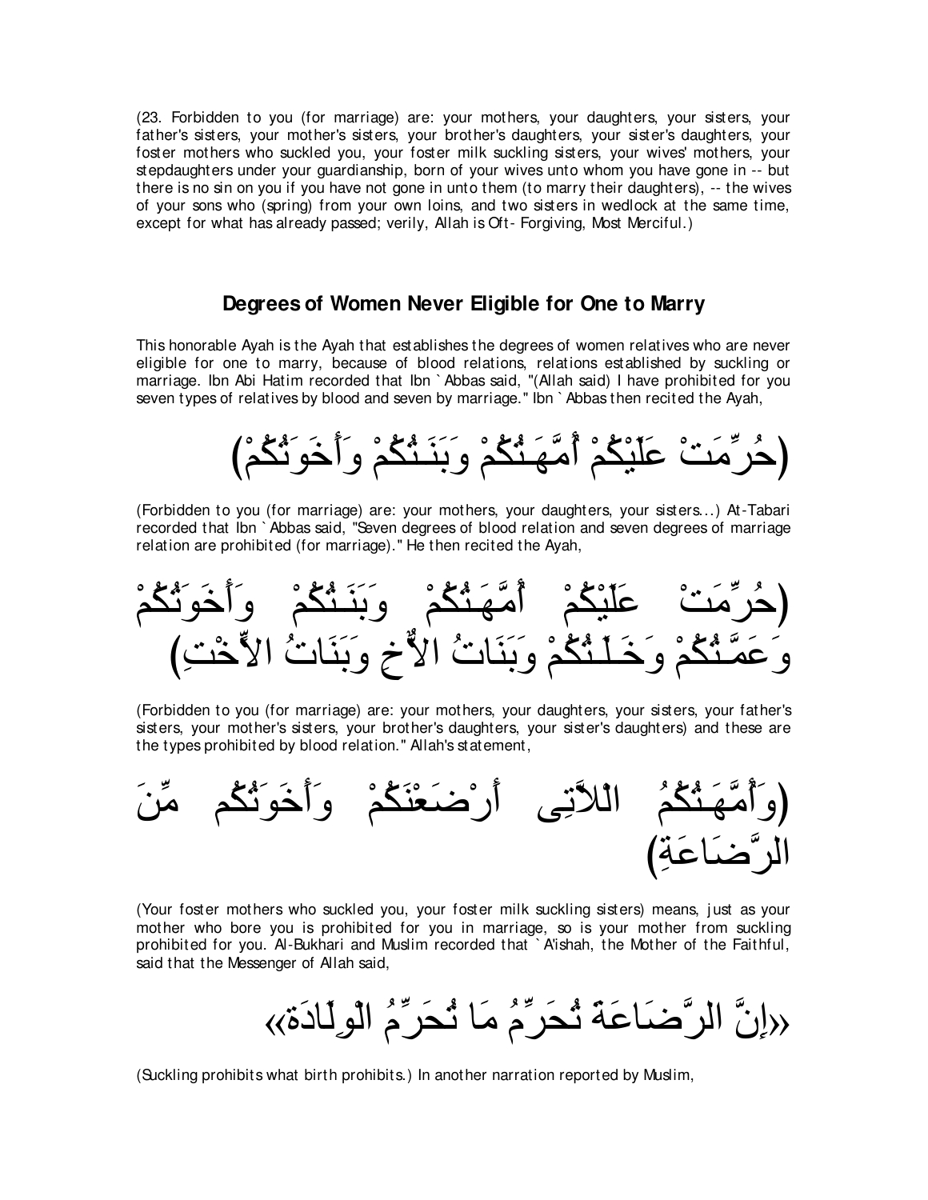(23. Forbidden to you (for marriage) are: your mothers, your daughters, your sisters, your father's sisters, your mother's sisters, your brother's daughters, your sister's daughters, your foster mothers who suckled you, your foster milk suckling sisters, your wives' mothers, your stepdaughters under your guardianship, born of your wives unto whom you have gone in -- but there is no sin on you if you have not gone in unto them (to marry their daughters), -- the wives of your sons who (spring) from your own loins, and two sisters in wedlock at the same time, except for what has already passed; verily, Allah is Oft- Forgiving, Most Merciful.)

## Degrees of Women Never Eligible for One to Marry

This honorable Ayah is the Ayah that establishes the degrees of women relatives who are never eligible for one to marry, because of blood relations, relations established by suckling or marriage. Ibn Abi Hatim recorded that Ibn `Abbas said, "(Allah said) I have prohibited for you seven types of relatives by blood and seven by marriage." Ibn `Abbas then recited the Ayah,

(حُرِّمَتْ عَلَيْكُمْ أُمَّهَـتُكُمْ وَبَنَـتُكُمْ وَأَخَوَتُكُمْ)

(Forbidden to you (for marriage) are: your mothers, your daughters, your sisters...) At-Tabari recorded that Ibn `Abbas said, "Seven degrees of blood relation and seven degrees of marriage relation are prohibited (for marriage)." He then recited the Ayah,

(حُرِّمَتْ عَلَيْكُمْ أُمَّهَـتُكُمْ وَبَنَـتُكُمْ وَأَخَوَتُكُمْ وَعَمَّـتُكُمْ وَخَـلَـتُكُمْ وَبَنَاتُ الاٌّخِ وَبَنَاتُ الاٌّخْتِ)

(Forbidden to you (for marriage) are: your mothers, your daughters, your sisters, your father's sisters, your mother's sisters, your brother's daughters, your sister's daughters) and these are the types prohibited by blood relation." Allah's statement,

(وَأُمَّهَـتُكُمُ اللاَّتِى أَرْضَعْنَكُمْ وَأَخَوَتُكُم مِّنَ الرَّضَاعَةِ)

(Your foster mothers who suckled you, your foster milk suckling sisters) means, just as your mother who bore you is prohibited for you in marriage, so is your mother from suckling prohibited for you. Al-Bukhari and Muslim recorded that `A'ishah, the Mother of the Faithful, said that the Messenger of Allah said,

«إِنَّ الرَّضَاعَةَ تُحَرِّمُ مَا تُحَرِّمُ الْوِلَادَة»

(Suckling prohibits what birth prohibits.) In another narration reported by Muslim,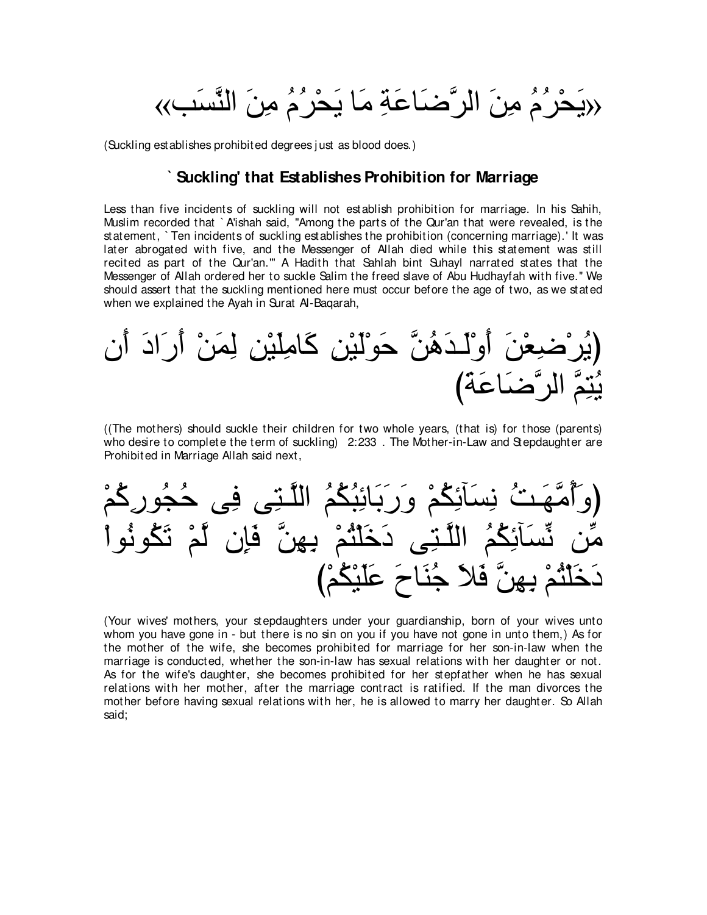«يَحْرُمُ مِنَ الرَّضَاعَةِ مَا يَحْرُمُ مِنَ النَّسَب»

(Suckling establishes prohibited degrees just as blood does.)

### `Suckling' that Establishes Prohibition for Marriage

Less than five incidents of suckling will not establish prohibition for marriage. In his Sahih, Muslim recorded that `A'ishah said, "Among the parts of the Qur'an that were revealed, is the statement, `Ten incidents of suckling establishes the prohibition (concerning marriage).' It was later abrogated with five, and the Messenger of Allah died while this statement was still recited as part of the Qur'an."' A Hadith that Sahlah bint Suhayl narrated states that the Messenger of Allah ordered her to suckle Salim the freed slave of Abu Hudhayfah with five." We should assert that the suckling mentioned here must occur before the age of two, as we stated when we explained the Ayah in Surat Al-Baqarah,

(يُرْضِعْنَ أَوْلَـدَهُنَّ حَوْلَيْنِ كَامِلَيْنِ لِمَنْ أَرَادَ أَن يُتِمَّ الرَّضَاعَةَ)

((The mothers) should suckle their children for two whole years, (that is) for those (parents) who desire to complete the term of suckling) 2:233 . The Mother-in-Law and Stepdaughter are Prohibited in Marriage Allah said next,

(وَأُمَّهَـتُ نِسَآئِكُمْ وَرَبَائِبُكُمُ اللَّـتِى فِى حُجُورِكُمْ مِّن نِّسَآئِكُمُ اللَّـتِى دَخَلْتُمْ بِهِنَّ فَإِن لَّمْ تَكُونُواْ دَخَلْتُمْ بِهِنَّ فَلاَ جُنَاحَ عَلَيْكُمْ)

(Your wives' mothers, your stepdaughters under your guardianship, born of your wives unto whom you have gone in - but there is no sin on you if you have not gone in unto them,) As for the mother of the wife, she becomes prohibited for marriage for her son-in-law when the marriage is conducted, whether the son-in-law has sexual relations with her daughter or not. As for the wife's daughter, she becomes prohibited for her stepfather when he has sexual relations with her mother, after the marriage contract is ratified. If the man divorces the mother before having sexual relations with her, he is allowed to marry her daughter. So Allah said;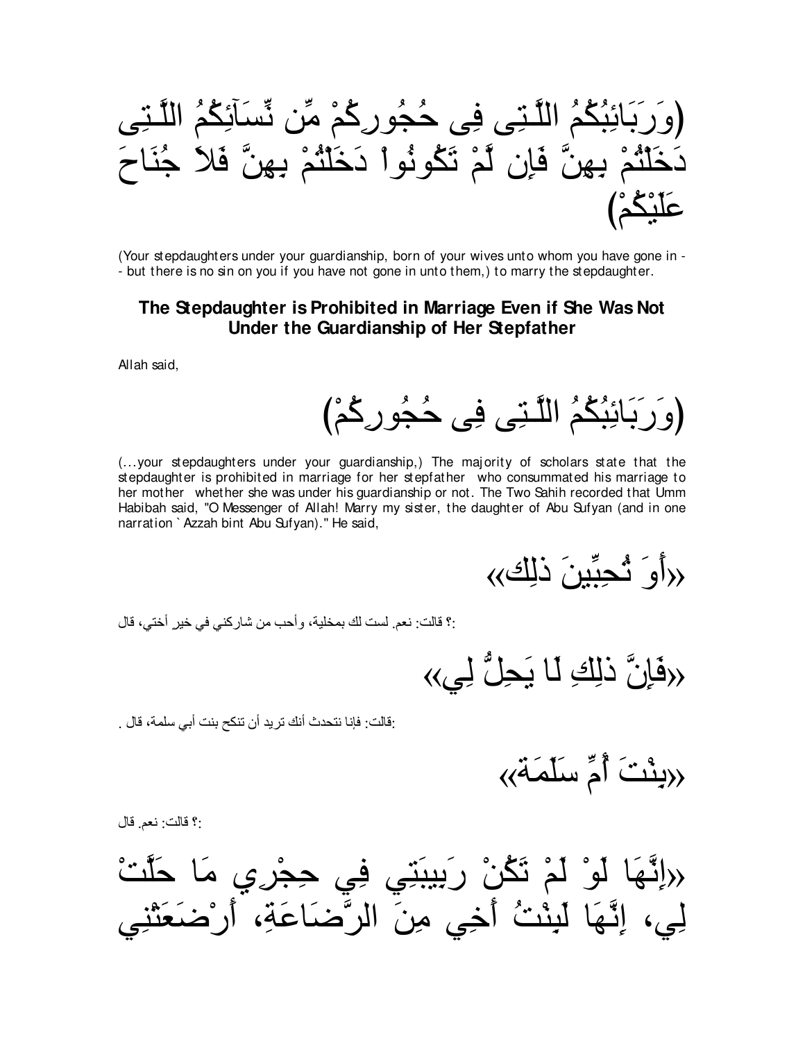(وَرَبَائِبُكُمُ اللَّـتِى فِى حُجُورِكُمْ مِّن نِّسَآئِكُمُ اللَّـتِى دَخَلْتُمْ بِهِنَّ فَإِن لَّمْ تَكُونُواْ دَخَلْتُمْ بِهِنَّ فَلاَ جُنَاحَ عَلَيْكُمْ)

(Your stepdaughters under your guardianship, born of your wives unto whom you have gone in -- but there is no sin on you if you have not gone in unto them,) to marry the stepdaughter.

## The Stepdaughter is Prohibited in Marriage Even if She Was Not Under the Guardianship of Her Stepfather

Allah said,

(وَرَبَائِبُكُمُ اللَّـتِى فِى حُجُورِكُمْ)

(...your stepdaughters under your guardianship,) The majority of scholars state that the stepdaughter is prohibited in marriage for her stepfather who consummated his marriage to her mother whether she was under his guardianship or not. The Two Sahih recorded that Umm Habibah said, "O Messenger of Allah! Marry my sister, the daughter of Abu Sufyan (and in one narration `Azzah bint Abu Sufyan)." He said,

«أَوَ تُحِبِّينَ ذَلِك»

؟ قالت: نعم. لست لك بمخلية، وأحب من شاركني في خير أختي، قال:

«فَإِنَّ ذَلِكِ لَا يَحِلُّ لِي»

قالت: فإنا نتحدث أنك تريد أن تنكح بنت أبي سلمة، قال:

«بِنْتَ أُمِّ سَلَمَة»

؟ قالت: نعم. قال:

«إِنَّهَا لَوْ لَمْ تَكُنْ رَبِيبَتِي فِي حِجْرِي مَا حَلَّتْ لِي، إِنَّهَا لَبِنْتُ أَخِي مِنَ الرَّضَاعَةِ، أَرْضَعَتْنِي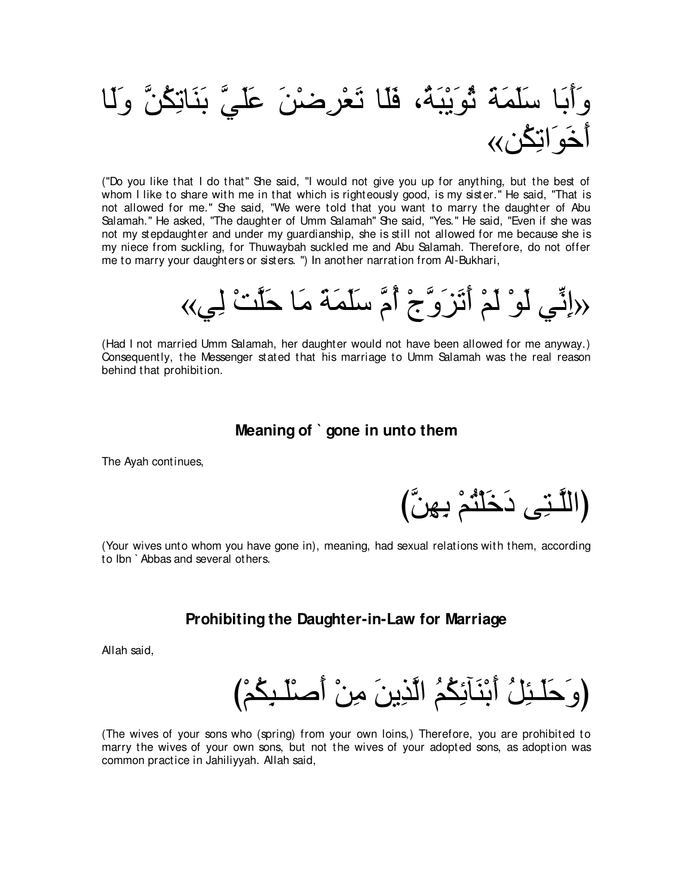وَأَبَا سَلَمَةَ ثُوَيْبَةُ، فَلَا تَعْرِضْنَ عَلَيَّ بَنَاتِكُنَّ وَلَا أَخَوَاتِكُن»

("Do you like that I do that" She said, "I would not give you up for anything, but the best of whom I like to share with me in that which is righteously good, is my sister." He said, "That is not allowed for me." She said, "We were told that you want to marry the daughter of Abu Salamah." He asked, "The daughter of Umm Salamah" She said, "Yes." He said, "Even if she was not my stepdaughter and under my guardianship, she is still not allowed for me because she is my niece from suckling, for Thuwaybah suckled me and Abu Salamah. Therefore, do not offer me to marry your daughters or sisters. ") In another narration from Al-Bukhari,

«إِنِّي لَوْ لَمْ أَتَزَوَّجْ أُمَّ سَلَمَةَ مَا حَلَّتْ لِي»

(Had I not married Umm Salamah, her daughter would not have been allowed for me anyway.) Consequently, the Messenger stated that his marriage to Umm Salamah was the real reason behind that prohibition.

### Meaning of ` gone in unto them

The Ayah continues,

(اللَّـتِى دَخَلْتُمْ بِهِنَّ)

(Your wives unto whom you have gone in), meaning, had sexual relations with them, according to Ibn ` Abbas and several others.

### Prohibiting the Daughter-in-Law for Marriage

Allah said,

(وَحَلَـئِلُ أَبْنَآئِكُمُ الَّذِينَ مِنْ أَصْلَـبِكُمْ)

(The wives of your sons who (spring) from your own loins,) Therefore, you are prohibited to marry the wives of your own sons, but not the wives of your adopted sons, as adoption was common practice in Jahiliyyah. Allah said,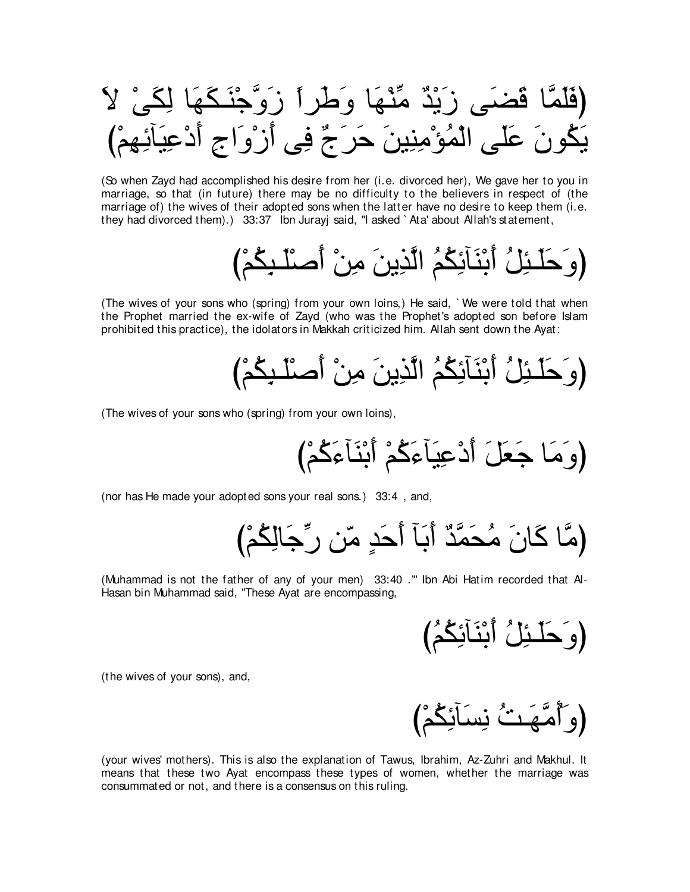(فَلَمَّا قَضَى زَيْدٌ مِّنْهَا وَطَراً زَوَّجْنَـكَهَا لِكَىْ لاَ يَكُونَ عَلَى الْمُؤْمِنِينَ حَرَجٌ فِى أَزْوَاجِ أَدْعِيَآئِهِمْ)

(So when Zayd had accomplished his desire from her (i.e. divorced her), We gave her to you in marriage, so that (in future) there may be no difficulty to the believers in respect of (the marriage of) the wives of their adopted sons when the latter have no desire to keep them (i.e. they had divorced them).) 33:37 Ibn Jurayj said, "I asked `Ata' about Allah's statement,

(وَحَلَـئِلُ أَبْنَآئِكُمُ الَّذِينَ مِنْ أَصْلَـبِكُمْ)

(The wives of your sons who (spring) from your own loins,) He said, `We were told that when the Prophet married the ex-wife of Zayd (who was the Prophet's adopted son before Islam prohibited this practice), the idolators in Makkah criticized him. Allah sent down the Ayat:

(وَحَلَـئِلُ أَبْنَآئِكُمُ الَّذِينَ مِنْ أَصْلَـبِكُمْ)

(The wives of your sons who (spring) from your own loins),

(وَمَا جَعَلَ أَدْعِيَآءَكُمْ أَبْنَآءَكُمْ)

(nor has He made your adopted sons your real sons.) 33:4 , and,

(مَّا كَانَ مُحَمَّدٌ أَبَآ أَحَدٍ مِّن رِّجَالِكُمْ)

(Muhammad is not the father of any of your men) 33:40 .'" Ibn Abi Hatim recorded that Al-Hasan bin Muhammad said, "These Ayat are encompassing,

(وَحَلَـئِلُ أَبْنَآئِكُمُ)

(the wives of your sons), and,

(وَأُمَّهَـتُ نِسَآئِكُمْ)

(your wives' mothers). This is also the explanation of Tawus, Ibrahim, Az-Zuhri and Makhul. It means that these two Ayat encompass these types of women, whether the marriage was consummated or not, and there is a consensus on this ruling.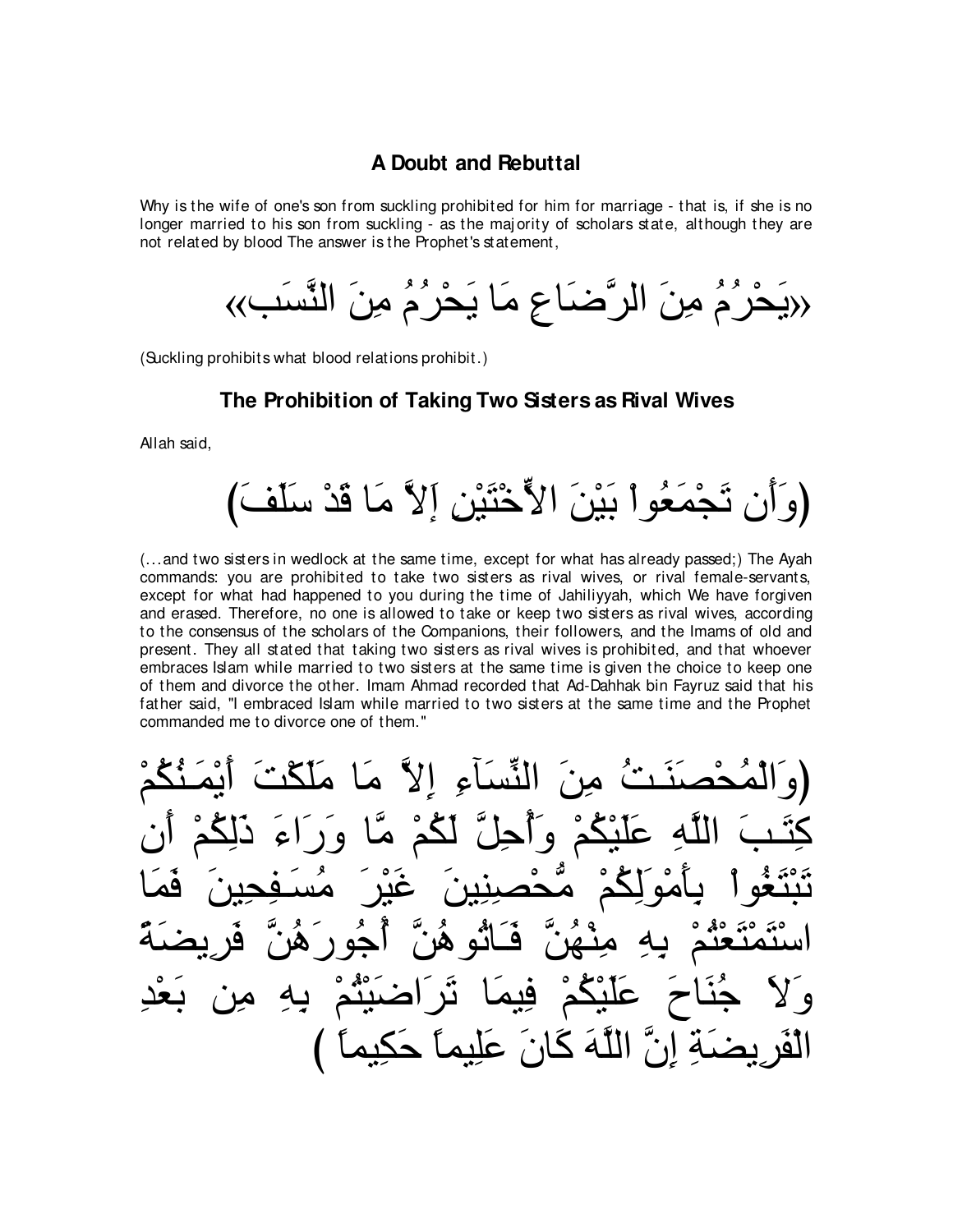## A Doubt and Rebuttal

Why is the wife of one's son from suckling prohibited for him for marriage - that is, if she is no longer married to his son from suckling - as the majority of scholars state, although they are not related by blood The answer is the Prophet's statement,

«يَحْرُمُ مِنَ الرَّضَاعِ مَا يَحْرُمُ مِنَ النَّسَبِ»

(Suckling prohibits what blood relations prohibit.)

## The Prohibition of Taking Two Sisters as Rival Wives

Allah said,

(وَأَن تَجْمَعُواْ بَيْنَ الأُخْتَيْنِ إَلاَّ مَا قَدْ سَلَفَ)

(...and two sisters in wedlock at the same time, except for what has already passed;) The Ayah commands: you are prohibited to take two sisters as rival wives, or rival female-servants, except for what had happened to you during the time of Jahiliyyah, which We have forgiven and erased. Therefore, no one is allowed to take or keep two sisters as rival wives, according to the consensus of the scholars of the Companions, their followers, and the Imams of old and present. They all stated that taking two sisters as rival wives is prohibited, and that whoever embraces Islam while married to two sisters at the same time is given the choice to keep one of them and divorce the other. Imam Ahmad recorded that Ad-Dahhak bin Fayruz said that his father said, "I embraced Islam while married to two sisters at the same time and the Prophet commanded me to divorce one of them."

(وَالْمُحْصَنَـتُ مِنَ النِّسَآءِ إِلاَّ مَا مَلَكْتَ أَيْمَـنُكُمْ كِتَـبَ اللَّهِ عَلَيْكُمْ وَأُحِلَّ لَكُمْ مَّا وَرَاءَ ذَلِكُمْ أَن تَبْتَغُواْ بِأَمْوَلِكُمْ مُّحْصِنِينَ غَيْرَ مُسَـفِحِينَ فَمَا اسْتَمْتَعْتُمْ بِهِ مِنْهُنَّ فَـاتُوهُنَّ أُجُورَهُنَّ فَرِيضَةً وَلاَ جُنَاحَ عَلَيْكُمْ فِيمَا تَرَاضَيْتُمْ بِهِ مِن بَعْدِ الْفَرِيضَةِ إِنَّ اللَّهَ كَانَ عَلِيماً حَكِيماً )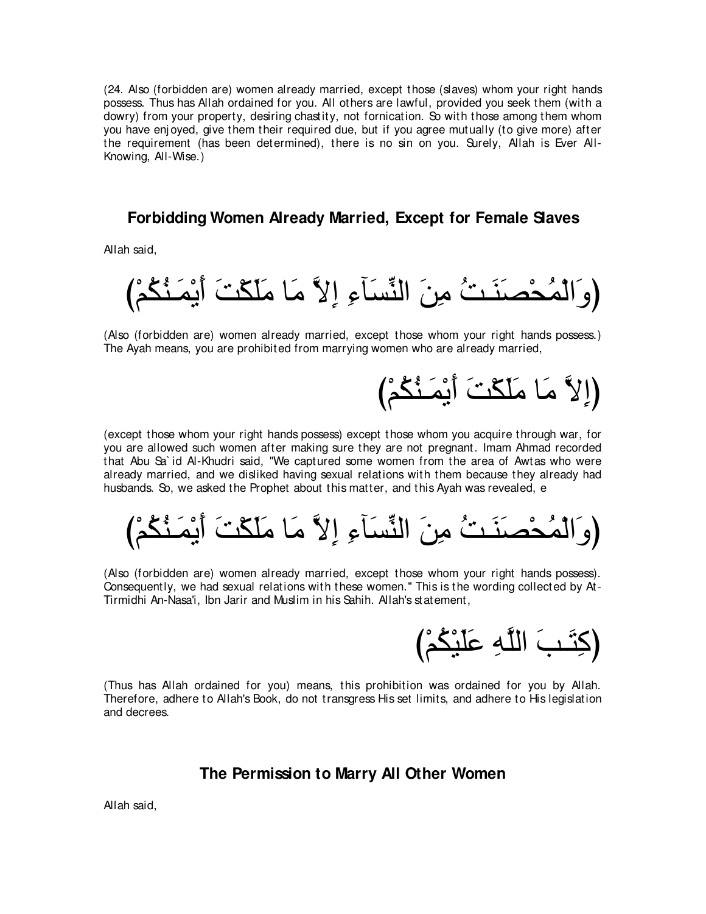(24. Also (forbidden are) women already married, except those (slaves) whom your right hands possess. Thus has Allah ordained for you. All others are lawful, provided you seek them (with a dowry) from your property, desiring chastity, not fornication. So with those among them whom you have enjoyed, give them their required due, but if you agree mutually (to give more) after the requirement (has been determined), there is no sin on you. Surely, Allah is Ever All-Knowing, All-Wise.)

### Forbidding Women Already Married, Except for Female Slaves

Allah said,

(وَالْمُحْصَنَـتُ مِنَ النِّسَآءِ إِلاَّ مَا مَلَكْتَ أَيْمَـنُكُمْ)

(Also (forbidden are) women already married, except those whom your right hands possess.) The Ayah means, you are prohibited from marrying women who are already married,

(إِلاَّ مَا مَلَكْتَ أَيْمَـنُكُمْ)

(except those whom your right hands possess) except those whom you acquire through war, for you are allowed such women after making sure they are not pregnant. Imam Ahmad recorded that Abu Sa`id Al-Khudri said, "We captured some women from the area of Awtas who were already married, and we disliked having sexual relations with them because they already had husbands. So, we asked the Prophet about this matter, and this Ayah was revealed, e

(وَالْمُحْصَنَـتُ مِنَ النِّسَآءِ إِلاَّ مَا مَلَكْتَ أَيْمَـنُكُمْ)

(Also (forbidden are) women already married, except those whom your right hands possess). Consequently, we had sexual relations with these women." This is the wording collected by At-Tirmidhi An-Nasa'i, Ibn Jarir and Muslim in his Sahih. Allah's statement,

(كِتَـبَ اللَّهِ عَلَيْكُمْ)

(Thus has Allah ordained for you) means, this prohibition was ordained for you by Allah. Therefore, adhere to Allah's Book, do not transgress His set limits, and adhere to His legislation and decrees.

### The Permission to Marry All Other Women

Allah said,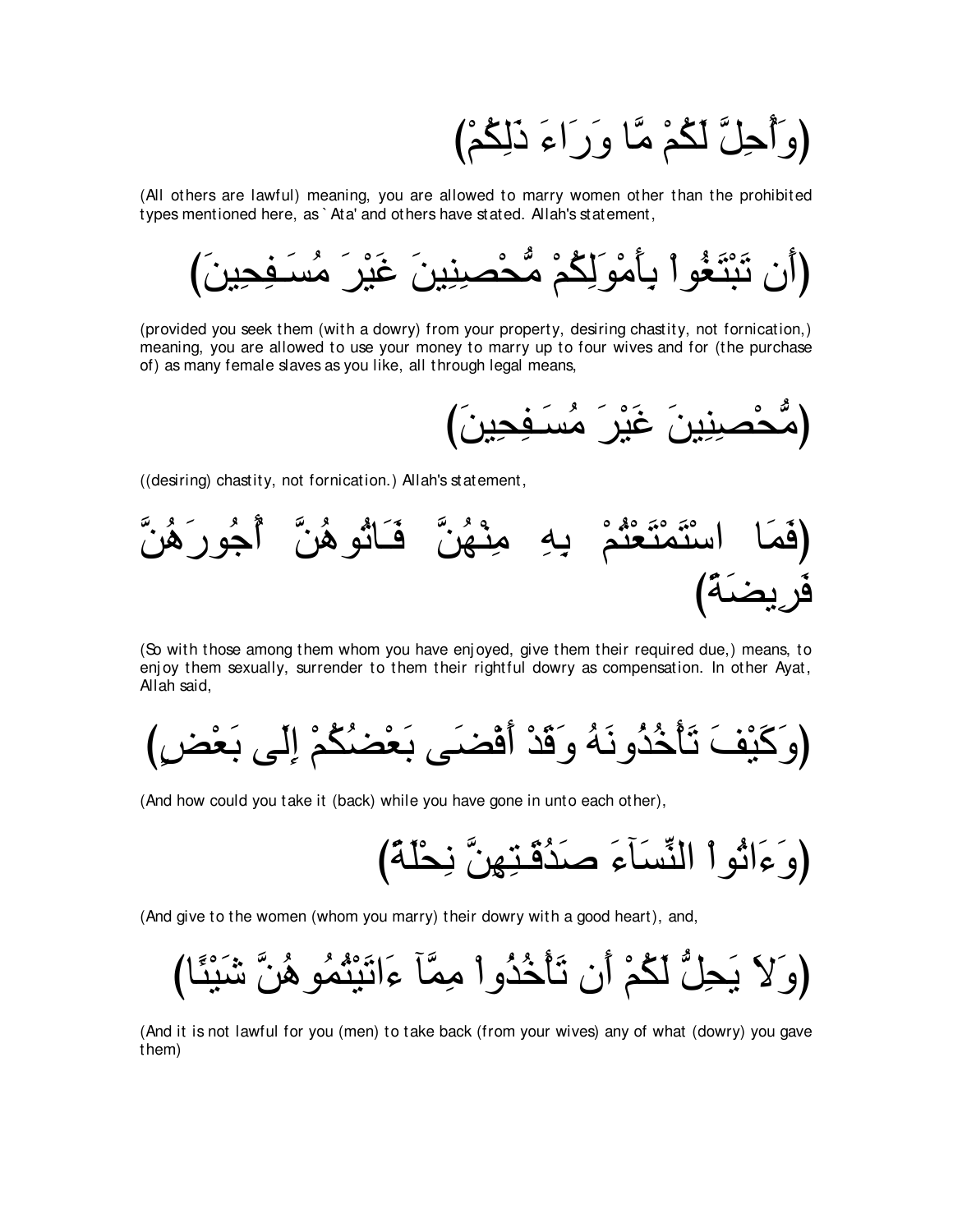(وَأُحِلَّ لَكُمْ مَّا وَرَاءَ ذَلِكُمْ)

(All others are lawful) meaning, you are allowed to marry women other than the prohibited types mentioned here, as `Ata' and others have stated. Allah's statement,

(أَن تَبْتَغُواْ بِأَمْوَلِكُمْ مُّحْصِنِينَ غَيْرَ مُسَـفِحِينَ)

(provided you seek them (with a dowry) from your property, desiring chastity, not fornication,) meaning, you are allowed to use your money to marry up to four wives and for (the purchase of) as many female slaves as you like, all through legal means,

(مُّحْصِنِينَ غَيْرَ مُسَـفِحِينَ)

((desiring) chastity, not fornication.) Allah's statement,

(فَمَا اسْتَمْتَعْتُمْ بِهِ مِنْهُنَّ فَـاتُوهُنَّ أُجُورَهُنَّ فَرِيضَةً)

(So with those among them whom you have enjoyed, give them their required due,) means, to enjoy them sexually, surrender to them their rightful dowry as compensation. In other Ayat, Allah said,

(وَكَيْفَ تَأْخُذُونَهُ وَقَدْ أَفْضَى بَعْضُكُمْ إِلَى بَعْضٍ)

(And how could you take it (back) while you have gone in unto each other),

(وَءَاتُواْ النِّسَآءَ صَدُقَـتِهِنَّ نِحْلَةً)

(And give to the women (whom you marry) their dowry with a good heart), and,

(وَلاَ يَحِلُّ لَكُمْ أَن تَأْخُذُواْ مِمَّآ ءَاتَيْتُمُوهُنَّ شَيْئًا)

(And it is not lawful for you (men) to take back (from your wives) any of what (dowry) you gave them)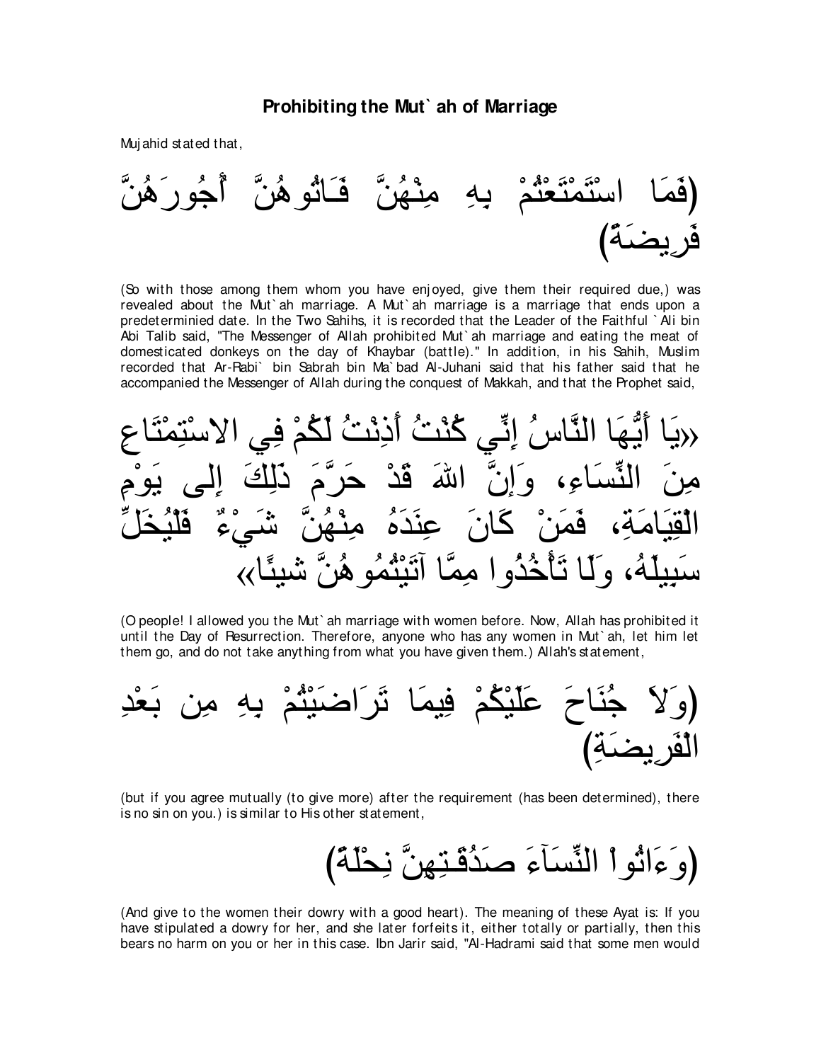## Prohibiting the Mut` ah of Marriage

Mujahid stated that,

(فَمَا اسْتَمْتَعْتُم بِهِ مِنْهُنَّ فَـَاتُوهُنَّ أُجُورَهُنَّ فَرِيضَةً)

(So with those among them whom you have enjoyed, give them their required due,) was revealed about the Mut`ah marriage. A Mut`ah marriage is a marriage that ends upon a predeterminied date. In the Two Sahihs, it is recorded that the Leader of the Faithful `Ali bin Abi Talib said, "The Messenger of Allah prohibited Mut`ah marriage and eating the meat of domesticated donkeys on the day of Khaybar (battle)." In addition, in his Sahih, Muslim recorded that Ar-Rabi` bin Sabrah bin Ma`bad Al-Juhani said that his father said that he accompanied the Messenger of Allah during the conquest of Makkah, and that the Prophet said,

«يَا أَيُّهَا النَّاسُ إِنِّي كُنْتُ أَذِنْتُ لَكُمْ فِي الاسْتِمْتَاعِ مِنَ النِّسَاءِ، وَإِنَّ اللهَ قَدْ حَرَّمَ ذَلِكَ إِلى يَوْمِ الْقِيَامَةِ، فَمَنْ كَانَ عِنْدَهُ مِنْهُنَّ شَيْءٌ فَلْيُخَلِّ سَبِيلَهُ، وَلَا تَأْخُذُوا مِمَّا آتَيْتُمُوهُنَّ شَيئًا»

(O people! I allowed you the Mut`ah marriage with women before. Now, Allah has prohibited it until the Day of Resurrection. Therefore, anyone who has any women in Mut`ah, let him let them go, and do not take anything from what you have given them.) Allah's statement,

(وَلاَ جُنَاحَ عَلَيْكُمْ فِيمَا تَرَاضَيْتُمْ بِهِ مِن بَعْدِ الْفَرِيضَةِ)

(but if you agree mutually (to give more) after the requirement (has been determined), there is no sin on you.) is similar to His other statement,

(وَءَاتُواْ النِّسَآءَ صَدُقَـتِهِنَّ نِحْلَةً)

(And give to the women their dowry with a good heart). The meaning of these Ayat is: If you have stipulated a dowry for her, and she later forfeits it, either totally or partially, then this bears no harm on you or her in this case. Ibn Jarir said, "Al-Hadrami said that some men would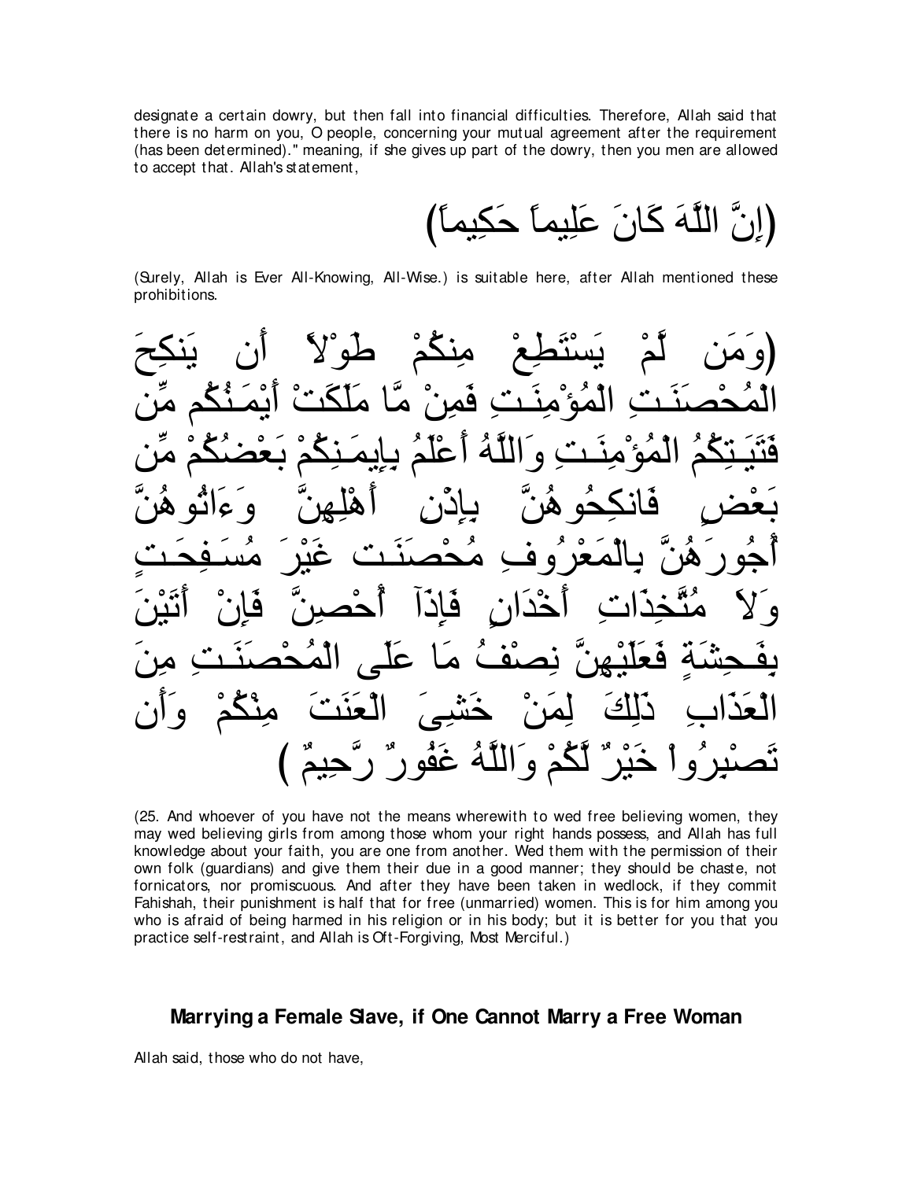designate a certain dowry, but then fall into financial difficulties. Therefore, Allah said that there is no harm on you, O people, concerning your mutual agreement after the requirement (has been determined)." meaning, if she gives up part of the dowry, then you men are allowed to accept that. Allah's statement,

(إِنَّ اللَّهَ كَانَ عَلِيماً حَكِيماً)

(Surely, Allah is Ever All-Knowing, All-Wise.) is suitable here, after Allah mentioned these prohibitions.

(وَمَن لَّمْ يَسْتَطِعْ مِنكُمْ طَوْلاً أَن يَنكِحَ الْمُحْصَنَـتِ الْمُؤْمِنَـتِ فَمِنْ مَّا مَلَكَتْ أَيْمَـنُكُم مِّن فَتَيَـتِكُمُ الْمُؤْمِنَـتِ وَاللَّهُ أَعْلَمُ بِإِيمَـنِكُمْ بَعْضُكُمْ مِّن بَعْضٍ فَانكِحُوهُنَّ بِإِذْنِ أَهْلِهِنَّ وَءَاتُوهُنَّ أُجُورَهُنَّ بِالْمَعْرُوفِ مُحْصَنَـت غَيْرَ مُسَـفِحَـتٍ وَلاَ مُتَّخِذَاتِ أَخْدَانٍ فَإِذَآ أُحْصِنَّ فَإِنْ أَتَيْنَ بِفَـحِشَةٍ فَعَلَيْهِنَّ نِصْفُ مَا عَلَى الْمُحْصَنَـتِ مِنَ الْعَذَابِ ذَلِكَ لِمَنْ خَشِىَ الْعَنَتَ مِنْكُمْ وَأَن تَصْبِرُواْ خَيْرٌ لَّكُمْ وَاللَّهُ غَفُورٌ رَّحِيمٌ )

(25. And whoever of you have not the means wherewith to wed free believing women, they may wed believing girls from among those whom your right hands possess, and Allah has full knowledge about your faith, you are one from another. Wed them with the permission of their own folk (guardians) and give them their due in a good manner; they should be chaste, not fornicators, nor promiscuous. And after they have been taken in wedlock, if they commit Fahishah, their punishment is half that for free (unmarried) women. This is for him among you who is afraid of being harmed in his religion or in his body; but it is better for you that you practice self-restraint, and Allah is Oft-Forgiving, Most Merciful.)

## Marrying a Female Slave, if One Cannot Marry a Free Woman

Allah said, those who do not have,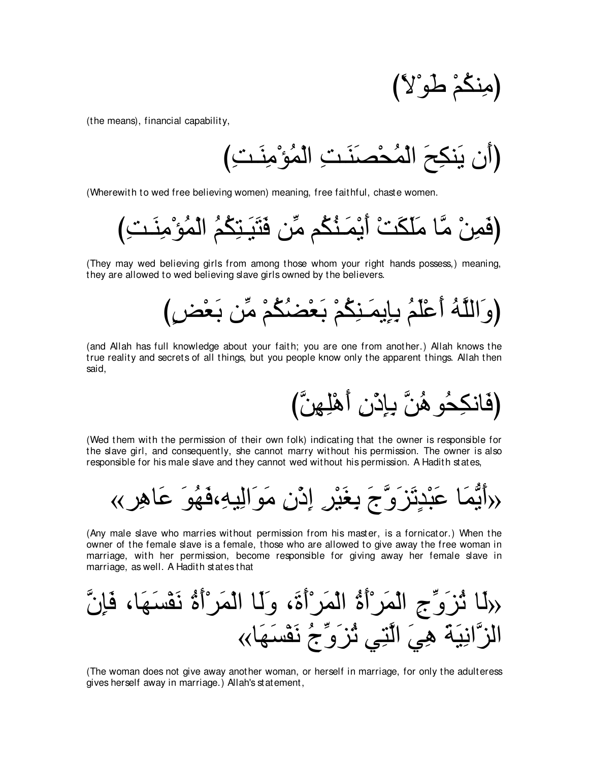(مِنكُمْ طَوْلاً)

(the means), financial capability,

(أَن يَنكِحَ الْمُحْصَنَـتِ الْمُؤْمِنَـتِ)

(Wherewith to wed free believing women) meaning, free faithful, chaste women.

(فَمِنْ مَّا مَلَكَتْ أَيْمَـنُكُم مِّن فَتَيَـتِكُمُ الْمُؤْمِنَـتِ)

(They may wed believing girls from among those whom your right hands possess,) meaning, they are allowed to wed believing slave girls owned by the believers.

(وَاللَّهُ أَعْلَمُ بِإِيمَـنِكُمْ بَعْضُكُمْ مِّن بَعْضٍ)

(and Allah has full knowledge about your faith; you are one from another.) Allah knows the true reality and secrets of all things, but you people know only the apparent things. Allah then said,

(فَانكِحُوهُنَّ بِإِذْنِ أَهْلِهِنَّ)

(Wed them with the permission of their own folk) indicating that the owner is responsible for the slave girl, and consequently, she cannot marry without his permission. The owner is also responsible for his male slave and they cannot wed without his permission. A Hadith states,

«أَيُّمَا عَبْدٍتَزَوَّجَ بِغَيْرِ إِذْنِ مَوَالِيهِ،فَهُوَ عَاهِرٌ»

(Any male slave who marries without permission from his master, is a fornicator.) When the owner of the female slave is a female, those who are allowed to give away the free woman in marriage, with her permission, become responsible for giving away her female slave in marriage, as well. A Hadith states that

«لَا تُزَوِّجِ الْمَرْأَةُ الْمَرْأَةَ، وَلَا الْمَرْأَةُ نَفْسَهَا، فَإِنَّ الزَّانِيَةَ هِيَ الَّتِي تُزَوِّجُ نَفْسَهَا»

(The woman does not give away another woman, or herself in marriage, for only the adulteress gives herself away in marriage.) Allah's statement,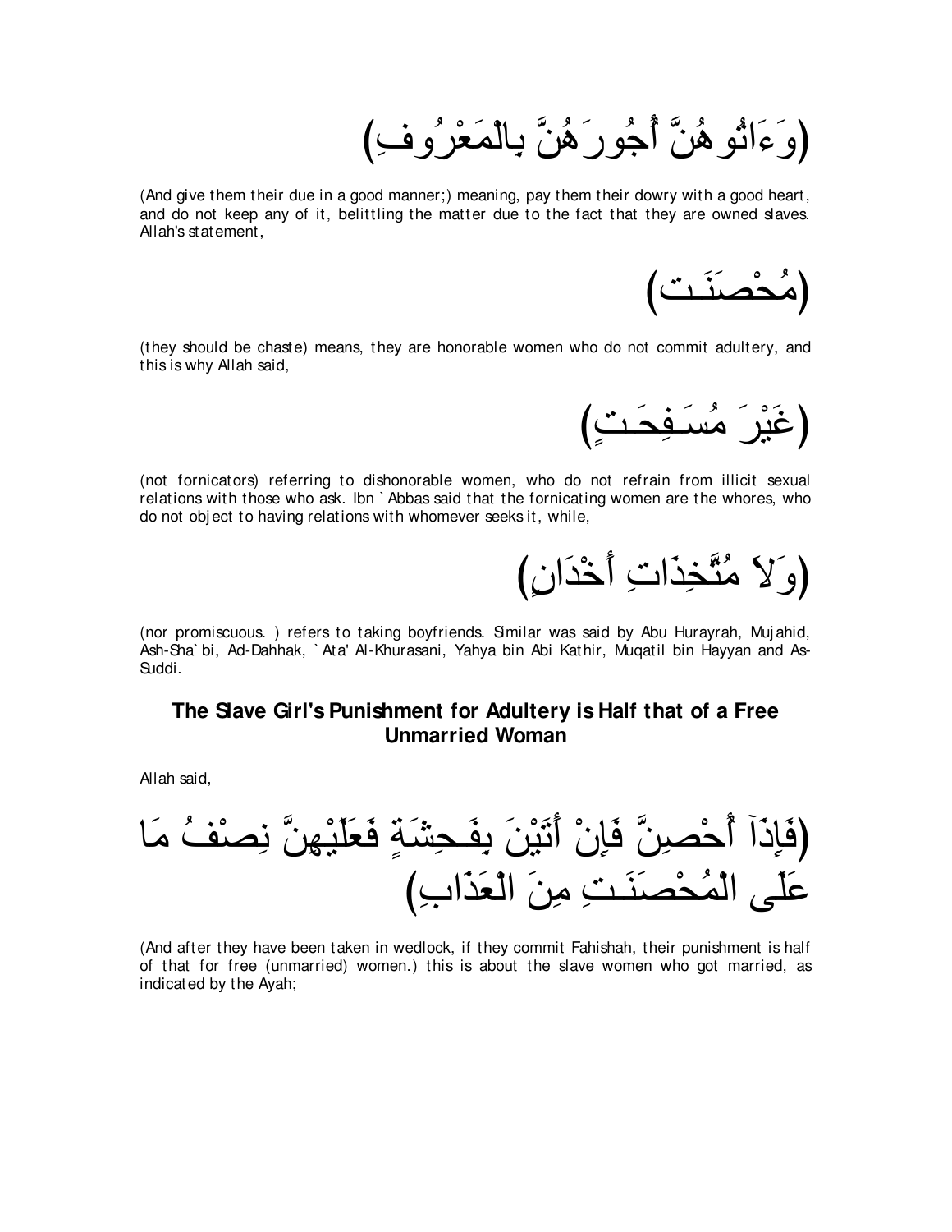(وَءَاتُوهُنَّ أُجُورَهُنَّ بِالْمَعْرُوفِ)

(And give them their due in a good manner;) meaning, pay them their dowry with a good heart, and do not keep any of it, belittling the matter due to the fact that they are owned slaves. Allah's statement,

(مُحْصَنَـت)

(they should be chaste) means, they are honorable women who do not commit adultery, and this is why Allah said,

(غَيْرَ مُسَـفِحَـتٍ)

(not fornicators) referring to dishonorable women, who do not refrain from illicit sexual relations with those who ask. Ibn `Abbas said that the fornicating women are the whores, who do not object to having relations with whomever seeks it, while,

(وَلاَ مُتَّخِذَاتِ أَخْدَانٍ)

(nor promiscuous. ) refers to taking boyfriends. Similar was said by Abu Hurayrah, Mujahid, Ash-Sha`bi, Ad-Dahhak, `Ata' Al-Khurasani, Yahya bin Abi Kathir, Muqatil bin Hayyan and As-Suddi.

## The Slave Girl's Punishment for Adultery is Half that of a Free Unmarried Woman

Allah said,

(فَإِذَآ أُحْصِنَّ فَإِنْ أَتَيْنَ بِفَـحِشَةٍ فَعَلَيْهِنَّ نِصْفُ مَا عَلَى الْمُحْصَنَـتِ مِنَ الْعَذَابِ)

(And after they have been taken in wedlock, if they commit Fahishah, their punishment is half of that for free (unmarried) women.) this is about the slave women who got married, as indicated by the Ayah;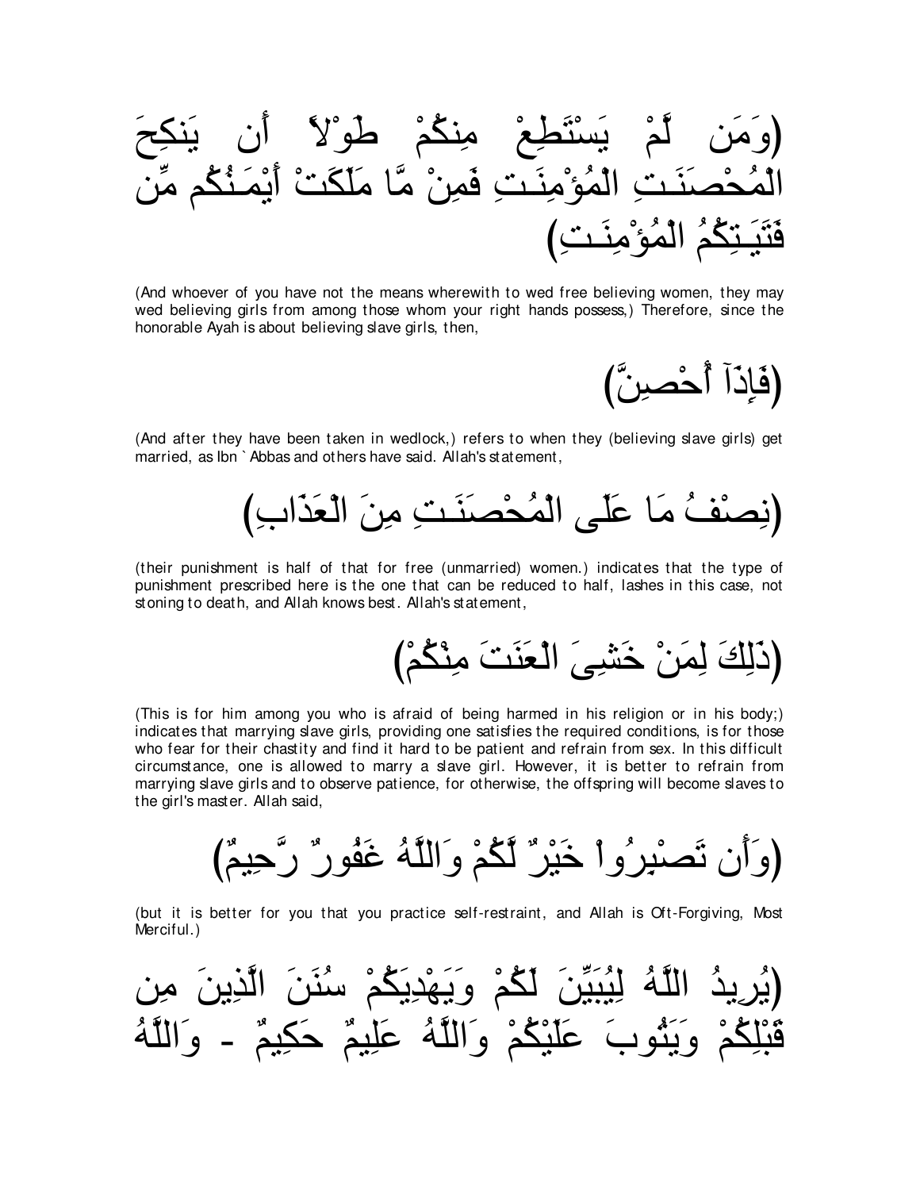(وَمَن لَّمْ يَسْتَطِعْ مِنكُمْ طَوْلاً أَن يَنكِحَ الْمُحْصَنَـتِ الْمُؤْمِنَـتِ فَمِنْ مَّا مَلَكَتْ أَيْمَـنُكُم مِّن فَتَيَـتِكُمُ الْمُؤْمِنَـتِ)

(And whoever of you have not the means wherewith to wed free believing women, they may wed believing girls from among those whom your right hands possess,) Therefore, since the honorable Ayah is about believing slave girls, then,

(فَإِذَآ أُحْصِنَّ)

(And after they have been taken in wedlock,) refers to when they (believing slave girls) get married, as Ibn `Abbas and others have said. Allah's statement,

(نِصْفُ مَا عَلَى الْمُحْصَنَـتِ مِنَ الْعَذَابِ)

(their punishment is half of that for free (unmarried) women.) indicates that the type of punishment prescribed here is the one that can be reduced to half, lashes in this case, not stoning to death, and Allah knows best. Allah's statement,

(ذَلِكَ لِمَنْ خَشِىَ الْعَنَتَ مِنْكُمْ)

(This is for him among you who is afraid of being harmed in his religion or in his body;) indicates that marrying slave girls, providing one satisfies the required conditions, is for those who fear for their chastity and find it hard to be patient and refrain from sex. In this difficult circumstance, one is allowed to marry a slave girl. However, it is better to refrain from marrying slave girls and to observe patience, for otherwise, the offspring will become slaves to the girl's master. Allah said,

(وَأَن تَصْبِرُواْ خَيْرٌ لَّكُمْ وَاللَّهُ غَفُورٌ رَّحِيمٌ)

(but it is better for you that you practice self-restraint, and Allah is Oft-Forgiving, Most Merciful.)

(يُرِيدُ اللَّهُ لِيُبَيِّنَ لَكُمْ وَيَهْدِيَكُمْ سُنَنَ الَّذِينَ مِن قَبْلِكُمْ وَيَتُوبَ عَلَيْكُمْ وَاللَّهُ عَلِيمٌ حَكِيمٌ - وَاللَّهُ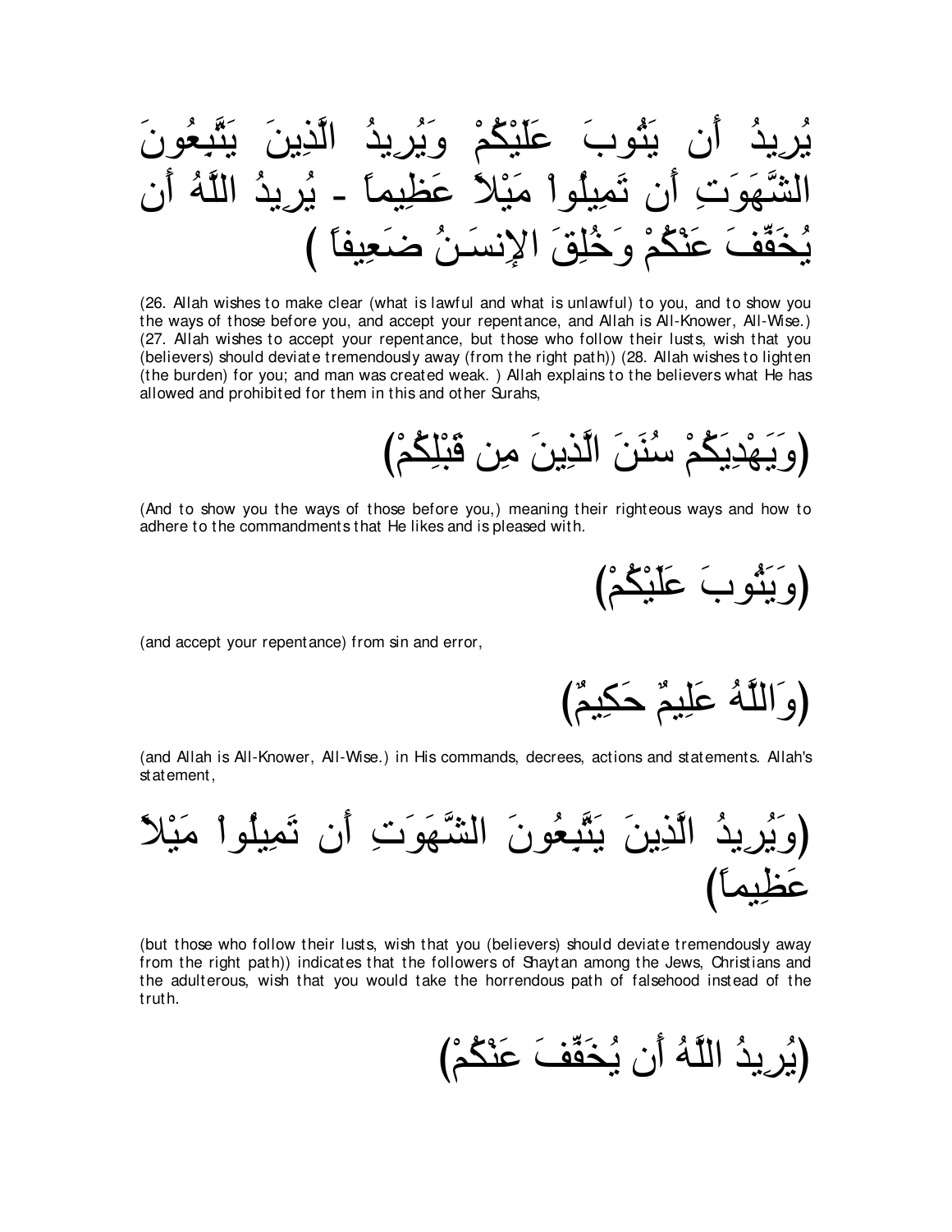يُرِيدُ أَن يَتُوبَ عَلَيْكُمْ وَيُرِيدُ الَّذِينَ يَتَّبِعُونَ الشَّهَوَتِ أَن تَمِيلُواْ مَيْلاً عَظِيماً - يُرِيدُ اللَّهُ أَن يُخَفِّفَ عَنْكُمْ وَخُلِقَ الإِنسَـنُ ضَعِيفاً )

(26. Allah wishes to make clear (what is lawful and what is unlawful) to you, and to show you the ways of those before you, and accept your repentance, and Allah is All-Knower, All-Wise.) (27. Allah wishes to accept your repentance, but those who follow their lusts, wish that you (believers) should deviate tremendously away (from the right path)) (28. Allah wishes to lighten (the burden) for you; and man was created weak. ) Allah explains to the believers what He has allowed and prohibited for them in this and other Surahs,

(وَيَهْدِيَكُمْ سُنَنَ الَّذِينَ مِن قَبْلِكُمْ)

(And to show you the ways of those before you,) meaning their righteous ways and how to adhere to the commandments that He likes and is pleased with.

(وَيَتُوبَ عَلَيْكُمْ)

(and accept your repentance) from sin and error,

(وَاللَّهُ عَلِيمٌ حَكِيمٌ)

(and Allah is All-Knower, All-Wise.) in His commands, decrees, actions and statements. Allah's statement,

(وَيُرِيدُ الَّذِينَ يَتَّبِعُونَ الشَّهَوَتِ أَن تَمِيلُواْ مَيْلاً عَظِيماً)

(but those who follow their lusts, wish that you (believers) should deviate tremendously away from the right path)) indicates that the followers of Shaytan among the Jews, Christians and the adulterous, wish that you would take the horrendous path of falsehood instead of the truth.

(يُرِيدُ اللَّهُ أَن يُخَفِّفَ عَنْكُمْ)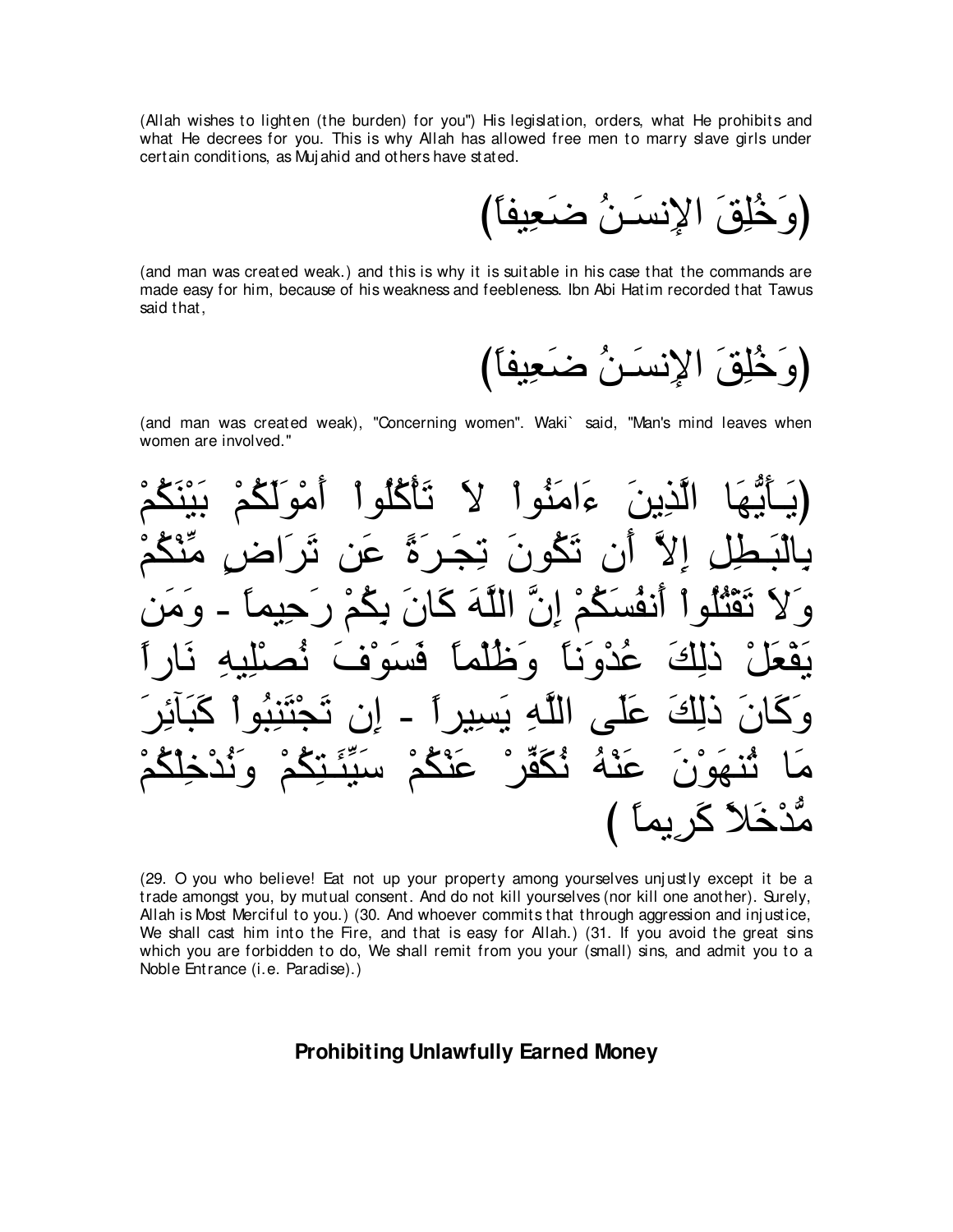(Allah wishes to lighten (the burden) for you") His legislation, orders, what He prohibits and what He decrees for you. This is why Allah has allowed free men to marry slave girls under certain conditions, as Mujahid and others have stated.

(وَخُلِقَ الإِنسَـنُ ضَعِيفاً)

(and man was created weak.) and this is why it is suitable in his case that the commands are made easy for him, because of his weakness and feebleness. Ibn Abi Hatim recorded that Tawus said that,

(وَخُلِقَ الإِنسَـنُ ضَعِيفاً)

(and man was created weak), "Concerning women". Waki` said, "Man's mind leaves when women are involved."

(يَـأَيُّهَا الَّذِينَ ءَامَنُواْ لاَ تَأْكُلُواْ أَمْوَلَكُمْ بَيْنَكُمْ بِالْبَـطِلِ إِلاَّ أَن تَكُونَ تِجَـرَةً عَن تَرَاضٍ مِّنْكُمْ وَلاَ تَقْتُلُواْ أَنفُسَكُمْ إِنَّ اللَّهَ كَانَ بِكُمْ رَحِيماً - وَمَن يَفْعَلْ ذلِكَ عُدْوَناً وَظُلْماً فَسَوْفَ نُصْلِيهِ نَاراً وَكَانَ ذلِكَ عَلَى اللَّهِ يَسِيراً - إِن تَجْتَنِبُواْ كَبَآئِرَ مَا تُنهَوْنَ عَنْهُ نُكَفِّرْ عَنْكُمْ سَيِّئَـتِكُمْ وَنُدْخِلْكُمْ مُّدْخَلاً كَرِيماً )

(29. O you who believe! Eat not up your property among yourselves unjustly except it be a trade amongst you, by mutual consent. And do not kill yourselves (nor kill one another). Surely, Allah is Most Merciful to you.) (30. And whoever commits that through aggression and injustice, We shall cast him into the Fire, and that is easy for Allah.) (31. If you avoid the great sins which you are forbidden to do, We shall remit from you your (small) sins, and admit you to a Noble Entrance (i.e. Paradise).)

## Prohibiting Unlawfully Earned Money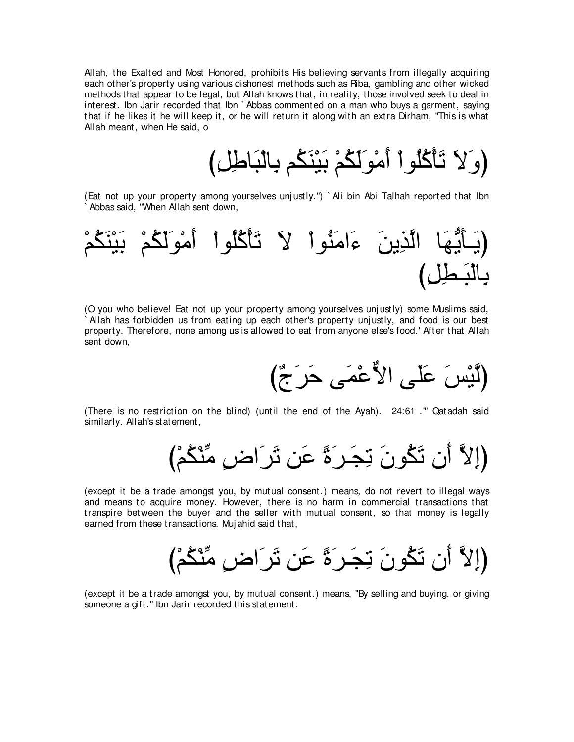Allah, the Exalted and Most Honored, prohibits His believing servants from illegally acquiring each other's property using various dishonest methods such as Riba, gambling and other wicked methods that appear to be legal, but Allah knows that, in reality, those involved seek to deal in interest. Ibn Jarir recorded that Ibn `Abbas commented on a man who buys a garment, saying that if he likes it he will keep it, or he will return it along with an extra Dirham, "This is what Allah meant, when He said, o

(وَلاَ تَأْكُلُواْ أَمْوَلَكُمْ بَيْنَكُم بِالْبَاطِلِ)

(Eat not up your property among yourselves unjustly.") `Ali bin Abi Talhah reported that Ibn `Abbas said, "When Allah sent down,

(يَـأَيُّهَا الَّذِينَ ءَامَنُواْ لاَ تَأْكُلُواْ أَمْوَلَكُمْ بَيْنَكُمْ بِالْبَـطِلِ)

(O you who believe! Eat not up your property among yourselves unjustly) some Muslims said, `Allah has forbidden us from eating up each other's property unjustly, and food is our best property. Therefore, none among us is allowed to eat from anyone else's food.' After that Allah sent down,

(لَّيْسَ عَلَى الأَعْمَى حَرَجٌ)

(There is no restriction on the blind) (until the end of the Ayah). 24:61 .'" Qatadah said similarly. Allah's statement,

(إِلاَّ أَن تَكُونَ تِجَـرَةً عَن تَرَاضٍ مِّنْكُمْ)

(except it be a trade amongst you, by mutual consent.) means, do not revert to illegal ways and means to acquire money. However, there is no harm in commercial transactions that transpire between the buyer and the seller with mutual consent, so that money is legally earned from these transactions. Mujahid said that,

(إِلاَّ أَن تَكُونَ تِجَـرَةً عَن تَرَاضٍ مِّنْكُمْ)

(except it be a trade amongst you, by mutual consent.) means, "By selling and buying, or giving someone a gift." Ibn Jarir recorded this statement.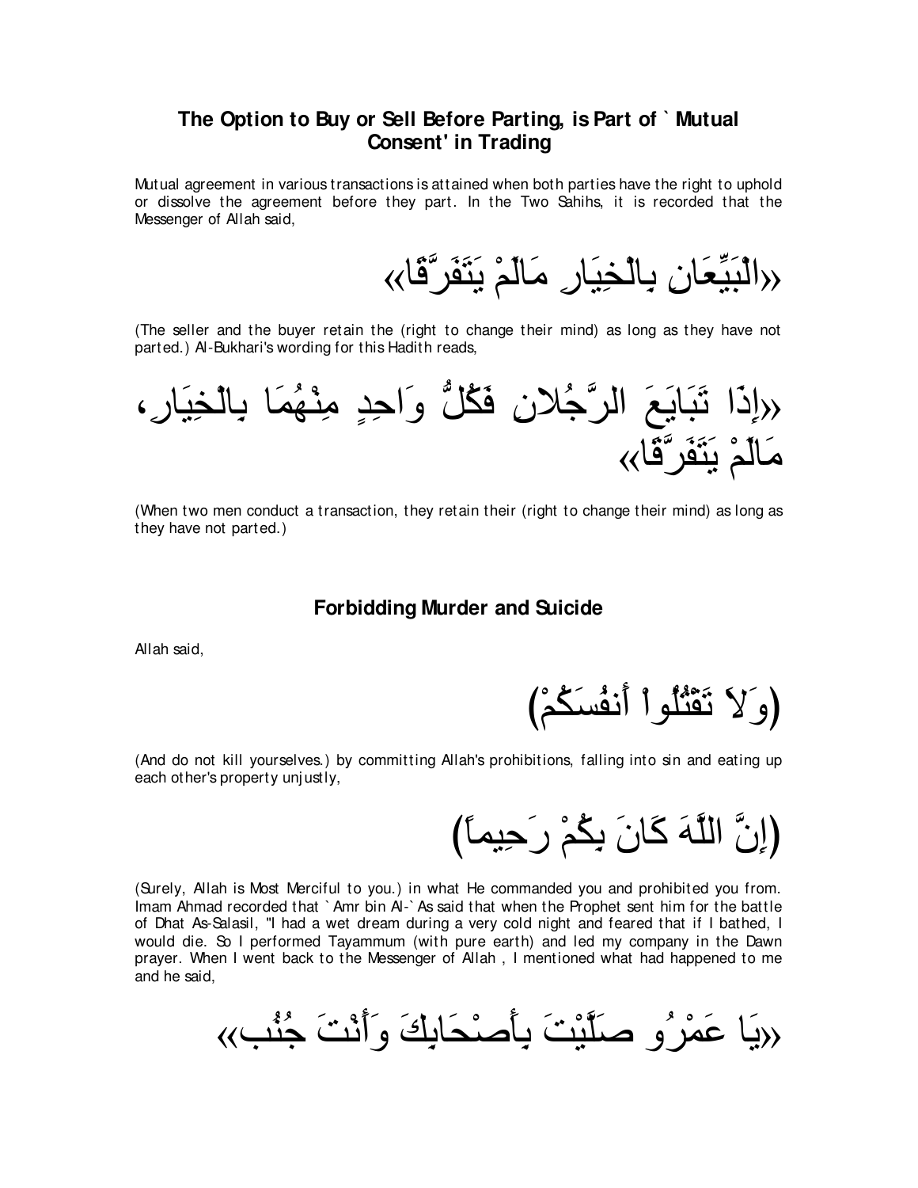## The Option to Buy or Sell Before Parting, is Part of ` Mutual Consent' in Trading

Mutual agreement in various transactions is attained when both parties have the right to uphold or dissolve the agreement before they part. In the Two Sahihs, it is recorded that the Messenger of Allah said,

«الْبَيِّعَانِ بِالْخِيَارِ مَالَمْ يَتَفَرَّقَا»

(The seller and the buyer retain the (right to change their mind) as long as they have not parted.) Al-Bukhari's wording for this Hadith reads,

«إِذَا تَبَايَعَ الرَّجُلانِ فَكُلُّ وَاحِدٍ مِنْهُمَا بِالْخِيَارِ، مَالَمْ يَتَفَرَّقَا»

(When two men conduct a transaction, they retain their (right to change their mind) as long as they have not parted.)

## Forbidding Murder and Suicide

Allah said,

(وَلاَ تَقْتُلُواْ أَنفُسَكُمْ)

(And do not kill yourselves.) by committing Allah's prohibitions, falling into sin and eating up each other's property unjustly,

(إِنَّ اللَّهَ كَانَ بِكُمْ رَحِيماً)

(Surely, Allah is Most Merciful to you.) in what He commanded you and prohibited you from. Imam Ahmad recorded that ` Amr bin Al-` As said that when the Prophet sent him for the battle of Dhat As-Salasil, "I had a wet dream during a very cold night and feared that if I bathed, I would die. So I performed Tayammum (with pure earth) and led my company in the Dawn prayer. When I went back to the Messenger of Allah , I mentioned what had happened to me and he said,

«يَا عَمْرُو صَلَّيْتَ بِأَصْحَابِكَ وَأَنْتَ جُنُب»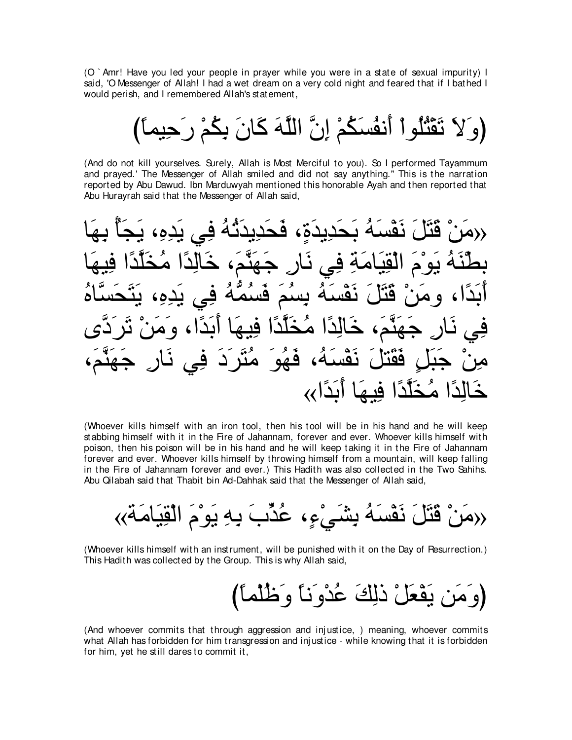(O `Amr! Have you led your people in prayer while you were in a state of sexual impurity) I said, 'O Messenger of Allah! I had a wet dream on a very cold night and feared that if I bathed I would perish, and I remembered Allah's statement,

(وَلاَ تَقْتُلُواْ أَنفُسَكُمْ إِنَّ اللَّهَ كَانَ بِكُمْ رَحِيماً)

(And do not kill yourselves. Surely, Allah is Most Merciful to you). So I performed Tayammum and prayed.' The Messenger of Allah smiled and did not say anything." This is the narration reported by Abu Dawud. Ibn Marduwyah mentioned this honorable Ayah and then reported that Abu Hurayrah said that the Messenger of Allah said,

«مَنْ قَتَلَ نَفْسَهُ بِحَدِيدَةٍ، فَحَدِيدَتُهُ فِي يَدِهِ، يَجَأُ بِهَا بطْنَهُ يَوْمَ الْقِيَامَةِ فِي نَارِ جَهَنَّمَ، خَالِدًا مُخَلَّدًا فِيهَا أَبَدًا، ومَنْ قَتَلَ نَفْسَهُ بِسُمَ فَسُمُّهُ فِي يَدِهِ، يَتَحَسَّاهُ فِي نَارِ جَهَنَّمَ، خَالِدًا مُخَلَّدًا فِيهَا أَبَدًا، وَمَنْ تَرَدَّى مِنْ جَبَلٍ فَقَتَلَ نَفْسَهُ، فَهُوَ مُتَرَدَ فِي نَارِ جَهَنَّمَ، خَالِدًا مُخَلَّدًا فِيهَا أَبَدًا»

(Whoever kills himself with an iron tool, then his tool will be in his hand and he will keep stabbing himself with it in the Fire of Jahannam, forever and ever. Whoever kills himself with poison, then his poison will be in his hand and he will keep taking it in the Fire of Jahannam forever and ever. Whoever kills himself by throwing himself from a mountain, will keep falling in the Fire of Jahannam forever and ever.) This Hadith was also collected in the Two Sahihs. Abu Qilabah said that Thabit bin Ad-Dahhak said that the Messenger of Allah said,

«مَنْ قَتَلَ نَفْسَهُ بِشَيْءٍ، عُذِّبَ بِهِ يَوْمَ الْقِيَامَةِ»

(Whoever kills himself with an instrument, will be punished with it on the Day of Resurrection.) This Hadith was collected by the Group. This is why Allah said,

(وَمَن يَفْعَلْ ذلِكَ عُدْوَناً وَظُلْماً)

(And whoever commits that through aggression and injustice, ) meaning, whoever commits what Allah has forbidden for him transgression and injustice - while knowing that it is forbidden for him, yet he still dares to commit it,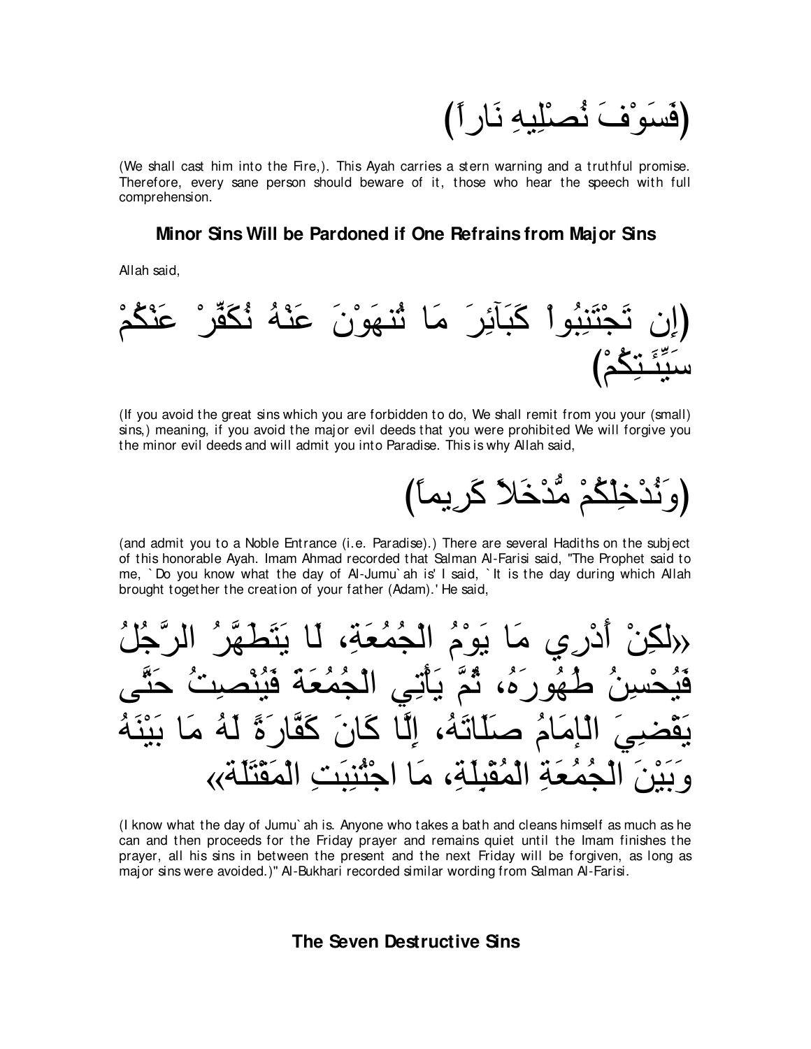(فَسَوْفَ نُصْلِيهِ نَاراً)

(We shall cast him into the Fire,). This Ayah carries a stern warning and a truthful promise. Therefore, every sane person should beware of it, those who hear the speech with full comprehension.

### Minor Sins Will be Pardoned if One Refrains from Major Sins

Allah said,

(إِن تَجْتَنِبُواْ كَبَآئِرَ مَا تُنهَوْنَ عَنْهُ نُكَفِّرْ عَنْكُمْ سَيِّئَـتِكُمْ)

(If you avoid the great sins which you are forbidden to do, We shall remit from you your (small) sins,) meaning, if you avoid the major evil deeds that you were prohibited We will forgive you the minor evil deeds and will admit you into Paradise. This is why Allah said,

(وَنُدْخِلْكُمْ مُّدْخَلاً كَرِيماً)

(and admit you to a Noble Entrance (i.e. Paradise).) There are several Hadiths on the subject of this honorable Ayah. Imam Ahmad recorded that Salman Al-Farisi said, "The Prophet said to me, `Do you know what the day of Al-Jumu`ah is' I said, `It is the day during which Allah brought together the creation of your father (Adam).' He said,

«لكِنْ أَدْرِي مَا يَوْمُ الْجُمُعَةِ، لَا يَتَطَهَّرُ الرَّجُلُ فَيُحْسِنُ طُهُورَهُ، ثُمَّ يَأْتِي الْجُمُعَةَ فَيُنْصِتُ حَتَّى يَقْضِيَ الْإِمَامُ صَلَاتَهُ، إِلَّا كَانَ كَفَّارَةً لَهُ مَا بَيْنَهُ وَبَيْنَ الْجُمُعَةِ الْمُقْبِلَةِ، مَا اجْتُنِبَتِ الْمَقْتَلَةُ»

(I know what the day of Jumu`ah is. Anyone who takes a bath and cleans himself as much as he can and then proceeds for the Friday prayer and remains quiet until the Imam finishes the prayer, all his sins in between the present and the next Friday will be forgiven, as long as major sins were avoided.)" Al-Bukhari recorded similar wording from Salman Al-Farisi.

### The Seven Destructive Sins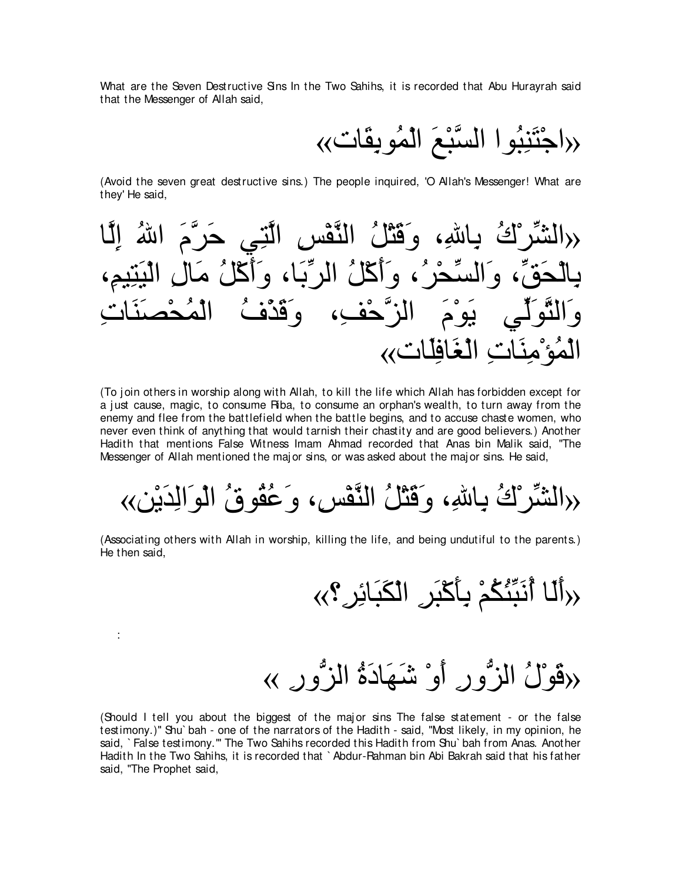What are the Seven Destructive Sins In the Two Sahihs, it is recorded that Abu Hurayrah said that the Messenger of Allah said,

«اجْتَنِبُوا السَّبْعَ الْمُوبِقَات»

(Avoid the seven great destructive sins.) The people inquired, 'O Allah's Messenger! What are they' He said,

«الشِّرْكُ بِاللهِ، وَقَتْلُ النَّفْسِ الَّتِي حَرَّمَ اللهُ إِلَّا بِالْحَقِّ، وَالسِّحْرُ، وَأَكْلُ الرِّبَا، وَأَكْلُ مَالِ الْيَتِيمِ، وَالتَّوَلِّي يَوْمَ الزَّحْفِ، وَقَذْفُ الْمُحْصَنَاتِ الْمُؤْمِنَاتِ الْغَافِلَات»

(To join others in worship along with Allah, to kill the life which Allah has forbidden except for a just cause, magic, to consume Riba, to consume an orphan's wealth, to turn away from the enemy and flee from the battlefield when the battle begins, and to accuse chaste women, who never even think of anything that would tarnish their chastity and are good believers.) Another Hadith that mentions False Witness Imam Ahmad recorded that Anas bin Malik said, "The Messenger of Allah mentioned the major sins, or was asked about the major sins. He said,

«الشِّرْكُ بِاللهِ، وَقَتْلُ النَّفْسِ، وَعُقُوقُ الْوَالِدَيْن»

(Associating others with Allah in worship, killing the life, and being undutiful to the parents.) He then said,

«أَلَا أُنَبِّئُكُمْ بِأَكْبَرِ الْكَبَائِرِ؟»

:

«قَوْلُ الزُّورِ أَوْ شَهَادَةُ الزُّورِ »

(Should I tell you about the biggest of the major sins The false statement - or the false testimony.)" Shu`bah - one of the narrators of the Hadith - said, "Most likely, in my opinion, he said, `False testimony.'" The Two Sahihs recorded this Hadith from Shu`bah from Anas. Another Hadith In the Two Sahihs, it is recorded that `Abdur-Rahman bin Abi Bakrah said that his father said, "The Prophet said,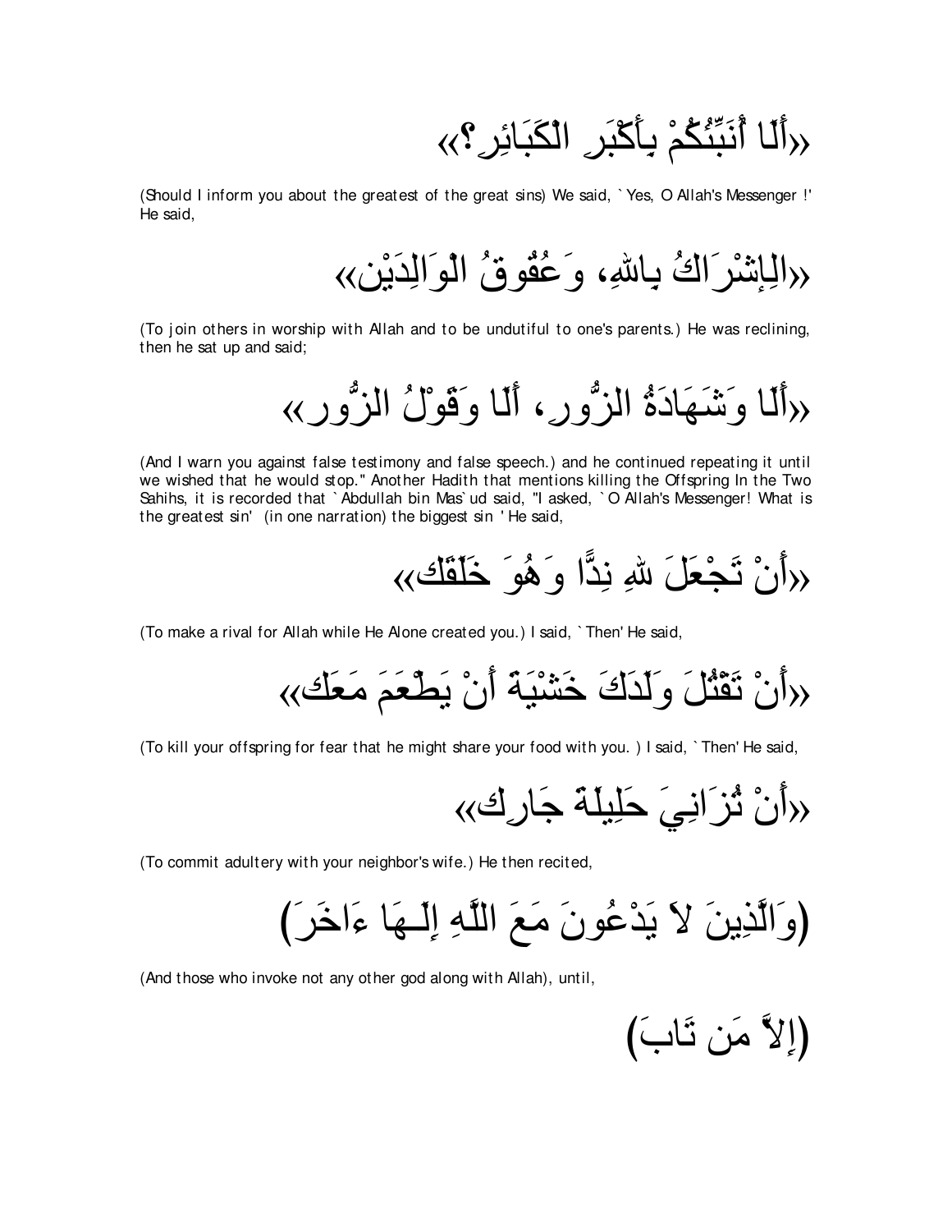«أَلَا أُنَبِّئُكُمْ بِأَكْبَرِ الْكَبَائِرِ؟»

(Should I inform you about the greatest of the great sins) We said, `Yes, O Allah's Messenger !' He said,

«الْإِشْرَاكُ بِاللهِ، وَعُقُوقُ الْوَالِدَيْنِ»

(To join others in worship with Allah and to be undutiful to one's parents.) He was reclining, then he sat up and said;

«أَلَا وَشَهَادَةُ الزُّورِ، أَلَا وَقَوْلُ الزُّورِ»

(And I warn you against false testimony and false speech.) and he continued repeating it until we wished that he would stop." Another Hadith that mentions killing the Offspring In the Two Sahihs, it is recorded that `Abdullah bin Mas`ud said, "I asked, `O Allah's Messenger! What is the greatest sin' (in one narration) the biggest sin ' He said,

«أَنْ تَجْعَلَ للهِ نِدًّا وَهُوَ خَلَقَك»

(To make a rival for Allah while He Alone created you.) I said, `Then' He said,

«أَنْ تَقْتُلَ وَلَدَكَ خَشْيَةَ أَنْ يَطْعَمَ مَعَك»

(To kill your offspring for fear that he might share your food with you. ) I said, `Then' He said,

«أَنْ تُزَانِيَ حَلِيلَةَ جَارِك»

(To commit adultery with your neighbor's wife.) He then recited,

(وَالَّذِينَ لاَ يَدْعُونَ مَعَ اللَّهِ إِلَـهَا ءَاخَرَ)

(And those who invoke not any other god along with Allah), until,

(إِلاَّ مَن تَابَ)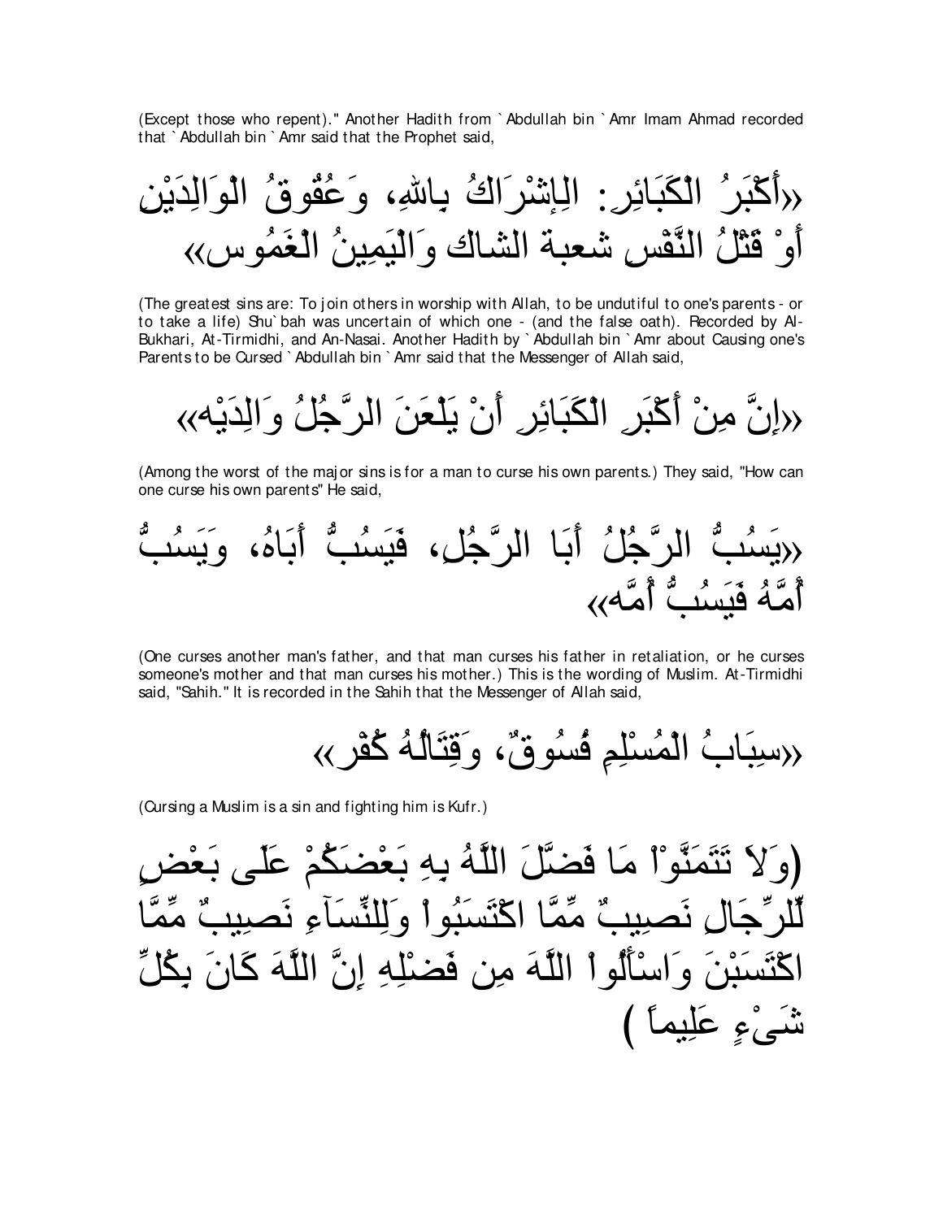(Except those who repent)." Another Hadith from `Abdullah bin `Amr Imam Ahmad recorded that `Abdullah bin `Amr said that the Prophet said,

«أَكْبَرُ الْكَبَائِرِ: الْإِشْرَاكُ بِاللهِ، وَعُقُوقُ الْوَالِدَيْنِ أَوْ قَتْلُ النَّفْسِ شعبة الشاك وَالْيَمِينُ الْغَمُوس»

(The greatest sins are: To join others in worship with Allah, to be undutiful to one's parents - or to take a life) Shu`bah was uncertain of which one - (and the false oath). Recorded by Al-Bukhari, At-Tirmidhi, and An-Nasai. Another Hadith by `Abdullah bin `Amr about Causing one's Parents to be Cursed `Abdullah bin `Amr said that the Messenger of Allah said,

«إِنَّ مِنْ أَكْبَرِ الْكَبَائِرِ أَنْ يَلْعَنَ الرَّجُلُ وَالِدَيْه»

(Among the worst of the major sins is for a man to curse his own parents.) They said, "How can one curse his own parents" He said,

«يَسُبُّ الرَّجُلُ أَبَا الرَّجُلِ، فَيَسُبُّ أَبَاهُ، وَيَسُبُّ أُمَّهُ فَيَسُبُّ أُمَّه»

(One curses another man's father, and that man curses his father in retaliation, or he curses someone's mother and that man curses his mother.) This is the wording of Muslim. At-Tirmidhi said, "Sahih." It is recorded in the Sahih that the Messenger of Allah said,

«سِبَابُ الْمُسْلِمِ فُسُوقٌ، وَقِتَالُهُ كُفْر»

(Cursing a Muslim is a sin and fighting him is Kufr.)

(وَلاَ تَتَمَنَّوْاْ مَا فَضَّلَ اللَّهُ بِهِ بَعْضَكُمْ عَلَى بَعْضٍ لِّلرِّجَالِ نَصِيبٌ مِّمَّا اكْتَسَبُواْ وَلِلنِّسَآءِ نَصِيبٌ مِّمَّا اكْتَسَبْنَ وَاسْأَلُواْ اللَّهَ مِن فَضْلِهِ إِنَّ اللَّهَ كَانَ بِكُلِّ شَىْءٍ عَلِيماً )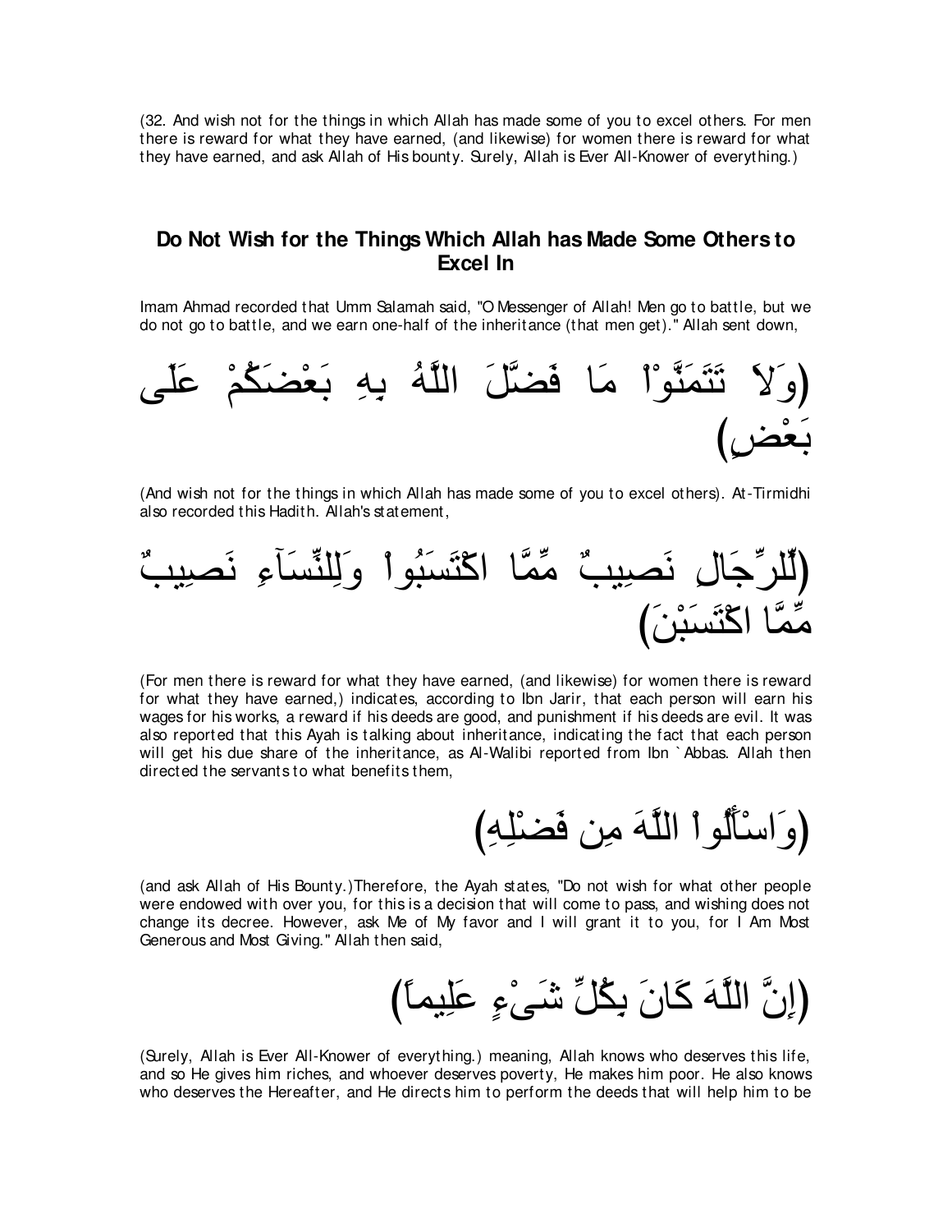(32. And wish not for the things in which Allah has made some of you to excel others. For men there is reward for what they have earned, (and likewise) for women there is reward for what they have earned, and ask Allah of His bounty. Surely, Allah is Ever All-Knower of everything.)

## Do Not Wish for the Things Which Allah has Made Some Others to Excel In

Imam Ahmad recorded that Umm Salamah said, "O Messenger of Allah! Men go to battle, but we do not go to battle, and we earn one-half of the inheritance (that men get)." Allah sent down,

(وَلاَ تَتَمَنَّوْاْ مَا فَضَّلَ اللَّهُ بِهِ بَعْضَكُمْ عَلَى بَعْضٍ)

(And wish not for the things in which Allah has made some of you to excel others). At-Tirmidhi also recorded this Hadith. Allah's statement,

(لِّلرِّجَالِ نَصِيبٌ مِّمَّا اكْتَسَبُواْ وَلِلنِّسَآءِ نَصِيبٌ مِّمَّا اكْتَسَبْنَ)

(For men there is reward for what they have earned, (and likewise) for women there is reward for what they have earned,) indicates, according to Ibn Jarir, that each person will earn his wages for his works, a reward if his deeds are good, and punishment if his deeds are evil. It was also reported that this Ayah is talking about inheritance, indicating the fact that each person will get his due share of the inheritance, as Al-Walibi reported from Ibn `Abbas. Allah then directed the servants to what benefits them,

(وَاسْأَلُواْ اللَّهَ مِن فَضْلِهِ)

(and ask Allah of His Bounty.)Therefore, the Ayah states, "Do not wish for what other people were endowed with over you, for this is a decision that will come to pass, and wishing does not change its decree. However, ask Me of My favor and I will grant it to you, for I Am Most Generous and Most Giving." Allah then said,

(إِنَّ اللَّهَ كَانَ بِكُلِّ شَىْءٍ عَلِيماً)

(Surely, Allah is Ever All-Knower of everything.) meaning, Allah knows who deserves this life, and so He gives him riches, and whoever deserves poverty, He makes him poor. He also knows who deserves the Hereafter, and He directs him to perform the deeds that will help him to be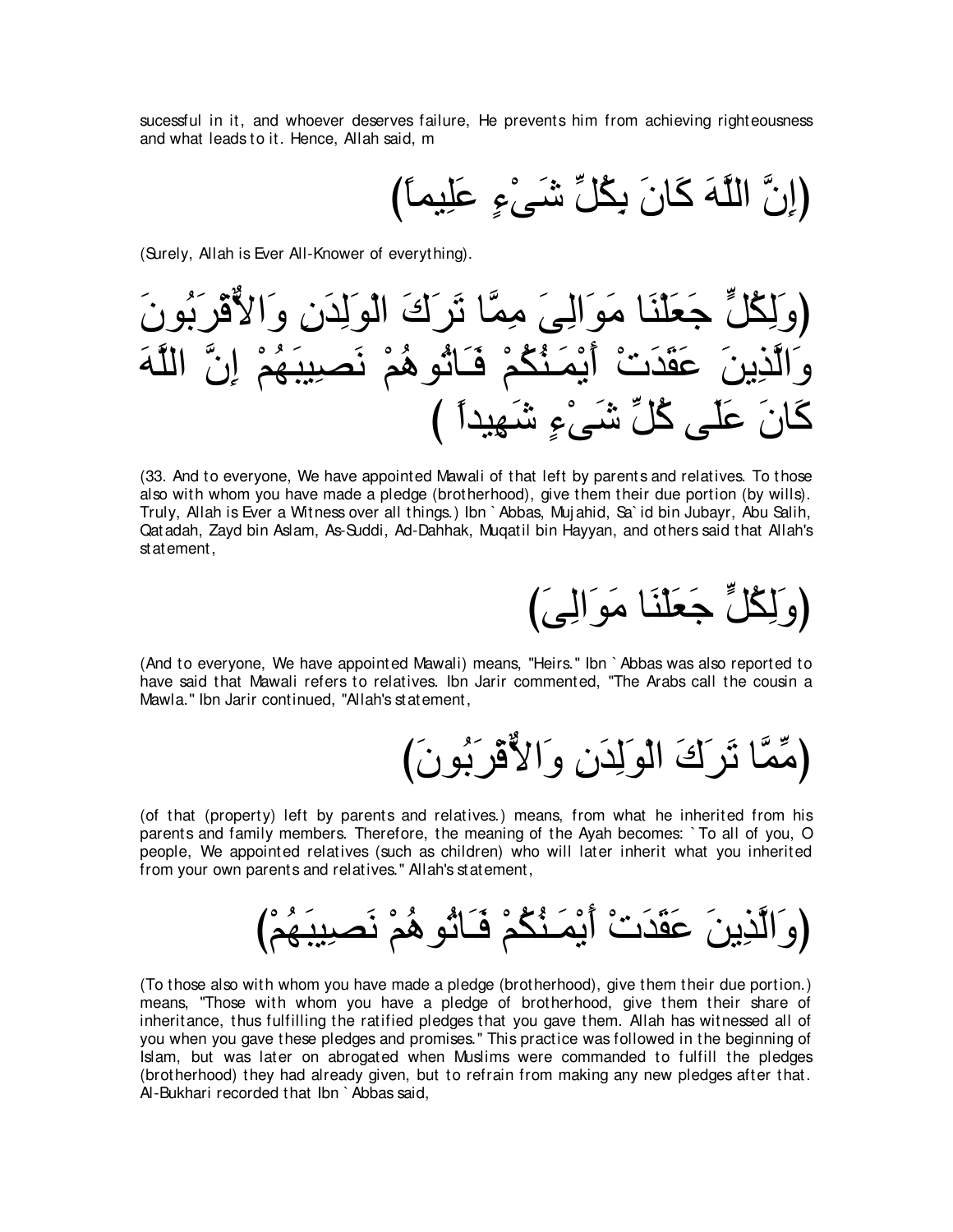sucessful in it, and whoever deserves failure, He prevents him from achieving righteousness and what leads to it. Hence, Allah said, m

(إِنَّ اللَّهَ كَانَ بِكُلِّ شَىْءٍ عَلِيماً)

(Surely, Allah is Ever All-Knower of everything).

(وَلِكُلٍّ جَعَلْنَا مَوَالِىَ مِمَّا تَرَكَ الْوَلِدَنِ وَالاٌّقْرَبُونَ وَالَّذِينَ عَقَدَتْ أَيْمَـنُكُمْ فَـاتُوهُمْ نَصِيبَهُمْ إِنَّ اللَّهَ كَانَ عَلَى كُلِّ شَىْءٍ شَهِيداً )

(33. And to everyone, We have appointed Mawali of that left by parents and relatives. To those also with whom you have made a pledge (brotherhood), give them their due portion (by wills). Truly, Allah is Ever a Witness over all things.) Ibn `Abbas, Mujahid, Sa`id bin Jubayr, Abu Salih, Qatadah, Zayd bin Aslam, As-Suddi, Ad-Dahhak, Muqatil bin Hayyan, and others said that Allah's statement,

(وَلِكُلٍّ جَعَلْنَا مَوَالِىَ)

(And to everyone, We have appointed Mawali) means, "Heirs." Ibn `Abbas was also reported to have said that Mawali refers to relatives. Ibn Jarir commented, "The Arabs call the cousin a Mawla." Ibn Jarir continued, "Allah's statement,

(مِّمَّا تَرَكَ الْوَلِدَنِ وَالاٌّقْرَبُونَ)

(of that (property) left by parents and relatives.) means, from what he inherited from his parents and family members. Therefore, the meaning of the Ayah becomes: `To all of you, O people, We appointed relatives (such as children) who will later inherit what you inherited from your own parents and relatives." Allah's statement,

(وَالَّذِينَ عَقَدَتْ أَيْمَـنُكُمْ فَـاتُوهُمْ نَصِيبَهُمْ)

(To those also with whom you have made a pledge (brotherhood), give them their due portion.) means, "Those with whom you have a pledge of brotherhood, give them their share of inheritance, thus fulfilling the ratified pledges that you gave them. Allah has witnessed all of you when you gave these pledges and promises." This practice was followed in the beginning of Islam, but was later on abrogated when Muslims were commanded to fulfill the pledges (brotherhood) they had already given, but to refrain from making any new pledges after that. Al-Bukhari recorded that Ibn `Abbas said,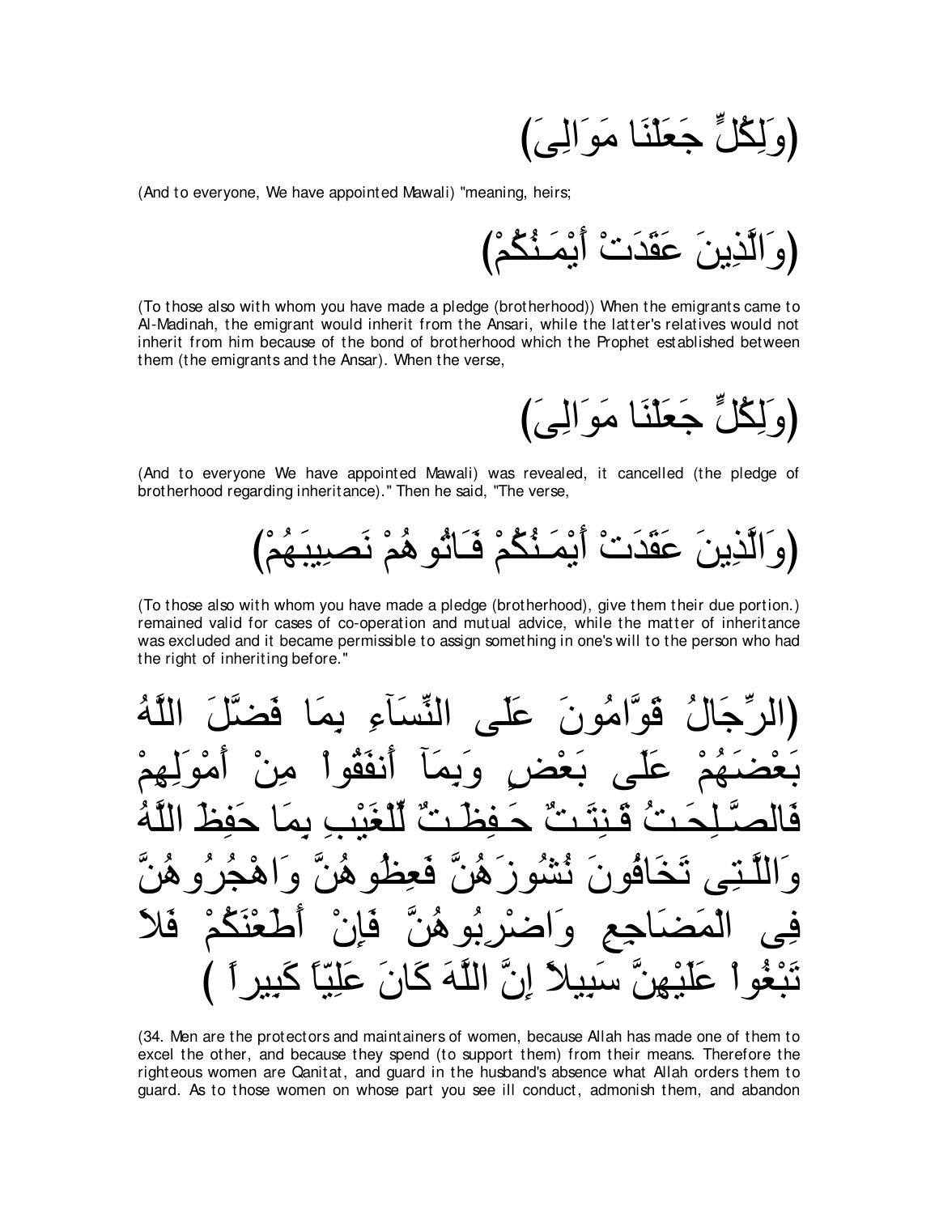(وَلِكُلٍّ جَعَلْنَا مَوَالِىَ)

(And to everyone, We have appointed Mawali) "meaning, heirs;

(وَالَّذِينَ عَقَدَتْ أَيْمَـنُكُمْ)

(To those also with whom you have made a pledge (brotherhood)) When the emigrants came to Al-Madinah, the emigrant would inherit from the Ansari, while the latter's relatives would not inherit from him because of the bond of brotherhood which the Prophet established between them (the emigrants and the Ansar). When the verse,

(وَلِكُلٍّ جَعَلْنَا مَوَالِىَ)

(And to everyone We have appointed Mawali) was revealed, it cancelled (the pledge of brotherhood regarding inheritance)." Then he said, "The verse,

(وَالَّذِينَ عَقَدَتْ أَيْمَـنُكُمْ فَـاتُوهُمْ نَصِيبَهُمْ)

(To those also with whom you have made a pledge (brotherhood), give them their due portion.) remained valid for cases of co-operation and mutual advice, while the matter of inheritance was excluded and it became permissible to assign something in one's will to the person who had the right of inheriting before."

(الرِّجَالُ قَوَّامُونَ عَلَى النِّسَآءِ بِمَا فَضَّلَ اللَّهُ بَعْضَهُمْ عَلَى بَعْضٍ وَبِمَآ أَنفَقُواْ مِنْ أَمْوَلِهِمْ فَالصَّـلِحَـتُ قَـنِتَـتٌ حَـفِظَـتٌ لِّلْغَيْبِ بِمَا حَفِظَ اللَّهُ وَاللَّـتِى تَخَافُونَ نُشُوزَهُنَّ فَعِظُوهُنَّ وَاهْجُرُوهُنَّ فِى الْمَضَاجِعِ وَاضْرِبُوهُنَّ فَإِنْ أَطَعْنَكُمْ فَلاَ تَبْغُواْ عَلَيْهِنَّ سَبِيلاً إِنَّ اللَّهَ كَانَ عَلِيّاً كَبِيراً )

(34. Men are the protectors and maintainers of women, because Allah has made one of them to excel the other, and because they spend (to support them) from their means. Therefore the righteous women are Qanitat, and guard in the husband's absence what Allah orders them to guard. As to those women on whose part you see ill conduct, admonish them, and abandon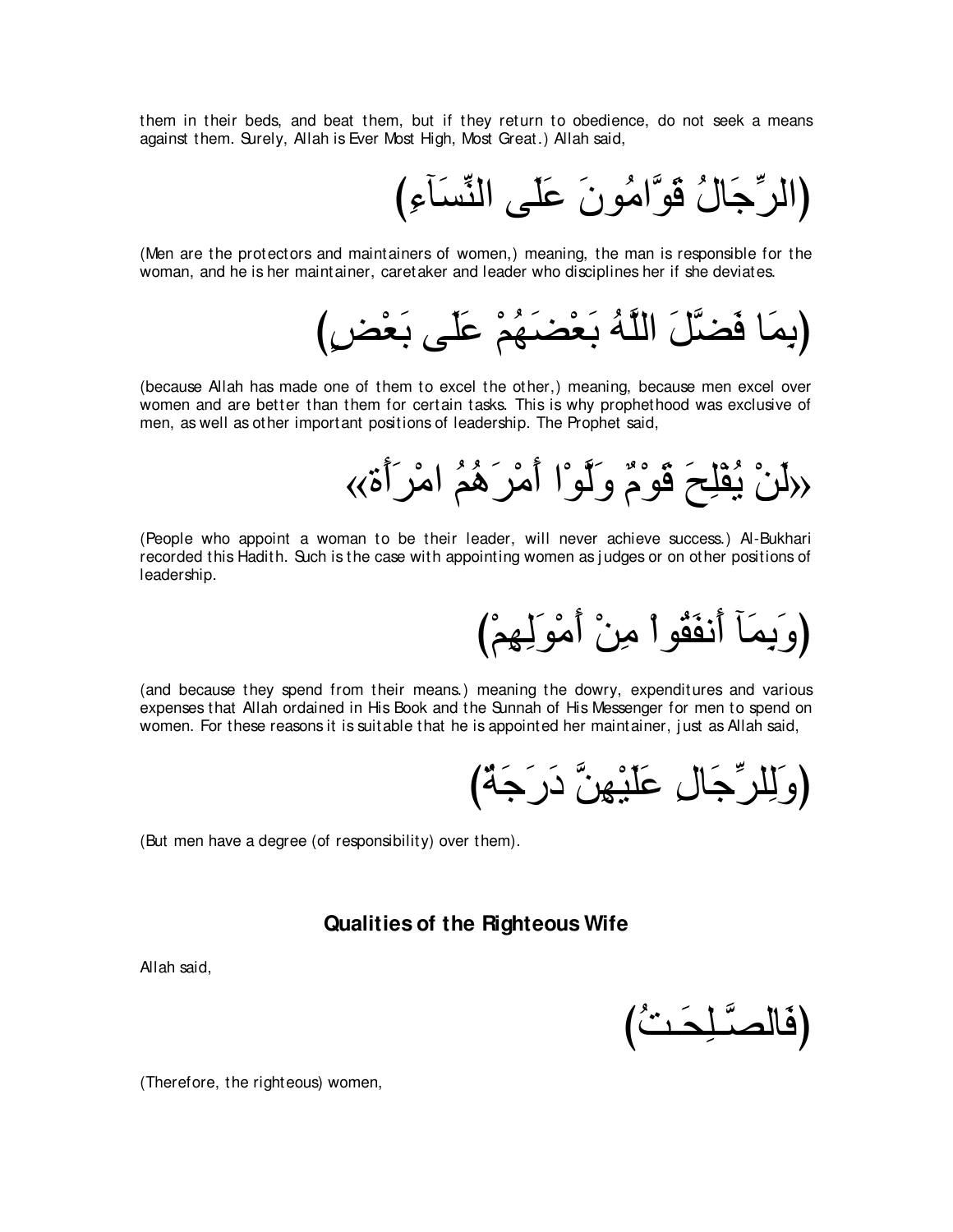them in their beds, and beat them, but if they return to obedience, do not seek a means against them. Surely, Allah is Ever Most High, Most Great.) Allah said,

(الرِّجَالُ قَوَّامُونَ عَلَى النِّسَآءِ)

(Men are the protectors and maintainers of women,) meaning, the man is responsible for the woman, and he is her maintainer, caretaker and leader who disciplines her if she deviates.

(بِمَا فَضَّلَ اللَّهُ بَعْضَهُمْ عَلَى بَعْضٍ)

(because Allah has made one of them to excel the other,) meaning, because men excel over women and are better than them for certain tasks. This is why prophethood was exclusive of men, as well as other important positions of leadership. The Prophet said,

«لَنْ يُفْلِحَ قَوْمٌ وَلَّوْا أَمْرَهُمُ امْرَأَة»

(People who appoint a woman to be their leader, will never achieve success.) Al-Bukhari recorded this Hadith. Such is the case with appointing women as judges or on other positions of leadership.

(وَبِمَآ أَنفَقُواْ مِنْ أَمْوَلِهِمْ)

(and because they spend from their means.) meaning the dowry, expenditures and various expenses that Allah ordained in His Book and the Sunnah of His Messenger for men to spend on women. For these reasons it is suitable that he is appointed her maintainer, just as Allah said,

(وَلِلرِّجَالِ عَلَيْهِنَّ دَرَجَةٌ)

(But men have a degree (of responsibility) over them).

### Qualities of the Righteous Wife

Allah said,

(فَالصَّـلِحَـتُ)

(Therefore, the righteous) women,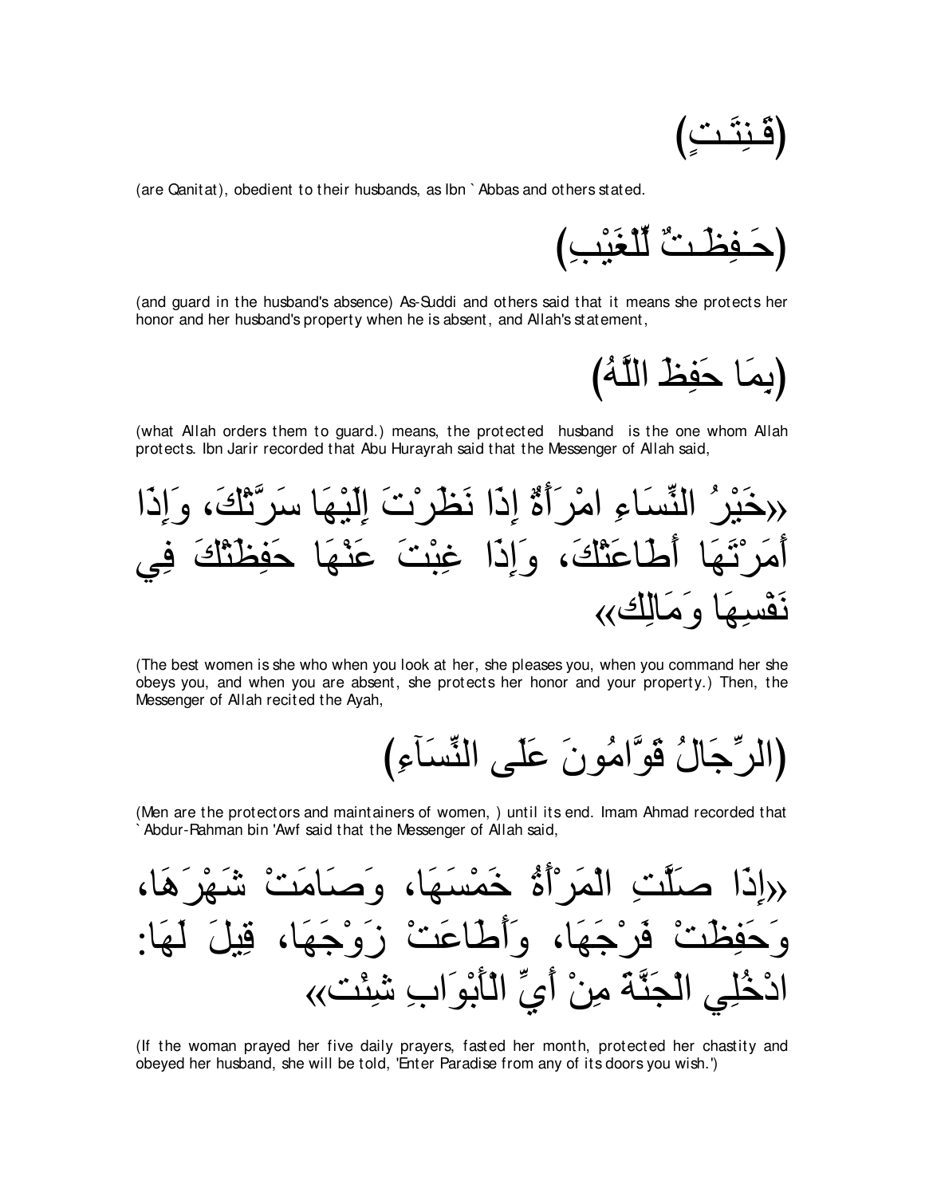(قَـنِتَـتٌ)

(are Qanitat), obedient to their husbands, as Ibn ` Abbas and others stated.

(حَـفِظَـتٌ لِّلْغَيْبِ)

(and guard in the husband's absence) As-Suddi and others said that it means she protects her honor and her husband's property when he is absent, and Allah's statement,

(بِمَا حَفِظَ اللَّهُ)

(what Allah orders them to guard.) means, the protected husband is the one whom Allah protects. Ibn Jarir recorded that Abu Hurayrah said that the Messenger of Allah said,

«خَيْرُ النِّسَاءِ امْرَأَةٌ إِذَا نَظَرْتَ إِلَيْهَا سَرَّتْكَ، وَإِذَا أَمَرْتَهَا أَطَاعَتْكَ، وَإِذَا غِبْتَ عَنْهَا حَفِظَتْكَ فِي نَفْسِهَا وَمَالِك»

(The best women is she who when you look at her, she pleases you, when you command her she obeys you, and when you are absent, she protects her honor and your property.) Then, the Messenger of Allah recited the Ayah,

(الرِّجَالُ قَوَّامُونَ عَلَى النِّسَآءِ)

(Men are the protectors and maintainers of women, ) until its end. Imam Ahmad recorded that ` Abdur-Rahman bin 'Awf said that the Messenger of Allah said,

«إِذَا صَلَّتِ الْمَرْأَةُ خَمْسَهَا، وَصَامَتْ شَهْرَهَا، وَحَفِظَتْ فَرْجَهَا، وَأَطَاعَتْ زَوْجَهَا، قِيلَ لَهَا: ادْخُلِي الْجَنَّةَ مِنْ أَيِّ الْأَبْوَابِ شِئْت»

(If the woman prayed her five daily prayers, fasted her month, protected her chastity and obeyed her husband, she will be told, 'Enter Paradise from any of its doors you wish.')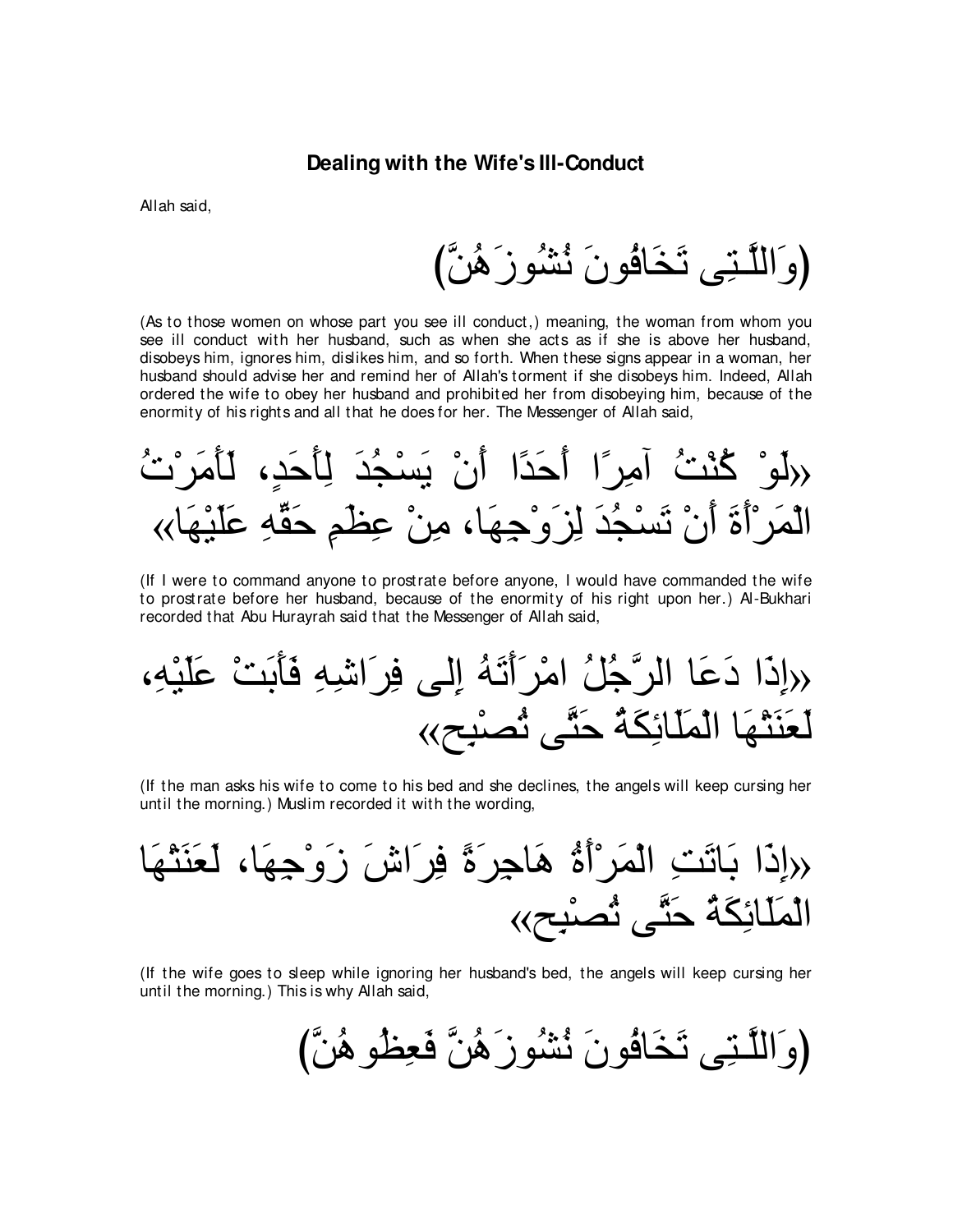## Dealing with the Wife's Ill-Conduct

Allah said,

(وَاللَّـتِى تَخَافُونَ نُشُوزَهُنَّ)

(As to those women on whose part you see ill conduct,) meaning, the woman from whom you see ill conduct with her husband, such as when she acts as if she is above her husband, disobeys him, ignores him, dislikes him, and so forth. When these signs appear in a woman, her husband should advise her and remind her of Allah's torment if she disobeys him. Indeed, Allah ordered the wife to obey her husband and prohibited her from disobeying him, because of the enormity of his rights and all that he does for her. The Messenger of Allah said,

«لَوْ كُنْتُ آمِرًا أَحَدًا أَنْ يَسْجُدَ لِأَحَدٍ، لَأَمَرْتُ الْمَرْأَةَ أَنْ تَسْجُدَ لِزَوْجِهَا، مِنْ عِظَمِ حَقِّهِ عَلَيْهَا»

(If I were to command anyone to prostrate before anyone, I would have commanded the wife to prostrate before her husband, because of the enormity of his right upon her.) Al-Bukhari recorded that Abu Hurayrah said that the Messenger of Allah said,

«إِذَا دَعَا الرَّجُلُ امْرَأَتَهُ إِلى فِرَاشِهِ فَأَبَتْ عَلَيْهِ، لَعَنَتْهَا الْمَلَائِكَةُ حَتَّى تُصْبِح»

(If the man asks his wife to come to his bed and she declines, the angels will keep cursing her until the morning.) Muslim recorded it with the wording,

«إِذَا بَاتَتِ الْمَرْأَةُ هَاجِرَةً فِرَاشَ زَوْجِهَا، لَعَنَتْهَا الْمَلَائِكَةُ حَتَّى تُصْبِح»

(If the wife goes to sleep while ignoring her husband's bed, the angels will keep cursing her until the morning.) This is why Allah said,

(وَاللَّـتِى تَخَافُونَ نُشُوزَهُنَّ فَعِظُوهُنَّ)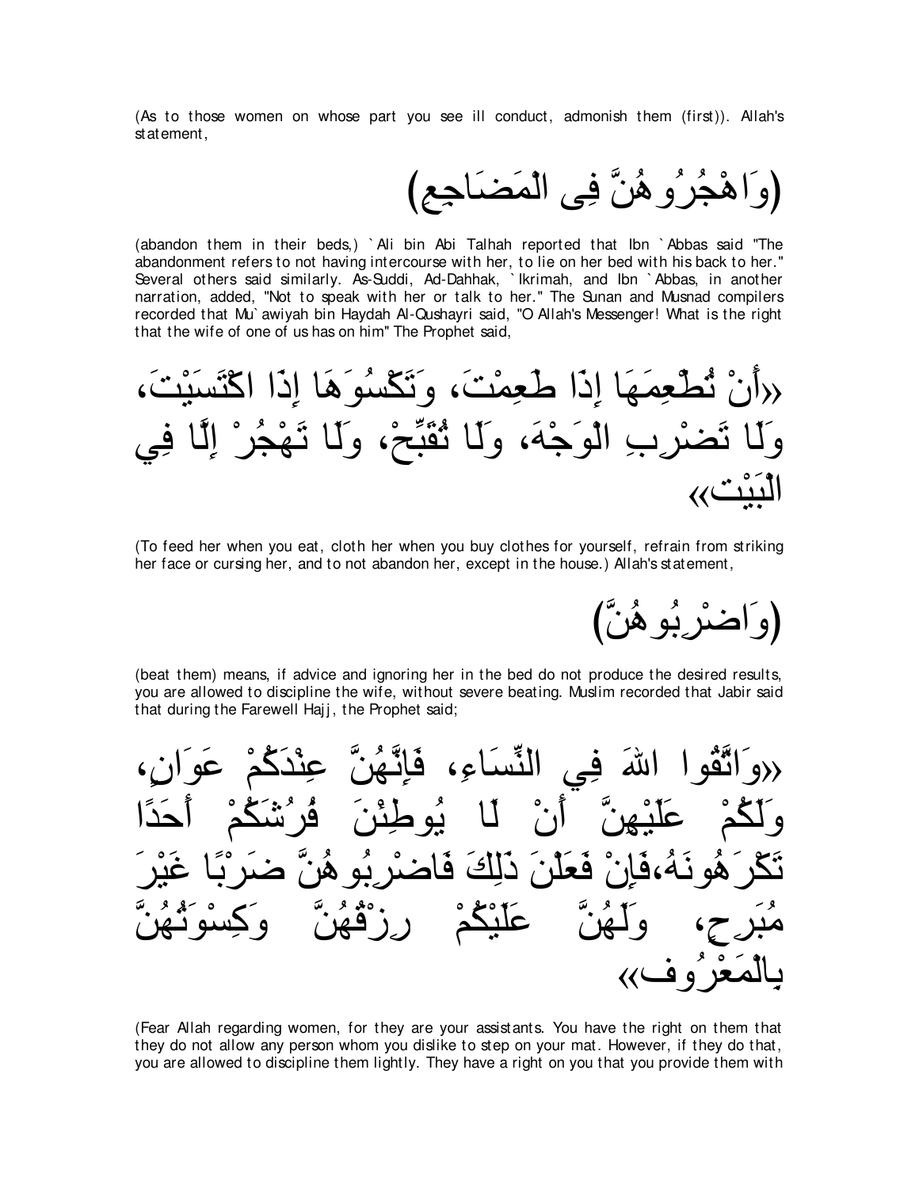(As to those women on whose part you see ill conduct, admonish them (first)). Allah's statement,

(وَاهْجُرُوهُنَّ فِى الْمَضَاجِعِ)

(abandon them in their beds,) `Ali bin Abi Talhah reported that Ibn `Abbas said "The abandonment refers to not having intercourse with her, to lie on her bed with his back to her." Several others said similarly. As-Suddi, Ad-Dahhak, `Ikrimah, and Ibn `Abbas, in another narration, added, "Not to speak with her or talk to her." The Sunan and Musnad compilers recorded that Mu`awiyah bin Haydah Al-Qushayri said, "O Allah's Messenger! What is the right that the wife of one of us has on him" The Prophet said,

«أَنْ تُطْعِمَهَا إِذَا طَعِمْتَ، وَتَكْسُوَهَا إِذَا اكْتَسَيْتَ، وَلَا تَضْرِبِ الْوَجْهَ، وَلَا تُقَبِّحْ، وَلَا تَهْجُرْ إِلَّا فِي الْبَيْتِ»

(To feed her when you eat, cloth her when you buy clothes for yourself, refrain from striking her face or cursing her, and to not abandon her, except in the house.) Allah's statement,

(وَاضْرِبُوهُنَّ)

(beat them) means, if advice and ignoring her in the bed do not produce the desired results, you are allowed to discipline the wife, without severe beating. Muslim recorded that Jabir said that during the Farewell Hajj, the Prophet said;

«وَاتَّقُوا اللهَ فِي النِّسَاءِ، فَإِنَّهُنَّ عِنْدَكُمْ عَوَانٍ، وَلَكُمْ عَلَيْهِنَّ أَنْ لَا يُوطِئْنَ فُرُشَكُمْ أَحَدًا تَكْرَهُونَهُ،فَإِنْ فَعَلْنَ ذَلِكَ فَاضْرِبُوهُنَّ ضَرْبًا غَيْرَ مُبَرِحٍ، وَلَهُنَّ عَلَيْكُمْ رِزْقُهُنَّ وَكِسْوَتُهُنَّ بِالْمَعْرُوفِ»

(Fear Allah regarding women, for they are your assistants. You have the right on them that they do not allow any person whom you dislike to step on your mat. However, if they do that, you are allowed to discipline them lightly. They have a right on you that you provide them with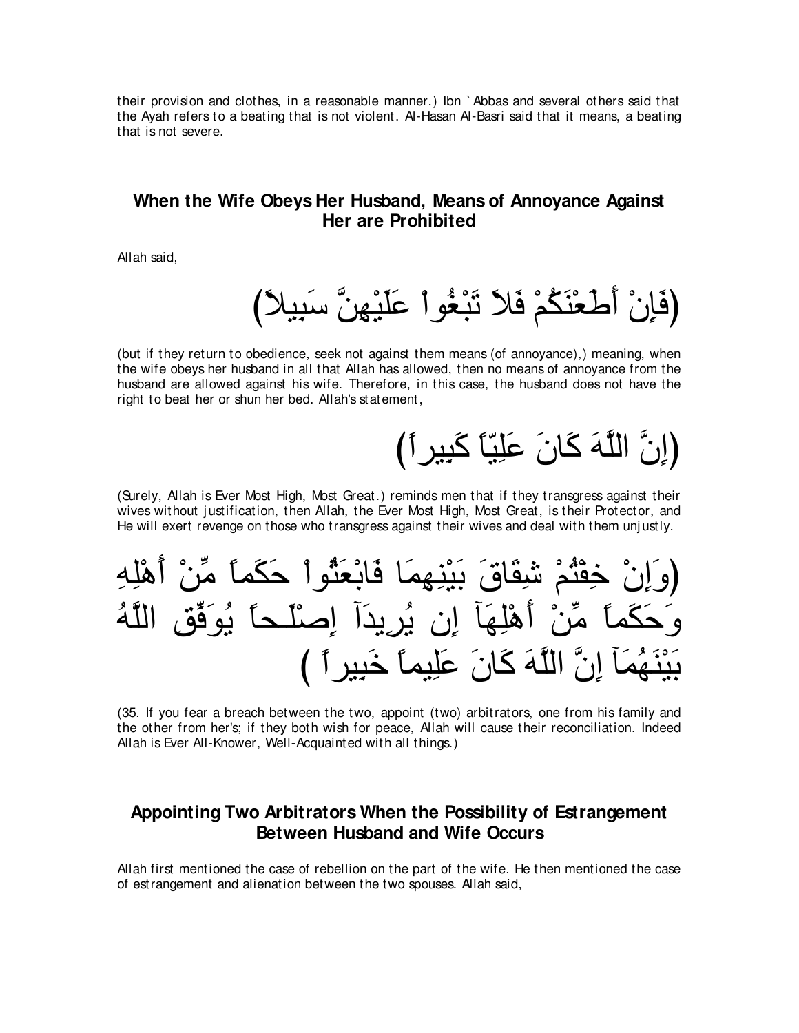their provision and clothes, in a reasonable manner.) Ibn `Abbas and several others said that the Ayah refers to a beating that is not violent. Al-Hasan Al-Basri said that it means, a beating that is not severe.

## When the Wife Obeys Her Husband, Means of Annoyance Against Her are Prohibited

Allah said,

(فَإِنْ أَطَعْنَكُمْ فَلاَ تَبْغُواْ عَلَيْهِنَّ سَبِيلاً)

(but if they return to obedience, seek not against them means (of annoyance),) meaning, when the wife obeys her husband in all that Allah has allowed, then no means of annoyance from the husband are allowed against his wife. Therefore, in this case, the husband does not have the right to beat her or shun her bed. Allah's statement,

(إِنَّ اللَّهَ كَانَ عَلِيّاً كَبِيراً)

(Surely, Allah is Ever Most High, Most Great.) reminds men that if they transgress against their wives without justification, then Allah, the Ever Most High, Most Great, is their Protector, and He will exert revenge on those who transgress against their wives and deal with them unjustly.

(وَإِنْ خِفْتُمْ شِقَاقَ بَيْنِهِمَا فَابْعَثُواْ حَكَماً مِّنْ أَهْلِهِ وَحَكَماً مِّنْ أَهْلِهَآ إِن يُرِيدَآ إِصْلَـحاً يُوَفِّقِ اللَّهُ بَيْنَهُمَآ إِنَّ اللَّهَ كَانَ عَلِيماً خَبِيراً )

(35. If you fear a breach between the two, appoint (two) arbitrators, one from his family and the other from her's; if they both wish for peace, Allah will cause their reconciliation. Indeed Allah is Ever All-Knower, Well-Acquainted with all things.)

## Appointing Two Arbitrators When the Possibility of Estrangement Between Husband and Wife Occurs

Allah first mentioned the case of rebellion on the part of the wife. He then mentioned the case of estrangement and alienation between the two spouses. Allah said,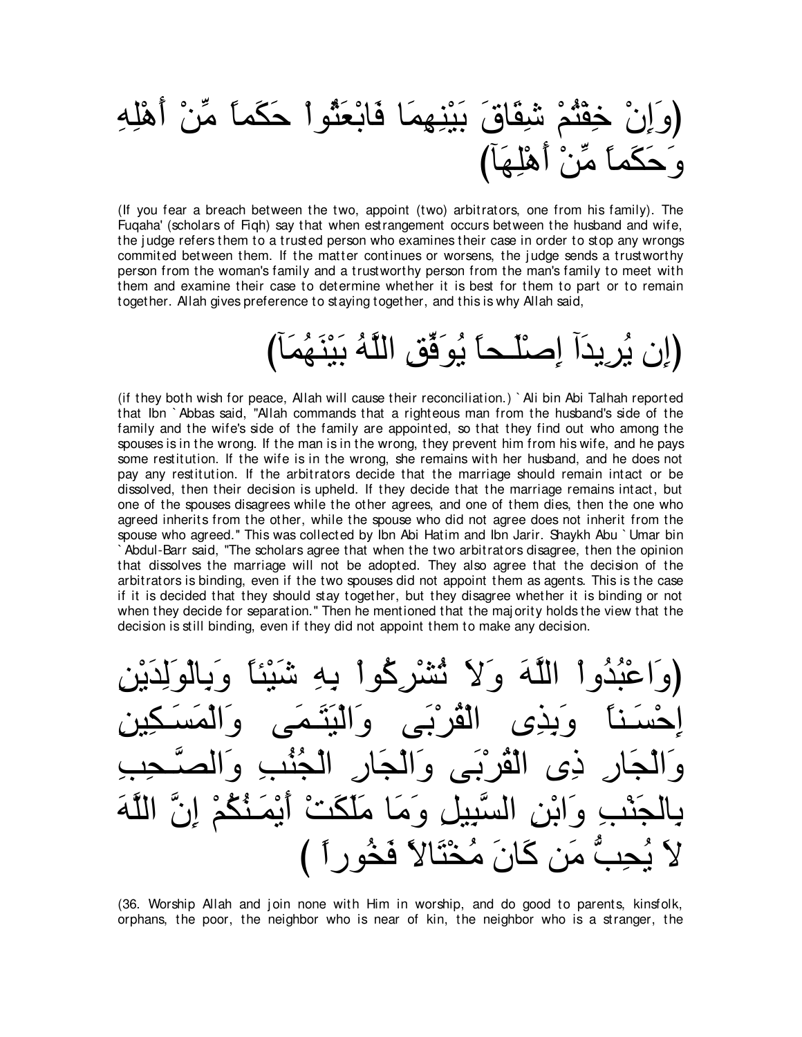(وَإِنْ خِفْتُمْ شِقَاقَ بَيْنِهِمَا فَابْعَثُواْ حَكَماً مِّنْ أَهْلِهِ وَحَكَماً مِّنْ أَهْلِهَآ)

(If you fear a breach between the two, appoint (two) arbitrators, one from his family). The Fuqaha' (scholars of Fiqh) say that when estrangement occurs between the husband and wife, the judge refers them to a trusted person who examines their case in order to stop any wrongs commited between them. If the matter continues or worsens, the judge sends a trustworthy person from the woman's family and a trustworthy person from the man's family to meet with them and examine their case to determine whether it is best for them to part or to remain together. Allah gives preference to staying together, and this is why Allah said,

(إِن يُرِيدَآ إِصْلَـحاً يُوَفِّقِ اللَّهُ بَيْنَهُمَآ)

(if they both wish for peace, Allah will cause their reconciliation.) `Ali bin Abi Talhah reported that Ibn `Abbas said, "Allah commands that a righteous man from the husband's side of the family and the wife's side of the family are appointed, so that they find out who among the spouses is in the wrong. If the man is in the wrong, they prevent him from his wife, and he pays some restitution. If the wife is in the wrong, she remains with her husband, and he does not pay any restitution. If the arbitrators decide that the marriage should remain intact or be dissolved, then their decision is upheld. If they decide that the marriage remains intact, but one of the spouses disagrees while the other agrees, and one of them dies, then the one who agreed inherits from the other, while the spouse who did not agree does not inherit from the spouse who agreed." This was collected by Ibn Abi Hatim and Ibn Jarir. Shaykh Abu `Umar bin `Abdul-Barr said, "The scholars agree that when the two arbitrators disagree, then the opinion that dissolves the marriage will not be adopted. They also agree that the decision of the arbitrators is binding, even if the two spouses did not appoint them as agents. This is the case if it is decided that they should stay together, but they disagree whether it is binding or not when they decide for separation." Then he mentioned that the majority holds the view that the decision is still binding, even if they did not appoint them to make any decision.

(وَاعْبُدُواْ اللَّهَ وَلاَ تُشْرِكُواْ بِهِ شَيْئاً وَبِالْوَلِدَيْنِ إِحْسَـناً وَبِذِى الْقُرْبَى وَالْيَتَـمَى وَالْمَسَـكِينِ وَالْجَارِ ذِى الْقُرْبَى وَالْجَارِ الْجُنُبِ وَالصَّـحِبِ بِالجَنْبِ وَابْنِ السَّبِيلِ وَمَا مَلَكَتْ أَيْمَـنُكُمْ إِنَّ اللَّهَ لاَ يُحِبُّ مَن كَانَ مُخْتَالاً فَخُوراً )

(36. Worship Allah and join none with Him in worship, and do good to parents, kinsfolk, orphans, the poor, the neighbor who is near of kin, the neighbor who is a stranger, the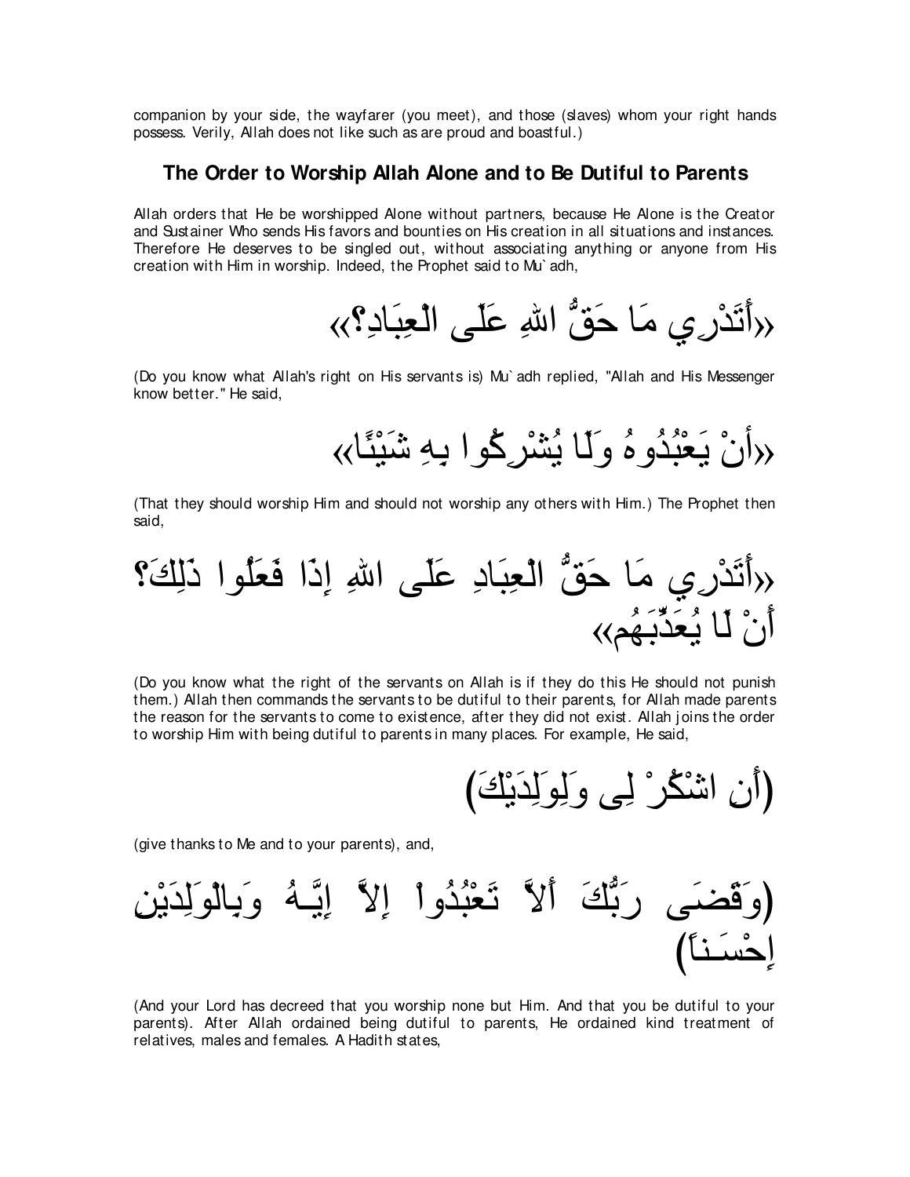companion by your side, the wayfarer (you meet), and those (slaves) whom your right hands possess. Verily, Allah does not like such as are proud and boastful.)

## The Order to Worship Allah Alone and to Be Dutiful to Parents

Allah orders that He be worshipped Alone without partners, because He Alone is the Creator and Sustainer Who sends His favors and bounties on His creation in all situations and instances. Therefore He deserves to be singled out, without associating anything or anyone from His creation with Him in worship. Indeed, the Prophet said to Mu`adh,

«أَتَدْرِي مَا حَقُّ اللهِ عَلَى الْعِبَادِ؟»

(Do you know what Allah's right on His servants is) Mu`adh replied, "Allah and His Messenger know better." He said,

«أَنْ يَعْبُدُوهُ وَلَا يُشْرِكُوا بِهِ شَيْئًا»

(That they should worship Him and should not worship any others with Him.) The Prophet then said,

«أَتَدْرِي مَا حَقُّ الْعِبَادِ عَلَى اللهِ إِذَا فَعَلُوا ذَلِكَ؟ أَنْ لَا يُعَذِّبَهُم»

(Do you know what the right of the servants on Allah is if they do this He should not punish them.) Allah then commands the servants to be dutiful to their parents, for Allah made parents the reason for the servants to come to existence, after they did not exist. Allah joins the order to worship Him with being dutiful to parents in many places. For example, He said,

(أَنِ اشْكُرْ لِى وَلِوَلِدَيْكَ)

(give thanks to Me and to your parents), and,

(وَقَضَى رَبُّكَ أَلاَّ تَعْبُدُواْ إِلاَّ إِيَّـهُ وَبِالْوَلِدَيْنِ إِحْسَـناً)

(And your Lord has decreed that you worship none but Him. And that you be dutiful to your parents). After Allah ordained being dutiful to parents, He ordained kind treatment of relatives, males and females. A Hadith states,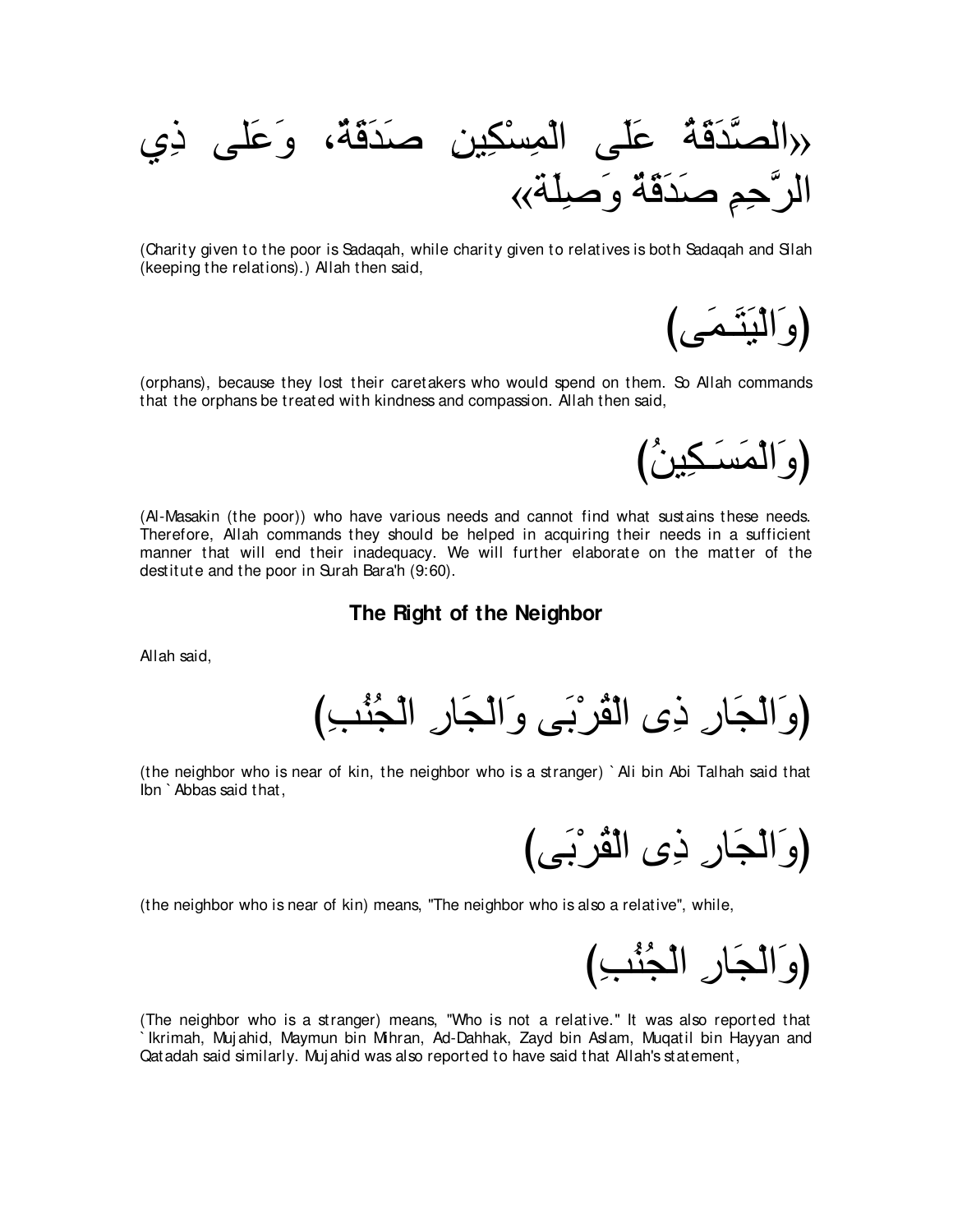«الصَّدَقَةُ عَلَى الْمِسْكِينِ صَدَقَةٌ، وَعَلَى ذِي الرَّحِمِ صَدَقَةٌ وَصِلَةٌ»

(Charity given to the poor is Sadaqah, while charity given to relatives is both Sadaqah and Silah (keeping the relations).) Allah then said,

(وَالْيَتَـمَى)

(orphans), because they lost their caretakers who would spend on them. So Allah commands that the orphans be treated with kindness and compassion. Allah then said,

(وَالْمَسَـكِينُ)

(Al-Masakin (the poor)) who have various needs and cannot find what sustains these needs. Therefore, Allah commands they should be helped in acquiring their needs in a sufficient manner that will end their inadequacy. We will further elaborate on the matter of the destitute and the poor in Surah Bara'h (9:60).

### The Right of the Neighbor

Allah said,

(وَالْجَارِ ذِى الْقُرْبَى وَالْجَارِ الْجُنُبِ)

(the neighbor who is near of kin, the neighbor who is a stranger) `Ali bin Abi Talhah said that Ibn `Abbas said that,

(وَالْجَارِ ذِى الْقُرْبَى)

(the neighbor who is near of kin) means, "The neighbor who is also a relative", while,

(وَالْجَارِ الْجُنُبِ)

(The neighbor who is a stranger) means, "Who is not a relative." It was also reported that `Ikrimah, Mujahid, Maymun bin Mihran, Ad-Dahhak, Zayd bin Aslam, Muqatil bin Hayyan and Qatadah said similarly. Mujahid was also reported to have said that Allah's statement,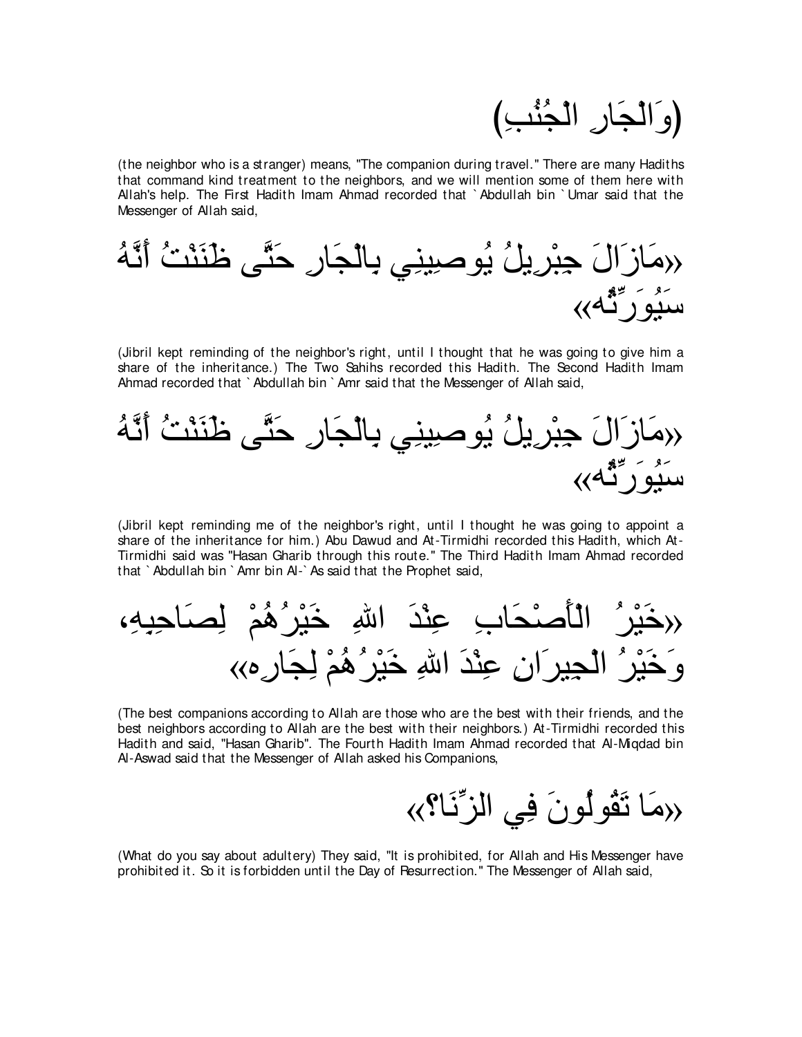(وَالْجَارِ الْجُنُبِ)

(the neighbor who is a stranger) means, "The companion during travel." There are many Hadiths that command kind treatment to the neighbors, and we will mention some of them here with Allah's help. The First Hadith Imam Ahmad recorded that `Abdullah bin `Umar said that the Messenger of Allah said,

«مَازَالَ جِبْرِيلُ يُوصِينِي بِالْجَارِ حَتَّى ظَنَنْتُ أَنَّهُ سَيُوَرِّثُه»

(Jibril kept reminding of the neighbor's right, until I thought that he was going to give him a share of the inheritance.) The Two Sahihs recorded this Hadith. The Second Hadith Imam Ahmad recorded that `Abdullah bin `Amr said that the Messenger of Allah said,

«مَازَالَ جِبْرِيلُ يُوصِينِي بِالْجَارِ حَتَّى ظَنَنْتُ أَنَّهُ سَيُوَرِّثُه»

(Jibril kept reminding me of the neighbor's right, until I thought he was going to appoint a share of the inheritance for him.) Abu Dawud and At-Tirmidhi recorded this Hadith, which At-Tirmidhi said was "Hasan Gharib through this route." The Third Hadith Imam Ahmad recorded that `Abdullah bin `Amr bin Al-`As said that the Prophet said,

«خَيْرُ الْأَصْحَابِ عِنْدَ اللهِ خَيْرُهُمْ لِصَاحِبِهِ، وَخَيْرُ الْجِيرَانِ عِنْدَ اللهِ خَيْرُهُمْ لِجَارِه»

(The best companions according to Allah are those who are the best with their friends, and the best neighbors according to Allah are the best with their neighbors.) At-Tirmidhi recorded this Hadith and said, "Hasan Gharib". The Fourth Hadith Imam Ahmad recorded that Al-Miqdad bin Al-Aswad said that the Messenger of Allah asked his Companions,

«مَا تَقُولُونَ فِي الزِّنَا؟»

(What do you say about adultery) They said, "It is prohibited, for Allah and His Messenger have prohibited it. So it is forbidden until the Day of Resurrection." The Messenger of Allah said,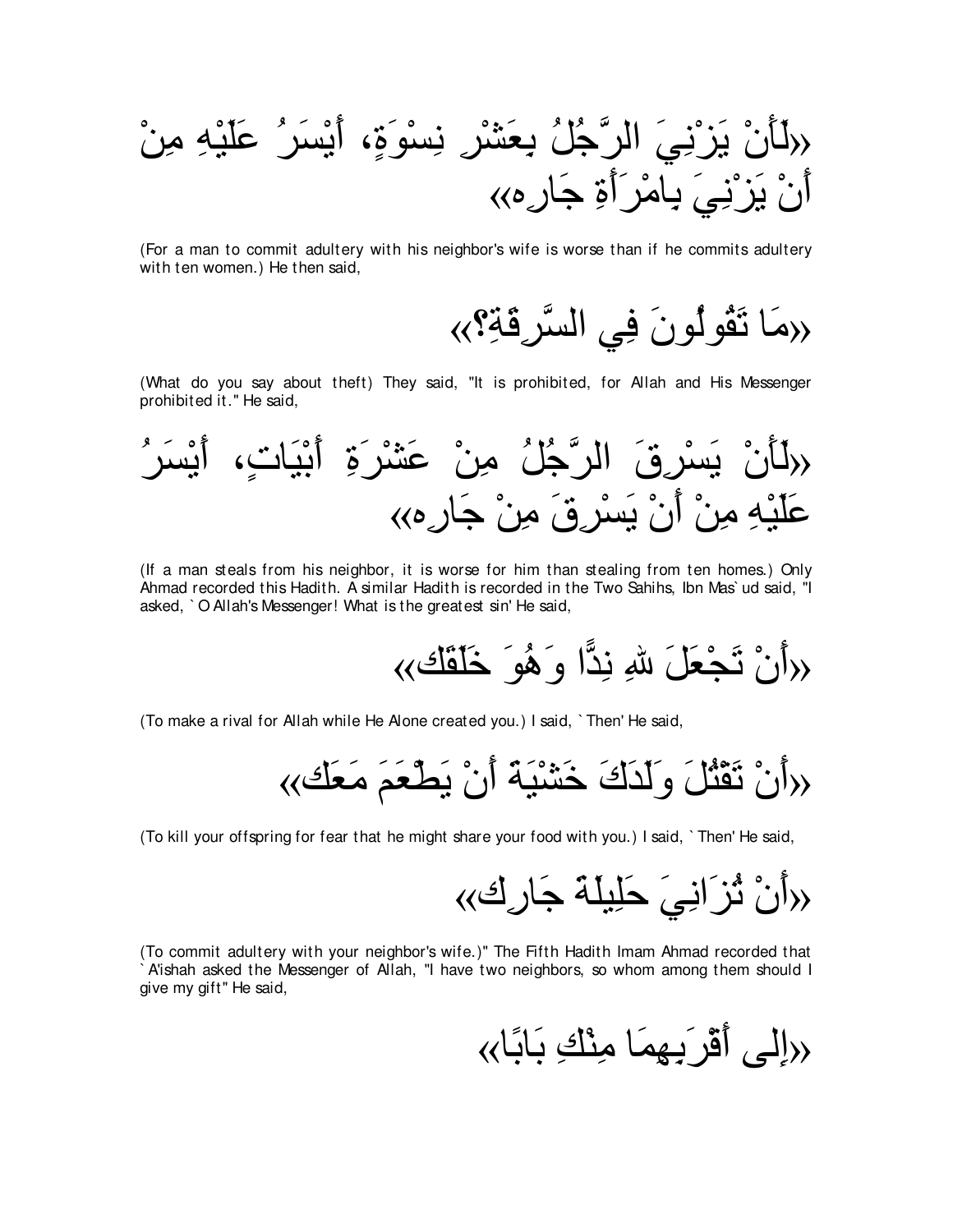«لَأَنْ يَزْنِيَ الرَّجُلُ بِعَشْرِ نِسْوَةٍ، أَيْسَرُ عَلَيْهِ مِنْ أَنْ يَزْنِيَ بِامْرَأَةِ جَارِه»

(For a man to commit adultery with his neighbor's wife is worse than if he commits adultery with ten women.) He then said,

«مَا تَقُولُونَ فِي السَّرِقَةِ؟»

(What do you say about theft) They said, "It is prohibited, for Allah and His Messenger prohibited it." He said,

«لَأَنْ يَسْرِقَ الرَّجُلُ مِنْ عَشْرَةِ أَبْيَاتٍ، أَيْسَرُ عَلَيْهِ مِنْ أَنْ يَسْرِقَ مِنْ جَارِه»

(If a man steals from his neighbor, it is worse for him than stealing from ten homes.) Only Ahmad recorded this Hadith. A similar Hadith is recorded in the Two Sahihs, Ibn Mas`ud said, "I asked, `O Allah's Messenger! What is the greatest sin' He said,

«أَنْ تَجْعَلَ للهِ نِدًّا وَهُوَ خَلَقَك»

(To make a rival for Allah while He Alone created you.) I said, `Then' He said,

«أَنْ تَقْتُلَ وَلَدَكَ خَشْيَةَ أَنْ يَطْعَمَ مَعَك»

(To kill your offspring for fear that he might share your food with you.) I said, `Then' He said,

«أَنْ تُزَانِيَ حَلِيلَةَ جَارِك»

(To commit adultery with your neighbor's wife.)" The Fifth Hadith Imam Ahmad recorded that `A'ishah asked the Messenger of Allah, "I have two neighbors, so whom among them should I give my gift" He said,

«إِلَى أَقْرَبِهِمَا مِنْكِ بَابًا»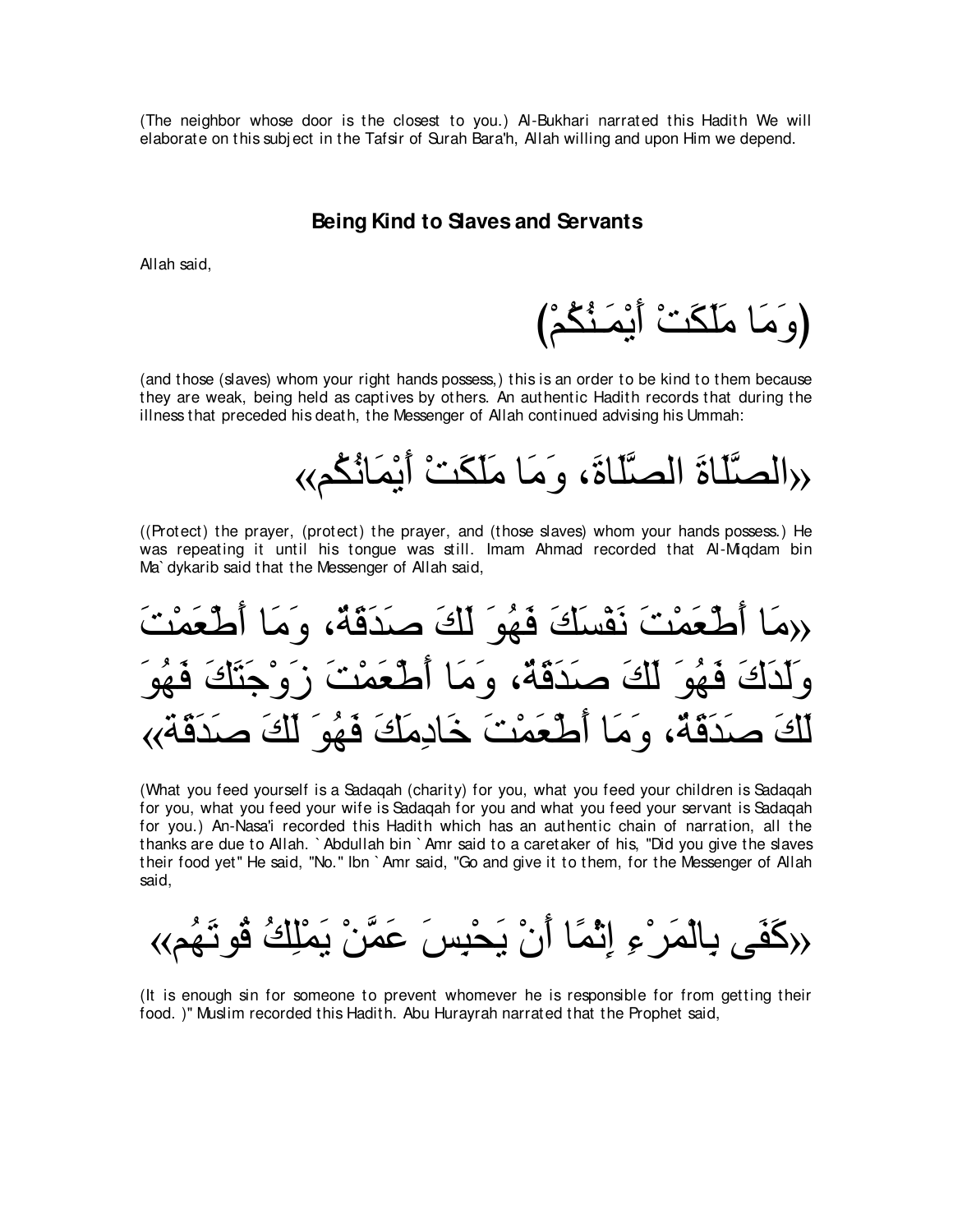(The neighbor whose door is the closest to you.) Al-Bukhari narrated this Hadith We will elaborate on this subject in the Tafsir of Surah Bara'h, Allah willing and upon Him we depend.

## Being Kind to Slaves and Servants

Allah said,

(وَمَا مَلَكَتْ أَيْمَـنُكُمْ)

(and those (slaves) whom your right hands possess,) this is an order to be kind to them because they are weak, being held as captives by others. An authentic Hadith records that during the illness that preceded his death, the Messenger of Allah continued advising his Ummah:

«الصَّلَاةَ الصَّلَاةَ، وَمَا مَلَكَتْ أَيْمَانُكُم»

((Protect) the prayer, (protect) the prayer, and (those slaves) whom your hands possess.) He was repeating it until his tongue was still. Imam Ahmad recorded that Al-Miqdam bin Ma`dykarib said that the Messenger of Allah said,

«مَا أَطْعَمْتَ نَفْسَكَ فَهُوَ لَكَ صَدَقَةٌ، وَمَا أَطْعَمْتَ وَلَدَكَ فَهُوَ لَكَ صَدَقَةٌ، وَمَا أَطْعَمْتَ زَوْجَتَكَ فَهُوَ لَكَ صَدَقَةٌ، وَمَا أَطْعَمْتَ خَادِمَكَ فَهُوَ لَكَ صَدَقَةٌ»

(What you feed yourself is a Sadaqah (charity) for you, what you feed your children is Sadaqah for you, what you feed your wife is Sadaqah for you and what you feed your servant is Sadaqah for you.) An-Nasa'i recorded this Hadith which has an authentic chain of narration, all the thanks are due to Allah. `Abdullah bin `Amr said to a caretaker of his, "Did you give the slaves their food yet" He said, "No." Ibn `Amr said, "Go and give it to them, for the Messenger of Allah said,

«كَفَى بِالْمَرْءِ إِثْمًا أَنْ يَحْبِسَ عَمَّنْ يَمْلِكُ قُوتَهُم»

(It is enough sin for someone to prevent whomever he is responsible for from getting their food. )" Muslim recorded this Hadith. Abu Hurayrah narrated that the Prophet said,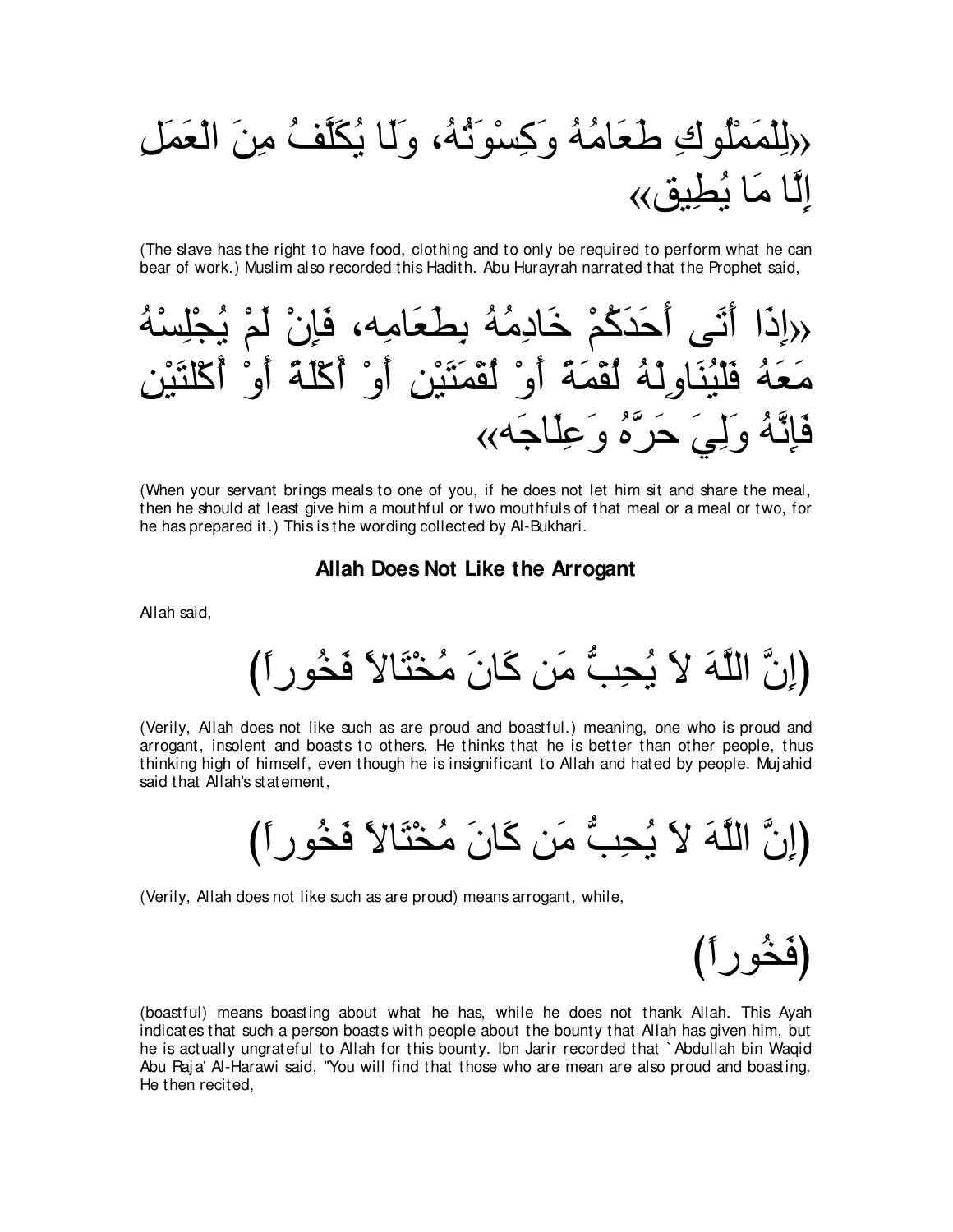«لِلْمَمْلُوكِ طَعَامُهُ وَكِسْوَتُهُ، وَلَا يُكَلَّفُ مِنَ الْعَمَلِ إِلَّا مَا يُطِيق»

(The slave has the right to have food, clothing and to only be required to perform what he can bear of work.) Muslim also recorded this Hadith. Abu Hurayrah narrated that the Prophet said,

«إِذَا أَتَى أَحَدَكُمْ خَادِمُهُ بِطَعَامِه، فَإِنْ لَمْ يُجْلِسْهُ مَعَهُ فَلْيُنَاوِلْهُ لُقْمَةً أَوْ لُقْمَتَيْنِ أَوْ أُكْلَةً أَوْ أُكْلَتَيْنِ فَإِنَّهُ وَلِيَ حَرَّهُ وَعِلَاجَه»

(When your servant brings meals to one of you, if he does not let him sit and share the meal, then he should at least give him a mouthful or two mouthfuls of that meal or a meal or two, for he has prepared it.) This is the wording collected by Al-Bukhari.

### Allah Does Not Like the Arrogant

Allah said,

(إِنَّ اللَّهَ لاَ يُحِبُّ مَن كَانَ مُخْتَالاً فَخُوراً)

(Verily, Allah does not like such as are proud and boastful.) meaning, one who is proud and arrogant, insolent and boasts to others. He thinks that he is better than other people, thus thinking high of himself, even though he is insignificant to Allah and hated by people. Mujahid said that Allah's statement,

(إِنَّ اللَّهَ لاَ يُحِبُّ مَن كَانَ مُخْتَالاً فَخُوراً)

(Verily, Allah does not like such as are proud) means arrogant, while,

(فَخُوراً)

(boastful) means boasting about what he has, while he does not thank Allah. This Ayah indicates that such a person boasts with people about the bounty that Allah has given him, but he is actually ungrateful to Allah for this bounty. Ibn Jarir recorded that `Abdullah bin Waqid Abu Raja' Al-Harawi said, "You will find that those who are mean are also proud and boasting. He then recited,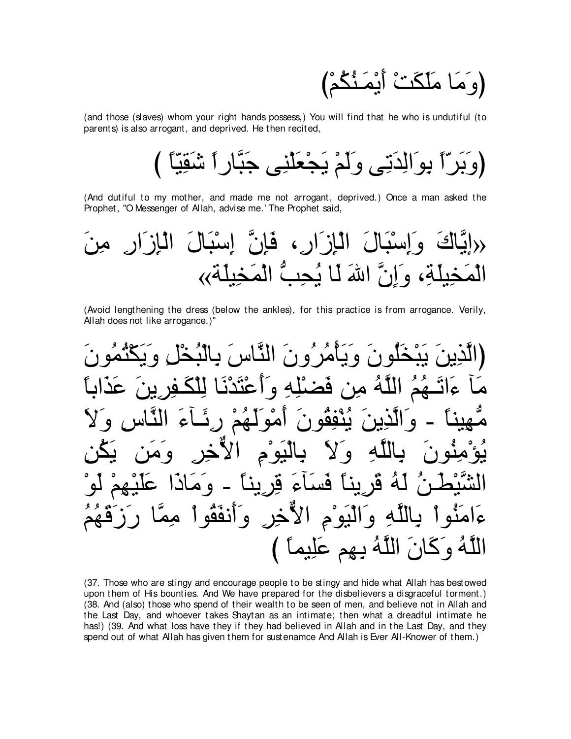(وَمَا مَلَكَتْ أَيْمَـنُكُمْ)

(and those (slaves) whom your right hands possess,) You will find that he who is undutiful (to parents) is also arrogant, and deprived. He then recited,

(وَبَرّاً بِوَالِدَتِى وَلَمْ يَجْعَلْنِى جَبَّاراً شَقِيّاً )

(And dutiful to my mother, and made me not arrogant, deprived.) Once a man asked the Prophet, "O Messenger of Allah, advise me.' The Prophet said,

«إِيَّاكَ وَإِسْبَالَ الْإِزَارِ، فَإِنَّ إِسْبَالَ الْإِزَارِ مِنَ الْمَخِيلَةِ، وَإِنَّ اللهَ لَا يُحِبُّ الْمَخِيلَةَ»

(Avoid lengthening the dress (below the ankles), for this practice is from arrogance. Verily, Allah does not like arrogance.)"

(الَّذِينَ يَبْخَلُونَ وَيَأْمُرُونَ النَّاسَ بِالْبُخْلِ وَيَكْتُمُونَ مَآ ءَاتَـهُمُ اللَّهُ مِن فَضْلِهِ وَأَعْتَدْنَا لِلْكَـفِرِينَ عَذَاباً مُّهِيناً - وَالَّذِينَ يُنْفِقُونَ أَمْوَلَهُمْ رِئَـآءَ النَّاسِ وَلاَ يُؤْمِنُونَ بِاللَّهِ وَلاَ بِالْيَوْمِ الاٌّخِرِ وَمَن يَكُنِ الشَّيْطَـنُ لَهُ قَرِيناً فَسَآءَ قِرِيناً - وَمَاذَا عَلَيْهِمْ لَوْ ءَامَنُواْ بِاللَّهِ وَالْيَوْمِ الاٌّخِرِ وَأَنفَقُواْ مِمَّا رَزَقَهُمُ اللَّهُ وَكَانَ اللَّهُ بِهِم عَلِيماً )

(37. Those who are stingy and encourage people to be stingy and hide what Allah has bestowed upon them of His bounties. And We have prepared for the disbelievers a disgraceful torment.) (38. And (also) those who spend of their wealth to be seen of men, and believe not in Allah and the Last Day, and whoever takes Shaytan as an intimate; then what a dreadful intimate he has!) (39. And what loss have they if they had believed in Allah and in the Last Day, and they spend out of what Allah has given them for sustenamce And Allah is Ever All-Knower of them.)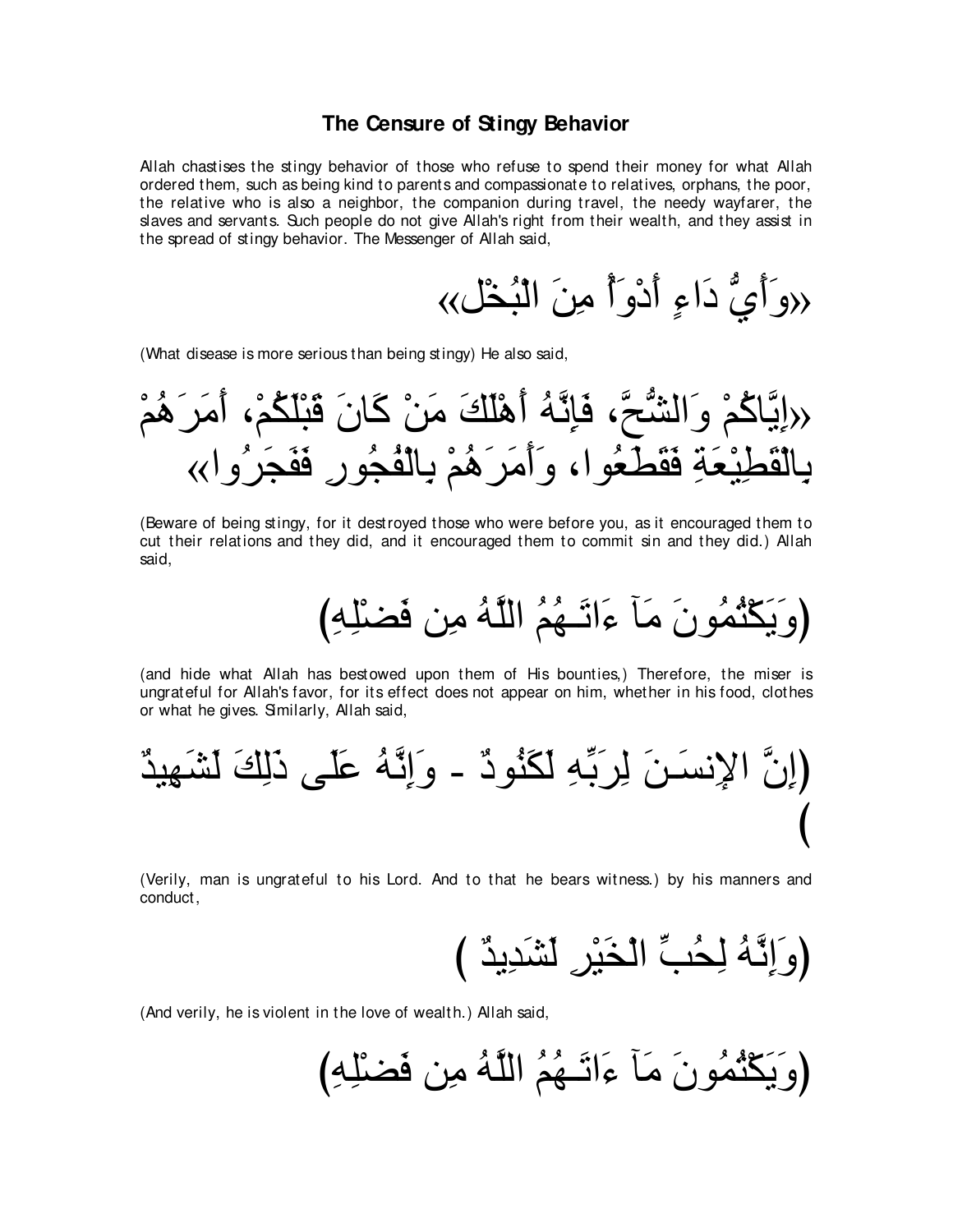### The Censure of Stingy Behavior

Allah chastises the stingy behavior of those who refuse to spend their money for what Allah ordered them, such as being kind to parents and compassionate to relatives, orphans, the poor, the relative who is also a neighbor, the companion during travel, the needy wayfarer, the slaves and servants. Such people do not give Allah's right from their wealth, and they assist in the spread of stingy behavior. The Messenger of Allah said,

«وَأَيُّ دَاءٍ أَدْوَأُ مِنَ الْبُخْلِ»

(What disease is more serious than being stingy) He also said,

«إِيَّاكُمْ وَالشُّحَّ، فَإِنَّهُ أَهْلَكَ مَنْ كَانَ قَبْلَكُمْ، أَمَرَهُمْ بِالْقَطِيْعَةِ فَقَطَعُوا، وَأَمَرَهُمْ بِالْفُجُورِ فَفَجَرُوا»

(Beware of being stingy, for it destroyed those who were before you, as it encouraged them to cut their relations and they did, and it encouraged them to commit sin and they did.) Allah said,

(وَيَكْتُمُونَ مَآ ءَاتَـهُمُ اللَّهُ مِن فَضْلِهِ)

(and hide what Allah has bestowed upon them of His bounties,) Therefore, the miser is ungrateful for Allah's favor, for its effect does not appear on him, whether in his food, clothes or what he gives. Similarly, Allah said,

(إِنَّ الإِنسَـنَ لِرَبِّهِ لَكَنُودٌ - وَإِنَّهُ عَلَى ذَلِكَ لَشَهِيدٌ)

(Verily, man is ungrateful to his Lord. And to that he bears witness.) by his manners and conduct,

(وَإِنَّهُ لِحُبِّ الْخَيْرِ لَشَدِيدٌ)

(And verily, he is violent in the love of wealth.) Allah said,

(وَيَكْتُمُونَ مَآ ءَاتَـهُمُ اللَّهُ مِن فَضْلِهِ)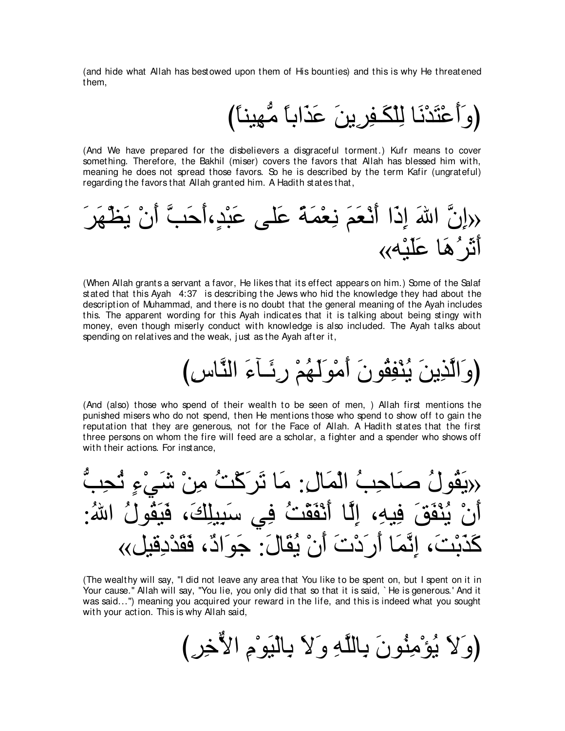(and hide what Allah has bestowed upon them of His bounties) and this is why He threatened them,

(وَأَعْتَدْنَا لِلْكَـفِرِينَ عَذَاباً مُّهِيناً)

(And We have prepared for the disbelievers a disgraceful torment.) Kufr means to cover something. Therefore, the Bakhil (miser) covers the favors that Allah has blessed him with, meaning he does not spread those favors. So he is described by the term Kafir (ungrateful) regarding the favors that Allah granted him. A Hadith states that,

«إِنَّ اللهَ إِذَا أَنْعَمَ نِعْمَةً عَلى عَبْدٍ،أَحَبَّ أَنْ يَظْهَرَ أَثَرُهَا عَلَيْه»

(When Allah grants a servant a favor, He likes that its effect appears on him.) Some of the Salaf stated that this Ayah 4:37 is describing the Jews who hid the knowledge they had about the description of Muhammad, and there is no doubt that the general meaning of the Ayah includes this. The apparent wording for this Ayah indicates that it is talking about being stingy with money, even though miserly conduct with knowledge is also included. The Ayah talks about spending on relatives and the weak, just as the Ayah after it,

(وَالَّذِينَ يُنْفِقُونَ أَمْوَلَهُمْ رِئَـآءَ النَّاسِ)

(And (also) those who spend of their wealth to be seen of men, ) Allah first mentions the punished misers who do not spend, then He mentions those who spend to show off to gain the reputation that they are generous, not for the Face of Allah. A Hadith states that the first three persons on whom the fire will feed are a scholar, a fighter and a spender who shows off with their actions. For instance,

«يَقُولُ صَاحِبُ الْمَالِ: مَا تَرَكْتُ مِنْ شَيْءٍ تُحِبُّ أَنْ يُنْفَقَ فِيهِ، إِلَّا أَنْفَقْتُ فِي سَبِيلِكَ، فَيَقُولُ اللهُ: كَذَبْتَ، إِنَّمَا أَرَدْتَ أَنْ يُقَالَ: جَوَادٌ، فَقَدْ قِيل»

(The wealthy will say, "I did not leave any area that You like to be spent on, but I spent on it in Your cause." Allah will say, "You lie, you only did that so that it is said, `He is generous.' And it was said...") meaning you acquired your reward in the life, and this is indeed what you sought with your action. This is why Allah said,

(وَلاَ يُؤْمِنُونَ بِاللَّهِ وَلاَ بِالْيَوْمِ الاٌّخِرِ)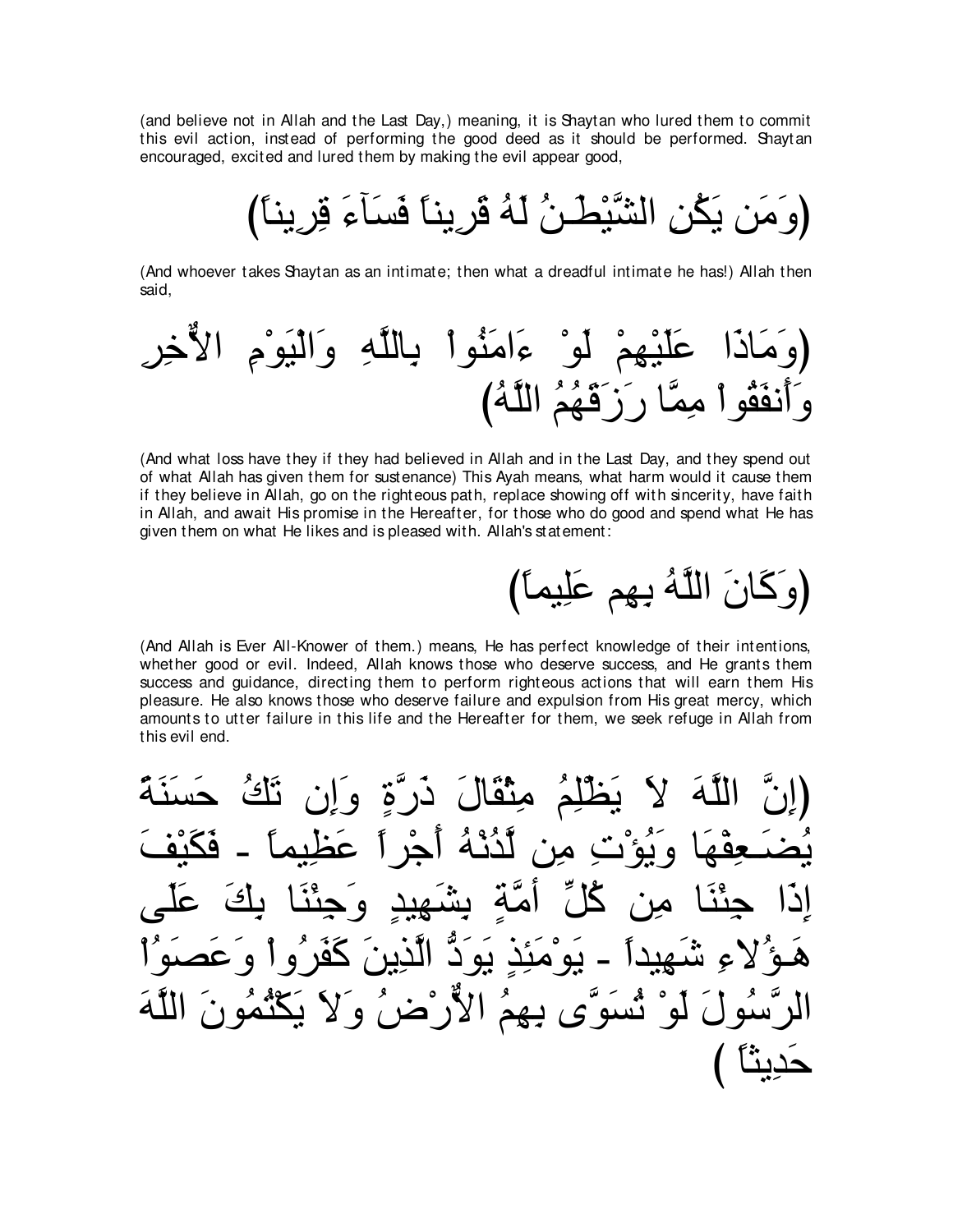(and believe not in Allah and the Last Day,) meaning, it is Shaytan who lured them to commit this evil action, instead of performing the good deed as it should be performed. Shaytan encouraged, excited and lured them by making the evil appear good,

(وَمَن يَكُنِ الشَّيْطَـنُ لَهُ قَرِيناً فَسَآءَ قِرِيناً)

(And whoever takes Shaytan as an intimate; then what a dreadful intimate he has!) Allah then said,

(وَمَاذَا عَلَيْهِمْ لَوْ ءَامَنُواْ بِاللَّهِ وَالْيَوْمِ الاٌّخِرِ وَأَنفَقُواْ مِمَّا رَزَقَهُمُ اللَّهُ)

(And what loss have they if they had believed in Allah and in the Last Day, and they spend out of what Allah has given them for sustenance) This Ayah means, what harm would it cause them if they believe in Allah, go on the righteous path, replace showing off with sincerity, have faith in Allah, and await His promise in the Hereafter, for those who do good and spend what He has given them on what He likes and is pleased with. Allah's statement:

(وَكَانَ اللَّهُ بِهِم عَلِيماً)

(And Allah is Ever All-Knower of them.) means, He has perfect knowledge of their intentions, whether good or evil. Indeed, Allah knows those who deserve success, and He grants them success and guidance, directing them to perform righteous actions that will earn them His pleasure. He also knows those who deserve failure and expulsion from His great mercy, which amounts to utter failure in this life and the Hereafter for them, we seek refuge in Allah from this evil end.

(إِنَّ اللَّهَ لاَ يَظْلِمُ مِثْقَالَ ذَرَّةٍ وَإِن تَكُ حَسَنَةً يُضَـعِفْهَا وَيُؤْتِ مِن لَّدُنْهُ أَجْراً عَظِيماً - فَكَيْفَ إِذَا جِئْنَا مِن كُلِّ أمَّةٍ بِشَهِيدٍ وَجِئْنَا بِكَ عَلَى هَـؤُلاءِ شَهِيداً - يَوْمَئِذٍ يَوَدُّ الَّذِينَ كَفَرُواْ وَعَصَوُاْ الرَّسُولَ لَوْ تُسَوَّى بِهِمُ الاٌّرْضُ وَلاَ يَكْتُمُونَ اللَّهَ حَدِيثاً )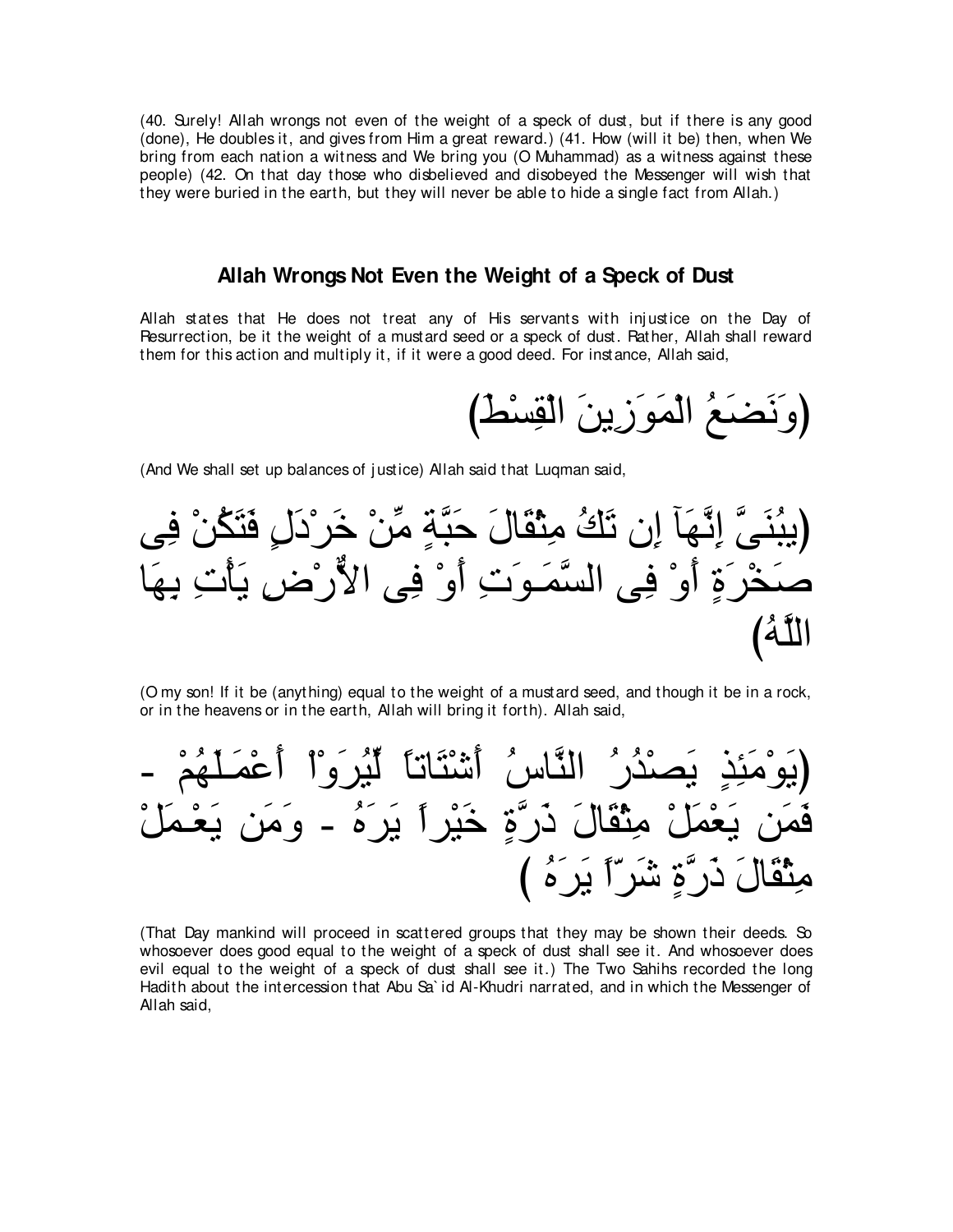(40. Surely! Allah wrongs not even of the weight of a speck of dust, but if there is any good (done), He doubles it, and gives from Him a great reward.) (41. How (will it be) then, when We bring from each nation a witness and We bring you (O Muhammad) as a witness against these people) (42. On that day those who disbelieved and disobeyed the Messenger will wish that they were buried in the earth, but they will never be able to hide a single fact from Allah.)

## Allah Wrongs Not Even the Weight of a Speck of Dust

Allah states that He does not treat any of His servants with injustice on the Day of Resurrection, be it the weight of a mustard seed or a speck of dust. Rather, Allah shall reward them for this action and multiply it, if it were a good deed. For instance, Allah said,

(وَنَضَعُ الْمَوَزِينَ الْقِسْطَ)

(And We shall set up balances of justice) Allah said that Luqman said,

(يبُنَىَّ إِنَّهَآ إِن تَكُ مِثْقَالَ حَبَّةٍ مِّنْ خَرْدَلٍ فَتَكُنْ فِى صَخْرَةٍ أَوْ فِى السَّمَـوَتِ أَوْ فِى الاٌّرْضِ يَأْتِ بِهَا اللَّهُ)

(O my son! If it be (anything) equal to the weight of a mustard seed, and though it be in a rock, or in the heavens or in the earth, Allah will bring it forth). Allah said,

(يَوْمَئِذٍ يَصْدُرُ النَّاسُ أَشْتَاتاً لِّيُرَوْاْ أَعْمَـلَهُمْ - فَمَن يَعْمَلْ مِثْقَالَ ذَرَّةٍ خَيْراً يَرَهُ - وَمَن يَعْمَلْ مِثْقَالَ ذَرَّةٍ شَرّاً يَرَهُ )

(That Day mankind will proceed in scattered groups that they may be shown their deeds. So whosoever does good equal to the weight of a speck of dust shall see it. And whosoever does evil equal to the weight of a speck of dust shall see it.) The Two Sahihs recorded the long Hadith about the intercession that Abu Sa`id Al-Khudri narrated, and in which the Messenger of Allah said,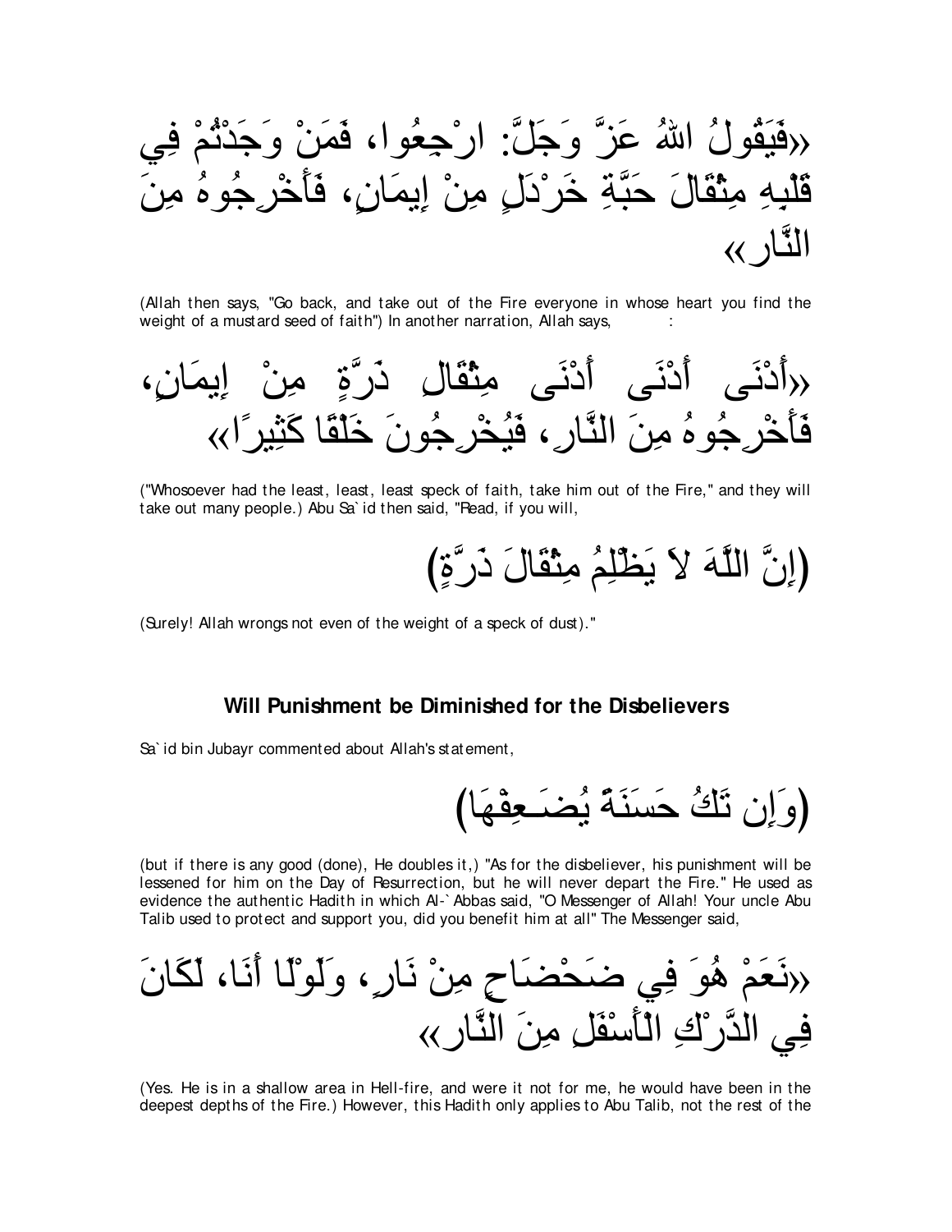«فَيَقُولُ اللهُ عَزَّ وَجَلَّ: ارْجِعُوا، فَمَنْ وَجَدْتُمْ فِي قَلْبِهِ مِثْقَالَ حَبَّةِ خَرْدَلٍ مِنْ إِيمَانٍ، فَأَخْرِجُوهُ مِنَ النَّارِ»

(Allah then says, "Go back, and take out of the Fire everyone in whose heart you find the weight of a mustard seed of faith") In another narration, Allah says, :

«أَدْنَى أَدْنَى أَدْنَى مِثْقَالِ ذَرَّةٍ مِنْ إِيمَانٍ، فَأَخْرِجُوهُ مِنَ النَّارِ، فَيُخْرِجُونَ خَلْقًا كَثِيرًا»

("Whosoever had the least, least, least speck of faith, take him out of the Fire," and they will take out many people.) Abu Sa`id then said, "Read, if you will,

(إِنَّ اللَّهَ لاَ يَظْلِمُ مِثْقَالَ ذَرَّةٍ)

(Surely! Allah wrongs not even of the weight of a speck of dust)."

### Will Punishment be Diminished for the Disbelievers

Sa`id bin Jubayr commented about Allah's statement,

(وَإِن تَكُ حَسَنَةً يُضَـعِفْهَا)

(but if there is any good (done), He doubles it,) "As for the disbeliever, his punishment will be lessened for him on the Day of Resurrection, but he will never depart the Fire." He used as evidence the authentic Hadith in which Al-`Abbas said, "O Messenger of Allah! Your uncle Abu Talib used to protect and support you, did you benefit him at all" The Messenger said,

«نَعَمْ هُوَ فِي ضَحْضَاحٍ مِنْ نَارٍ، وَلَوْلَا أَنَا، لَكَانَ فِي الدَّرْكِ الْأَسْفَلِ مِنَ النَّارِ»

(Yes. He is in a shallow area in Hell-fire, and were it not for me, he would have been in the deepest depths of the Fire.) However, this Hadith only applies to Abu Talib, not the rest of the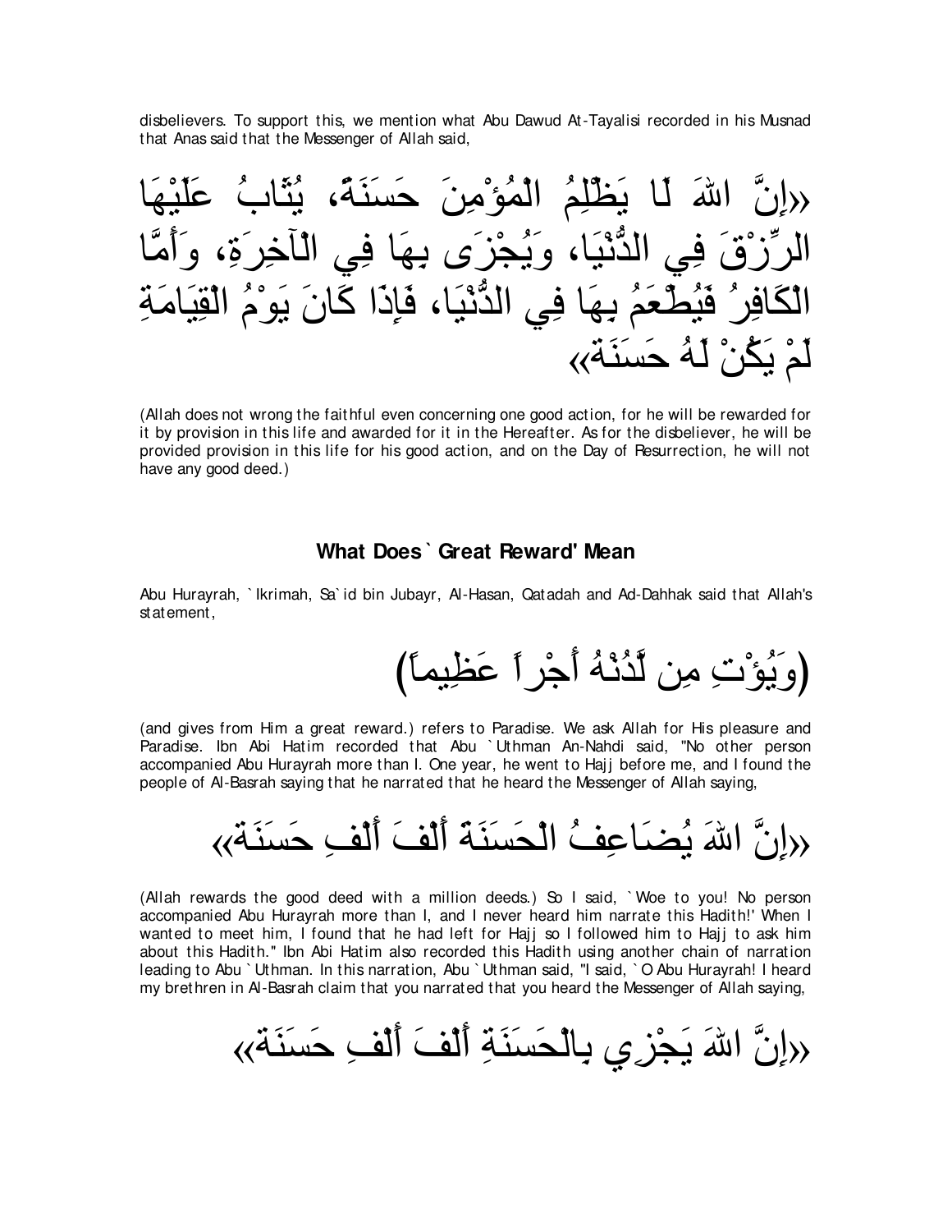disbelievers. To support this, we mention what Abu Dawud At-Tayalisi recorded in his Musnad that Anas said that the Messenger of Allah said,

«إِنَّ اللهَ لَا يَظْلِمُ الْمُؤْمِنَ حَسَنَةً، يُثَابُ عَلَيْهَا الرِّزْقَ فِي الدُّنْيَا، وَيُجْزَى بِهَا فِي الْآخِرَةِ، وَأَمَّا الْكَافِرُ فَيُطْعَمُ بِهَا فِي الدُّنْيَا، فَإِذَا كَانَ يَوْمُ الْقِيَامَةِ لَمْ يَكُنْ لَهُ حَسَنَةٌ»

(Allah does not wrong the faithful even concerning one good action, for he will be rewarded for it by provision in this life and awarded for it in the Hereafter. As for the disbeliever, he will be provided provision in this life for his good action, and on the Day of Resurrection, he will not have any good deed.)

### What Does `Great Reward' Mean

Abu Hurayrah, `Ikrimah, Sa`id bin Jubayr, Al-Hasan, Qatadah and Ad-Dahhak said that Allah's statement,

(وَيُؤْتِ مِن لَّدُنْهُ أَجْراً عَظِيماً)

(and gives from Him a great reward.) refers to Paradise. We ask Allah for His pleasure and Paradise. Ibn Abi Hatim recorded that Abu `Uthman An-Nahdi said, "No other person accompanied Abu Hurayrah more than I. One year, he went to Hajj before me, and I found the people of Al-Basrah saying that he narrated that he heard the Messenger of Allah saying,

«إِنَّ اللهَ يُضَاعِفُ الْحَسَنَةَ أَلْفَ أَلْفِ حَسَنَةٍ»

(Allah rewards the good deed with a million deeds.) So I said, `Woe to you! No person accompanied Abu Hurayrah more than I, and I never heard him narrate this Hadith!' When I wanted to meet him, I found that he had left for Hajj so I followed him to Hajj to ask him about this Hadith." Ibn Abi Hatim also recorded this Hadith using another chain of narration leading to Abu `Uthman. In this narration, Abu `Uthman said, "I said, `O Abu Hurayrah! I heard my brethren in Al-Basrah claim that you narrated that you heard the Messenger of Allah saying,

«إِنَّ اللهَ يَجْزِي بِالْحَسَنَةِ أَلْفَ أَلْفِ حَسَنَةٍ»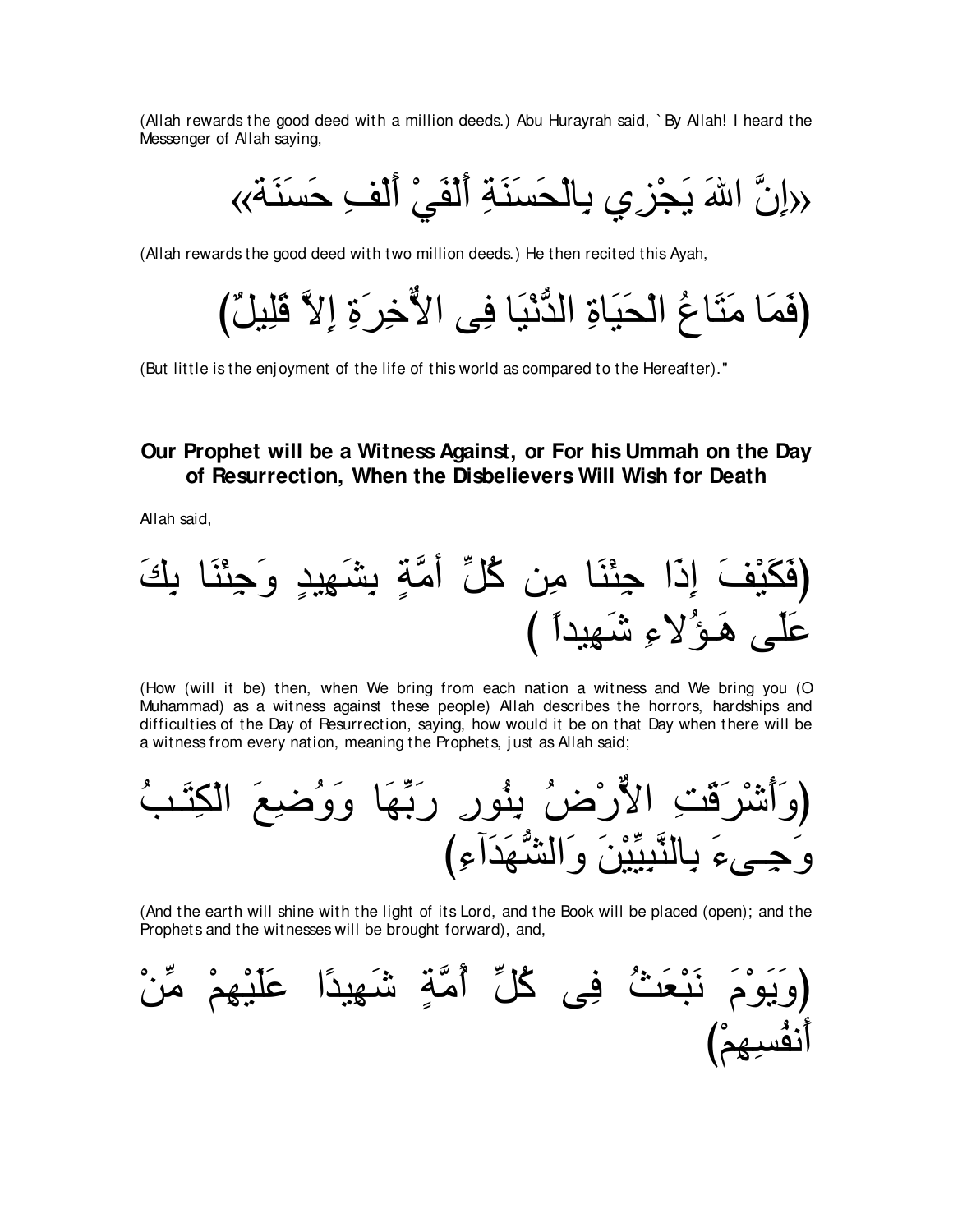(Allah rewards the good deed with a million deeds.) Abu Hurayrah said, `By Allah! I heard the Messenger of Allah saying,

«إِنَّ اللهَ يَجْزِي بِالْحَسَنَةِ أَلْفَيْ أَلْفِ حَسَنَة»

(Allah rewards the good deed with two million deeds.) He then recited this Ayah,

(فَمَا مَتَاعُ الْحَيَاةِ الدُّنْيَا فِى الاٌّخِرَةِ إِلاَّ قَلِيلٌ)

(But little is the enjoyment of the life of this world as compared to the Hereafter)."

## Our Prophet will be a Witness Against, or For his Ummah on the Day of Resurrection, When the Disbelievers Will Wish for Death

Allah said,

(فَكَيْفَ إِذَا جِئْنَا مِن كُلِّ أمَّةٍ بِشَهِيدٍ وَجِئْنَا بِكَ عَلَى هَـؤُلاءِ شَهِيداً )

(How (will it be) then, when We bring from each nation a witness and We bring you (O Muhammad) as a witness against these people) Allah describes the horrors, hardships and difficulties of the Day of Resurrection, saying, how would it be on that Day when there will be a witness from every nation, meaning the Prophets, just as Allah said;

(وَأَشْرَقَتِ الاٌّرْضُ بِنُورِ رَبِّهَا وَوُضِعَ الْكِتَـبُ وَجِـىءَ بِالنَّبِيِّيْنَ وَالشُّهَدَآءِ)

(And the earth will shine with the light of its Lord, and the Book will be placed (open); and the Prophets and the witnesses will be brought forward), and,

(وَيَوْمَ نَبْعَثُ فِى كُلِّ أُمَّةٍ شَهِيدًا عَلَيْهِمْ مِّنْ أَنفُسِهِمْ)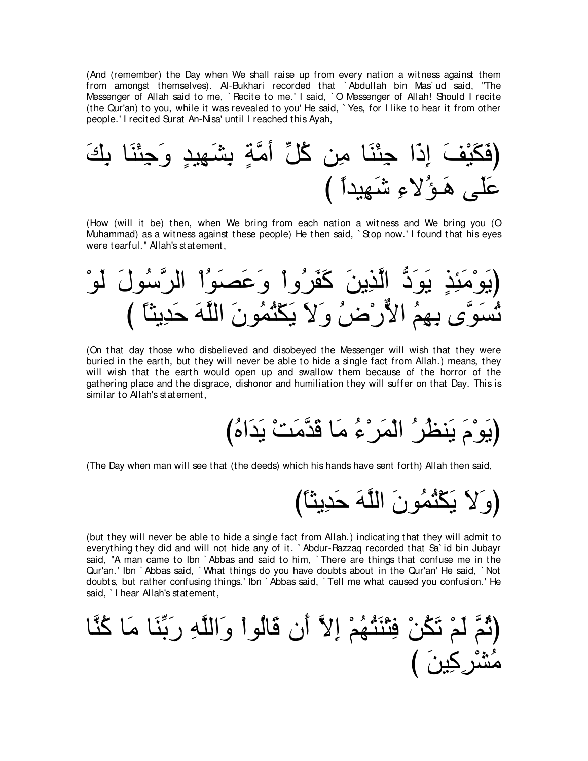(And (remember) the Day when We shall raise up from every nation a witness against them from amongst themselves). Al-Bukhari recorded that `Abdullah bin Mas`ud said, "The Messenger of Allah said to me, `Recite to me.' I said, `O Messenger of Allah! Should I recite (the Qur'an) to you, while it was revealed to you' He said, `Yes, for I like to hear it from other people.' I recited Surat An-Nisa' until I reached this Ayah,

(فَكَيْفَ إِذَا جِئْنَا مِن كُلِّ أُمَّةٍ بِشَهِيدٍ وَجِئْنَا بِكَ عَلَى هَـؤُلاءِ شَهِيداً )

(How (will it be) then, when We bring from each nation a witness and We bring you (O Muhammad) as a witness against these people) He then said, `Stop now.' I found that his eyes were tearful." Allah's statement,

(يَوْمَئِذٍ يَوَدُّ الَّذِينَ كَفَرُواْ وَعَصَوُاْ الرَّسُولَ لَوْ تُسَوَّى بِهِمُ الأَرْضُ وَلاَ يَكْتُمُونَ اللَّهَ حَدِيثاً )

(On that day those who disbelieved and disobeyed the Messenger will wish that they were buried in the earth, but they will never be able to hide a single fact from Allah.) means, they will wish that the earth would open up and swallow them because of the horror of the gathering place and the disgrace, dishonor and humiliation they will suffer on that Day. This is similar to Allah's statement,

(يَوْمَ يَنظُرُ الْمَرْءُ مَا قَدَّمَتْ يَدَاهُ)

(The Day when man will see that (the deeds) which his hands have sent forth) Allah then said,

(وَلاَ يَكْتُمُونَ اللَّهَ حَدِيثاً)

(but they will never be able to hide a single fact from Allah.) indicating that they will admit to everything they did and will not hide any of it. `Abdur-Razzaq recorded that Sa`id bin Jubayr said, "A man came to Ibn `Abbas and said to him, `There are things that confuse me in the Qur'an.' Ibn `Abbas said, `What things do you have doubts about in the Qur'an' He said, `Not doubts, but rather confusing things.' Ibn `Abbas said, `Tell me what caused you confusion.' He said, `I hear Allah's statement,

(ثُمَّ لَمْ تَكُنْ فِتْنَتُهُمْ إِلاَّ أَن قَالُواْ وَاللَّهِ رَبِّنَا مَا كُنَّا مُشْرِكِينَ )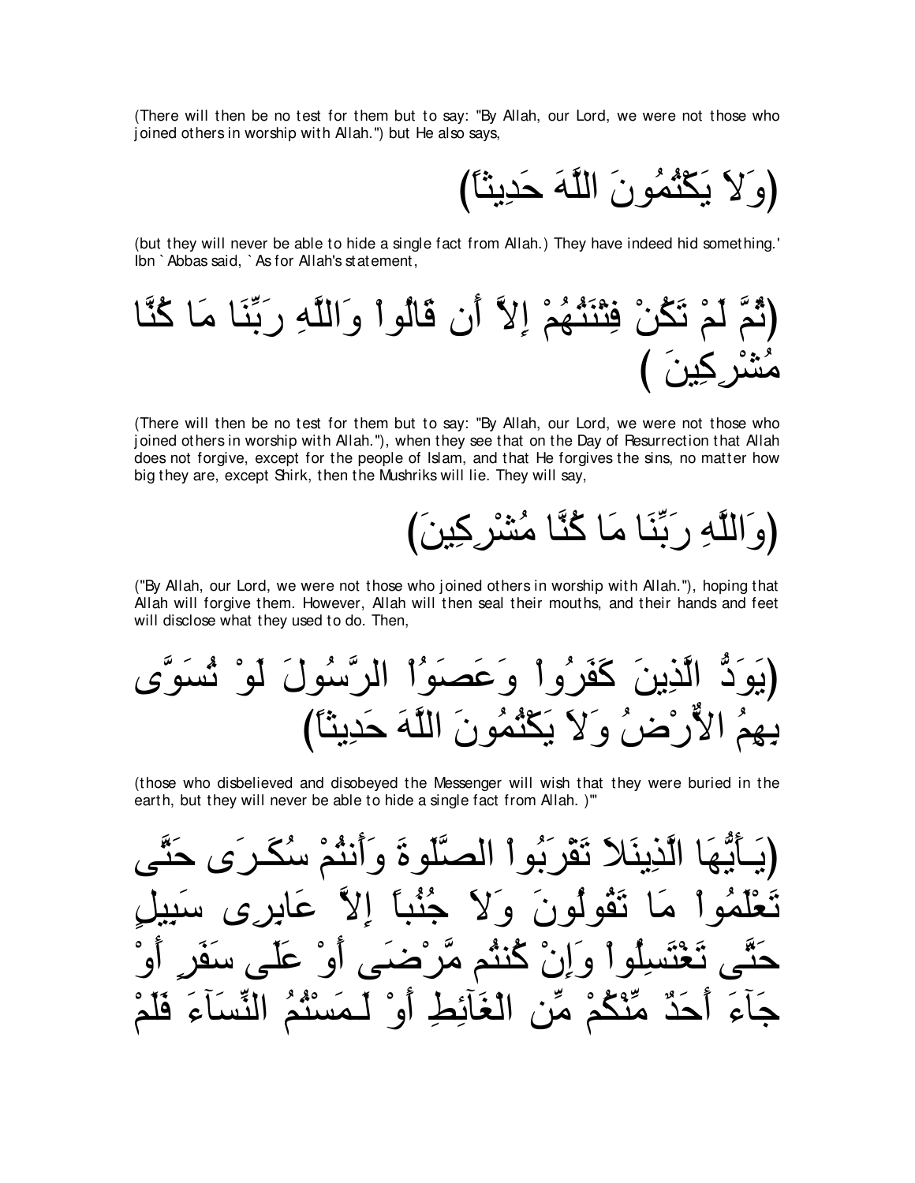(There will then be no test for them but to say: "By Allah, our Lord, we were not those who joined others in worship with Allah.") but He also says,

(وَلاَ يَكْتُمُونَ اللَّهَ حَدِيثاً)

(but they will never be able to hide a single fact from Allah.) They have indeed hid something.' Ibn `Abbas said, `As for Allah's statement,

(ثُمَّ لَمْ تَكُنْ فِتْنَتُهُمْ إِلاَّ أَن قَالُواْ وَاللَّهِ رَبِّنَا مَا كُنَّا مُشْرِكِينَ )

(There will then be no test for them but to say: "By Allah, our Lord, we were not those who joined others in worship with Allah."), when they see that on the Day of Resurrection that Allah does not forgive, except for the people of Islam, and that He forgives the sins, no matter how big they are, except Shirk, then the Mushriks will lie. They will say,

(وَاللَّهِ رَبِّنَا مَا كُنَّا مُشْرِكِينَ)

("By Allah, our Lord, we were not those who joined others in worship with Allah."), hoping that Allah will forgive them. However, Allah will then seal their mouths, and their hands and feet will disclose what they used to do. Then,

(يَوَدُّ الَّذِينَ كَفَرُواْ وَعَصَوُاْ الرَّسُولَ لَوْ تُسَوَّى بِهِمُ الأَرْضُ وَلاَ يَكْتُمُونَ اللَّهَ حَدِيثاً)

(those who disbelieved and disobeyed the Messenger will wish that they were buried in the earth, but they will never be able to hide a single fact from Allah. )'"

(يَـأَيُّهَا الَّذِينَلاَ تَقْرَبُواْ الصَّلَوةَ وَأَنتُمْ سُكَـرَى حَتَّى تَعْلَمُواْ مَا تَقُولُونَ وَلاَ جُنُباً إِلاَّ عَابِرِى سَبِيلٍ حَتَّى تَغْتَسِلُواْ وَإِنْ كُنتُم مَّرْضَى أَوْ عَلَى سَفَرٍ أَوْ جَآءَ أَحَدٌ مِّنْكُمْ مِّن الْغَآئِطِ أَوْ لَـمَسْتُمُ النِّسَآءَ فَلَمْ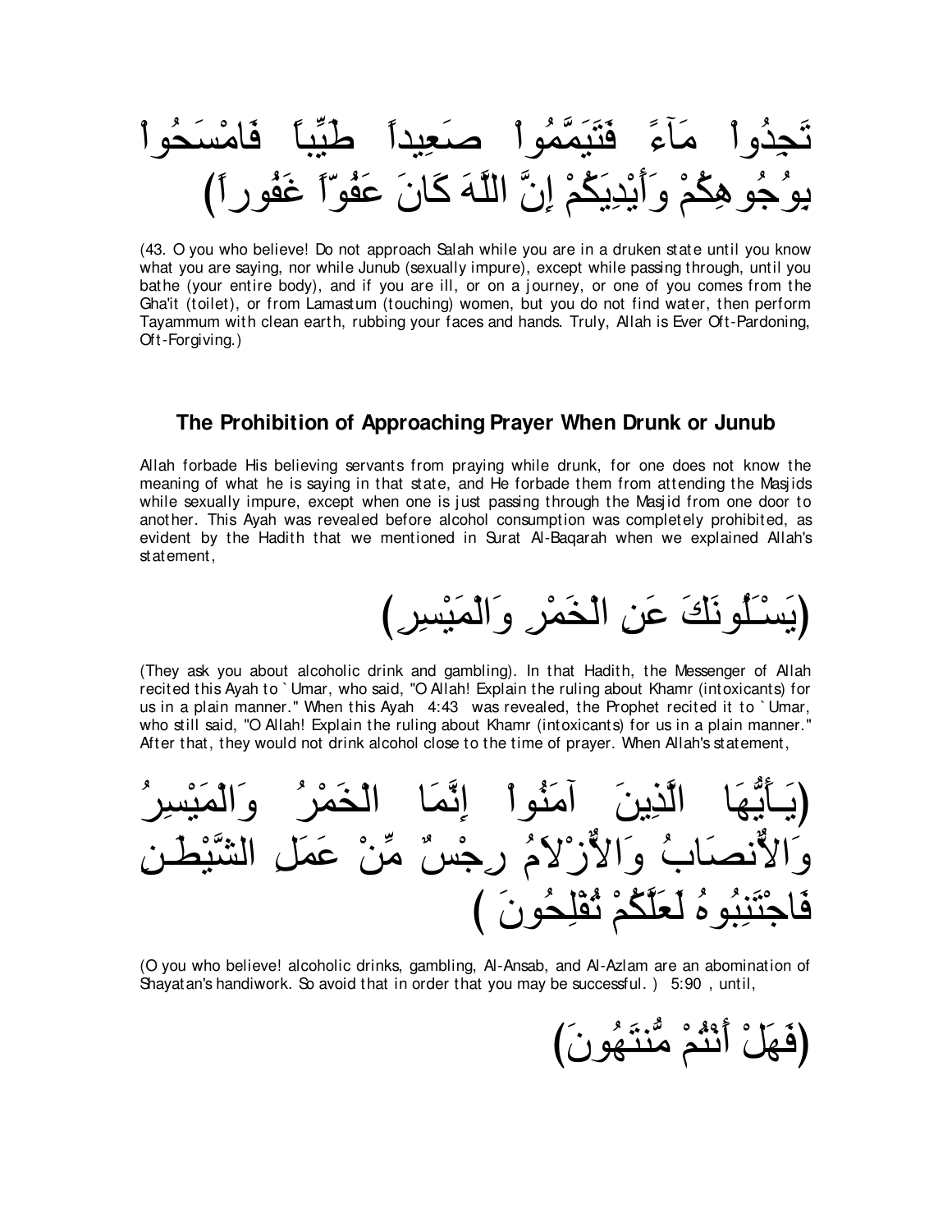تَجِدُواْ مَآءً فَتَيَمَّمُواْ صَعِيداً طَيِّباً فَامْسَحُواْ بِوُجُوهِكُمْ وَأَيْدِيَكُمْ إِنَّ اللَّهَ كَانَ عَفُوّاً غَفُوراً)

(43. O you who believe! Do not approach Salah while you are in a druken state until you know what you are saying, nor while Junub (sexually impure), except while passing through, until you bathe (your entire body), and if you are ill, or on a journey, or one of you comes from the Gha'it (toilet), or from Lamastum (touching) women, but you do not find water, then perform Tayammum with clean earth, rubbing your faces and hands. Truly, Allah is Ever Oft-Pardoning, Oft-Forgiving.)

### The Prohibition of Approaching Prayer When Drunk or Junub

Allah forbade His believing servants from praying while drunk, for one does not know the meaning of what he is saying in that state, and He forbade them from attending the Masjids while sexually impure, except when one is just passing through the Masjid from one door to another. This Ayah was revealed before alcohol consumption was completely prohibited, as evident by the Hadith that we mentioned in Surat Al-Baqarah when we explained Allah's statement,

(يَسْـَلُونَكَ عَنِ الْخَمْرِ وَالْمَيْسِرِ)

(They ask you about alcoholic drink and gambling). In that Hadith, the Messenger of Allah recited this Ayah to `Umar, who said, "O Allah! Explain the ruling about Khamr (intoxicants) for us in a plain manner." When this Ayah 4:43 was revealed, the Prophet recited it to `Umar, who still said, "O Allah! Explain the ruling about Khamr (intoxicants) for us in a plain manner." After that, they would not drink alcohol close to the time of prayer. When Allah's statement,

(يَـأَيُّهَا الَّذِينَ آمَنُواْ إِنَّمَا الْخَمْرُ وَالْمَيْسِرُ وَالأَنصَابُ وَالأَزْلاَمُ رِجْسٌ مِّنْ عَمَلِ الشَّيْطَـنِ فَاجْتَنِبُوهُ لَعَلَّكُمْ تُفْلِحُونَ )

(O you who believe! alcoholic drinks, gambling, Al-Ansab, and Al-Azlam are an abomination of Shayatan's handiwork. So avoid that in order that you may be successful. ) 5:90 , until,

(فَهَلْ أَنْتُمْ مُّنتَهُونَ)